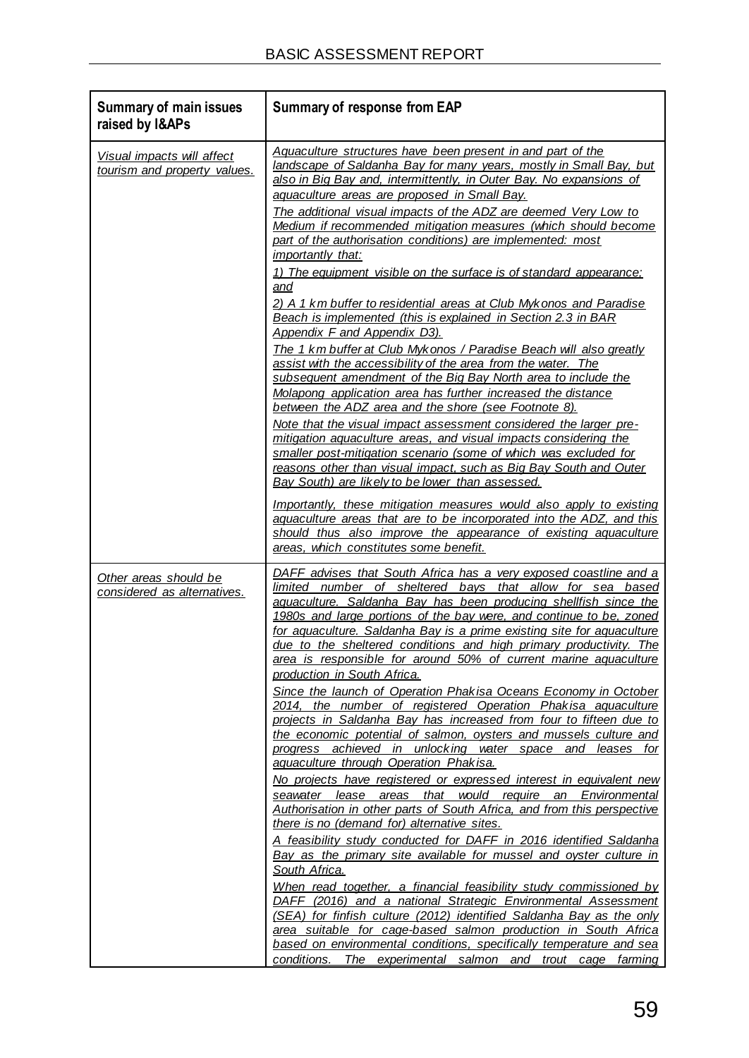| Summary of main issues raised by I&APs | Summary of response from EAP |
|---|---|
| *Visual impacts will affect tourism and property values.* | *Aquaculture structures have been present in and part of the landscape of Saldanha Bay for many years, mostly in Small Bay, but also in Big Bay and, intermittently, in Outer Bay. No expansions of aquaculture areas are proposed in Small Bay.*<br>*The additional visual impacts of the ADZ are deemed Very Low to Medium if recommended mitigation measures (which should become part of the authorisation conditions) are implemented: most importantly that:*<br>*1) The equipment visible on the surface is of standard appearance; and*<br>*2) A 1 km buffer to residential areas at Club Mykonos and Paradise Beach is implemented (this is explained in Section 2.3 in BAR Appendix F and Appendix D3).*<br>*The 1 km buffer at Club Mykonos / Paradise Beach will also greatly assist with the accessibility of the area from the water. The subsequent amendment of the Big Bay North area to include the Molapong application area has further increased the distance between the ADZ area and the shore (see Footnote 8).*<br>*Note that the visual impact assessment considered the larger pre-mitigation aquaculture areas, and visual impacts considering the smaller post-mitigation scenario (some of which was excluded for reasons other than visual impact, such as Big Bay South and Outer Bay South) are likely to be lower than assessed.*<br>*Importantly, these mitigation measures would also apply to existing aquaculture areas that are to be incorporated into the ADZ, and this should thus also improve the appearance of existing aquaculture areas, which constitutes some benefit.* |
| *Other areas should be considered as alternatives.* | *DAFF advises that South Africa has a very exposed coastline and a limited number of sheltered bays that allow for sea based aquaculture. Saldanha Bay has been producing shellfish since the 1980s and large portions of the bay were, and continue to be, zoned for aquaculture. Saldanha Bay is a prime existing site for aquaculture due to the sheltered conditions and high primary productivity. The area is responsible for around 50% of current marine aquaculture production in South Africa.*<br>*Since the launch of Operation Phakisa Oceans Economy in October 2014, the number of registered Operation Phakisa aquaculture projects in Saldanha Bay has increased from four to fifteen due to the economic potential of salmon, oysters and mussels culture and progress achieved in unlocking water space and leases for aquaculture through Operation Phakisa.*<br>*No projects have registered or expressed interest in equivalent new seawater lease areas that would require an Environmental Authorisation in other parts of South Africa, and from this perspective there is no (demand for) alternative sites.*<br>*A feasibility study conducted for DAFF in 2016 identified Saldanha Bay as the primary site available for mussel and oyster culture in South Africa.*<br>*When read together, a financial feasibility study commissioned by DAFF (2016) and a national Strategic Environmental Assessment (SEA) for finfish culture (2012) identified Saldanha Bay as the only area suitable for cage-based salmon production in South Africa based on environmental conditions, specifically temperature and sea conditions. The experimental salmon and trout cage farming* |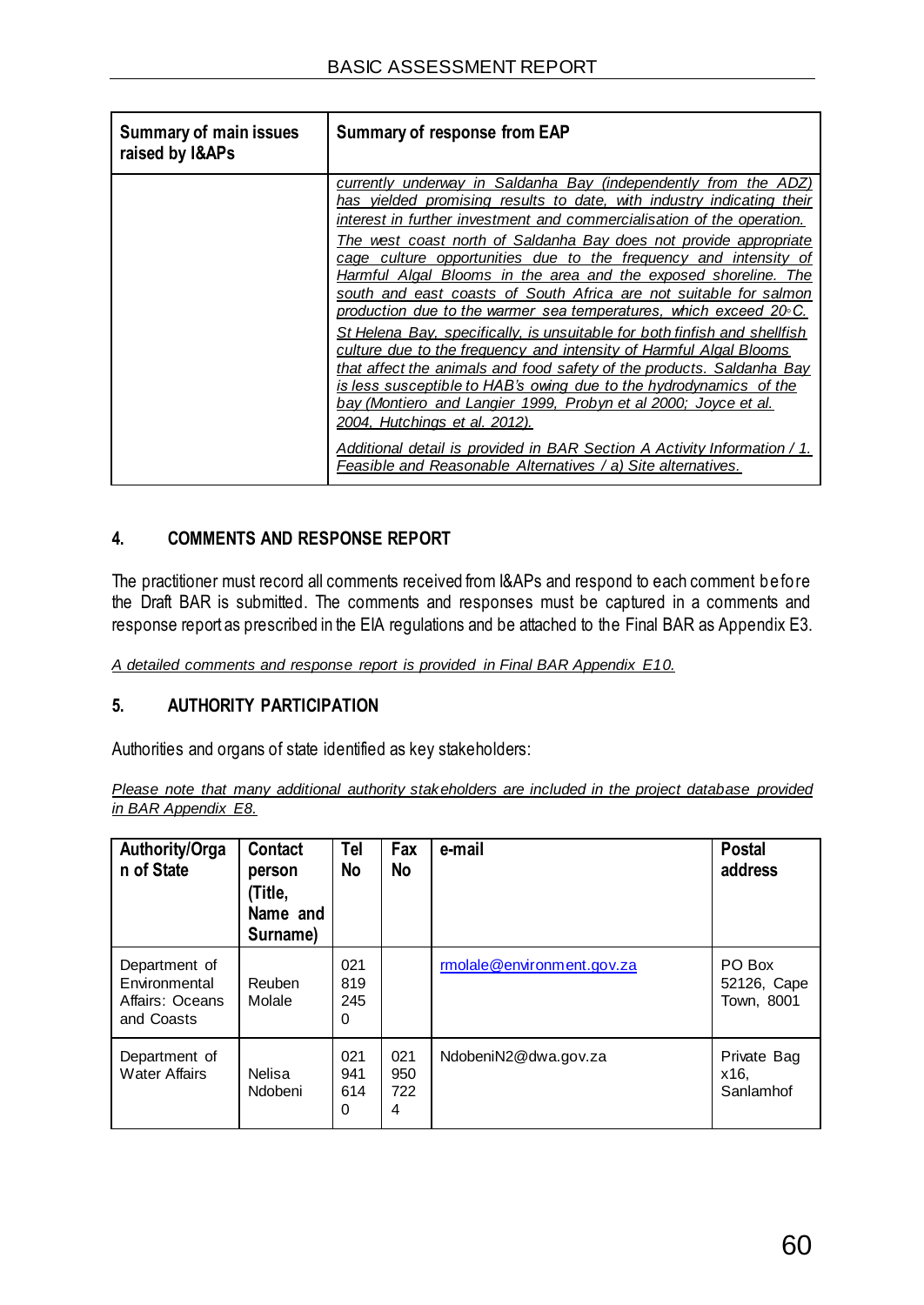| Summary of main issues raised by I&APs | Summary of response from EAP |
|---|---|
| | _currently underway in Saldanha Bay (independently from the ADZ) has yielded promising results to date, with industry indicating their interest in further investment and commercialisation of the operation._<br><br>_The west coast north of Saldanha Bay does not provide appropriate cage culture opportunities due to the frequency and intensity of Harmful Algal Blooms in the area and the exposed shoreline. The south and east coasts of South Africa are not suitable for salmon production due to the warmer sea temperatures, which exceed 20◦C._<br><br>_St Helena Bay, specifically, is unsuitable for both finfish and shellfish culture due to the frequency and intensity of Harmful Algal Blooms that affect the animals and food safety of the products. Saldanha Bay is less susceptible to HAB's owing due to the hydrodynamics of the bay (Montiero and Langier 1999, Probyn et al 2000; Joyce et al. 2004, Hutchings et al. 2012)._<br><br>_Additional detail is provided in BAR Section A Activity Information / 1. Feasible and Reasonable Alternatives / a) Site alternatives._ |

## 4. COMMENTS AND RESPONSE REPORT

The practitioner must record all comments received from I&APs and respond to each comment before the Draft BAR is submitted. The comments and responses must be captured in a comments and response report as prescribed in the EIA regulations and be attached to the Final BAR as Appendix E3.

_A detailed comments and response report is provided in Final BAR Appendix E10._

## 5. AUTHORITY PARTICIPATION

Authorities and organs of state identified as key stakeholders:

_Please note that many additional authority stakeholders are included in the project database provided in BAR Appendix E8._

| Authority/Organ of State | Contact person (Title, Name and Surname) | Tel No | Fax No | e-mail | Postal address |
|---|---|---|---|---|---|
| Department of Environmental Affairs: Oceans and Coasts | Reuben Molale | 021 819 2450 | | rmolale@environment.gov.za | PO Box 52126, Cape Town, 8001 |
| Department of Water Affairs | Nelisa Ndobeni | 021 941 6140 | 021 950 7224 | NdobeniN2@dwa.gov.za | Private Bag x16, Sanlamhof |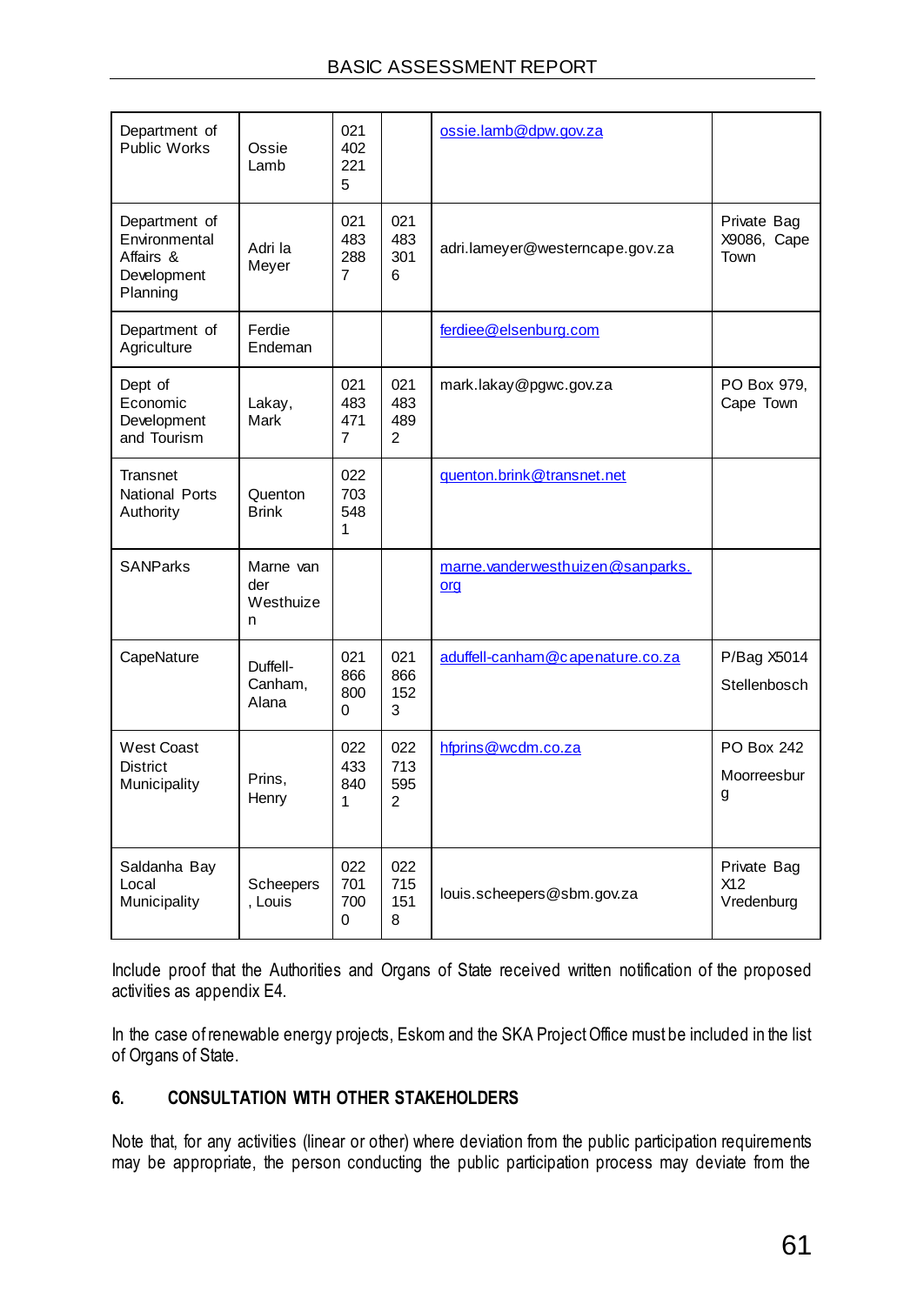| Department of Public Works | Ossie Lamb | 021 402 221 5 | | ossie.lamb@dpw.gov.za | |
|---|---|---|---|---|---|
| Department of Environmental Affairs & Development Planning | Adri la Meyer | 021 483 288 7 | 021 483 301 6 | adri.lameyer@westerncape.gov.za | Private Bag X9086, Cape Town |
| Department of Agriculture | Ferdie Endeman | | | ferdiee@elsenburg.com | |
| Dept of Economic Development and Tourism | Lakay, Mark | 021 483 471 7 | 021 483 489 2 | mark.lakay@pgwc.gov.za | PO Box 979, Cape Town |
| Transnet National Ports Authority | Quenton Brink | 022 703 548 1 | | quenton.brink@transnet.net | |
| SANParks | Marne van der Westhuizen | | | marne.vanderwesthuizen@sanparks.org | |
| CapeNature | Duffell-Canham, Alana | 021 866 800 0 | 021 866 152 3 | aduffell-canham@capenature.co.za | P/Bag X5014 Stellenbosch |
| West Coast District Municipality | Prins, Henry | 022 433 840 1 | 022 713 595 2 | hfprins@wcdm.co.za | PO Box 242 Moorreesburg |
| Saldanha Bay Local Municipality | Scheepers, Louis | 022 701 700 0 | 022 715 151 8 | louis.scheepers@sbm.gov.za | Private Bag X12 Vredenburg |

Include proof that the Authorities and Organs of State received written notification of the proposed activities as appendix E4.

In the case of renewable energy projects, Eskom and the SKA Project Office must be included in the list of Organs of State.

## 6. CONSULTATION WITH OTHER STAKEHOLDERS

Note that, for any activities (linear or other) where deviation from the public participation requirements may be appropriate, the person conducting the public participation process may deviate from the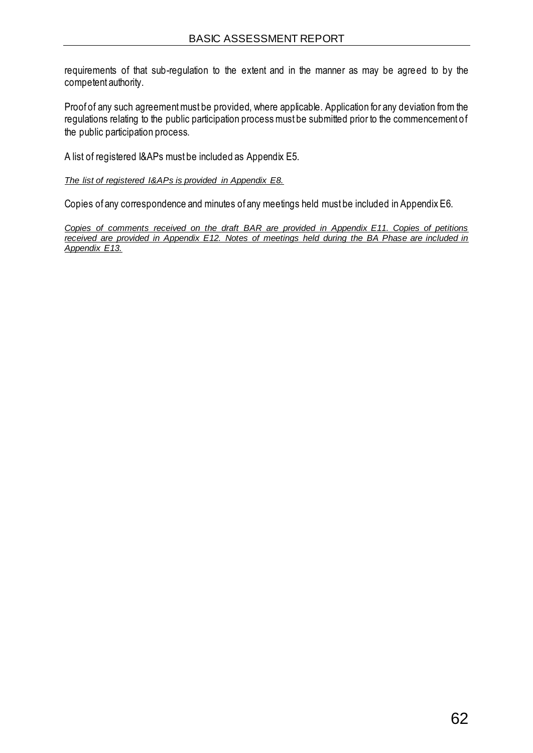requirements of that sub-regulation to the extent and in the manner as may be agreed to by the competent authority.

Proof of any such agreement must be provided, where applicable. Application for any deviation from the regulations relating to the public participation process must be submitted prior to the commencement of the public participation process.

A list of registered I&APs must be included as Appendix E5.

*<u>The list of registered I&APs is provided in Appendix E8.</u>*

Copies of any correspondence and minutes of any meetings held must be included in Appendix E6.

*<u>Copies of comments received on the draft BAR are provided in Appendix E11. Copies of petitions received are provided in Appendix E12. Notes of meetings held during the BA Phase are included in Appendix E13.</u>*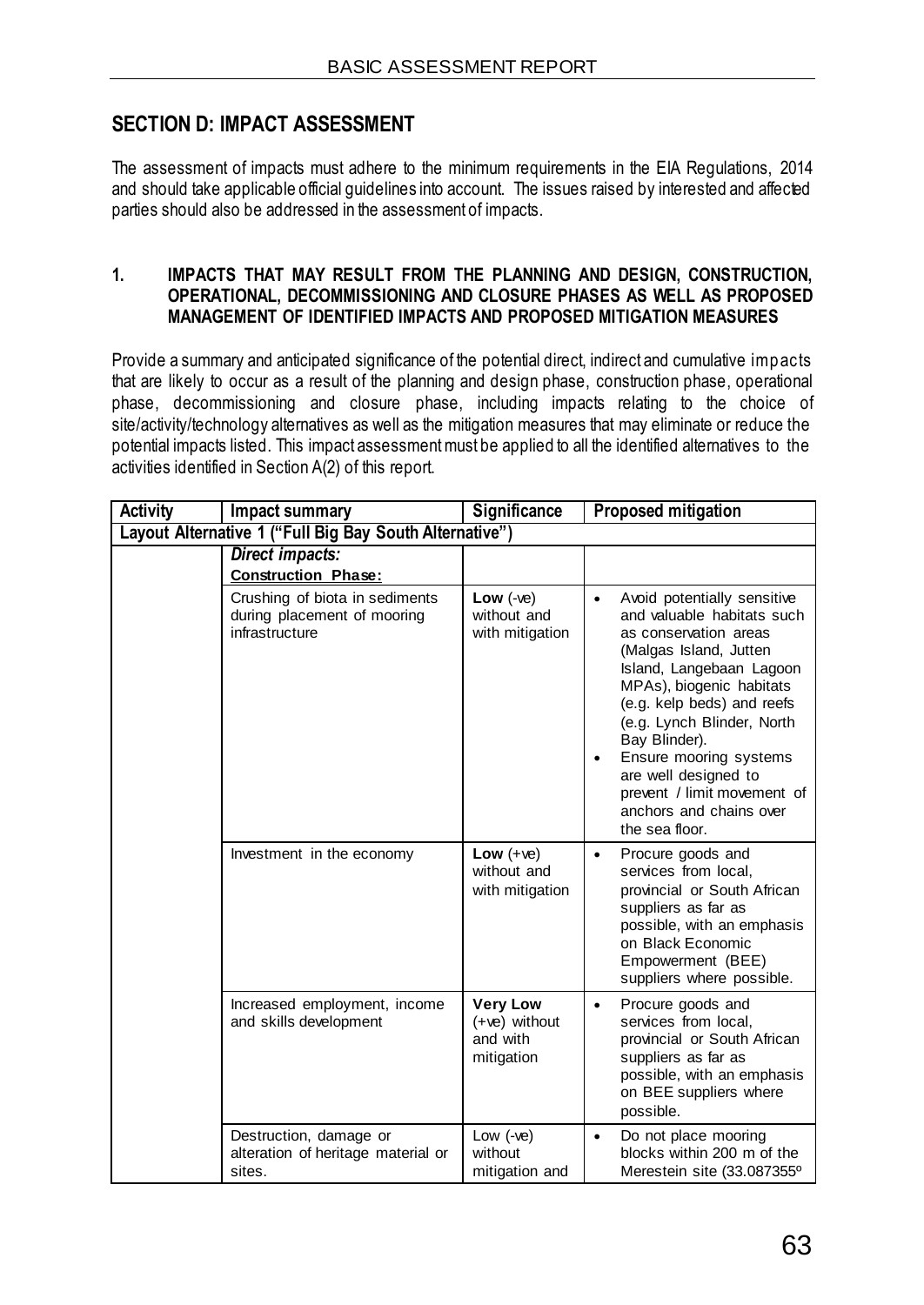## SECTION D: IMPACT ASSESSMENT

The assessment of impacts must adhere to the minimum requirements in the EIA Regulations, 2014 and should take applicable official guidelines into account. The issues raised by interested and affected parties should also be addressed in the assessment of impacts.

### 1. IMPACTS THAT MAY RESULT FROM THE PLANNING AND DESIGN, CONSTRUCTION, OPERATIONAL, DECOMMISSIONING AND CLOSURE PHASES AS WELL AS PROPOSED MANAGEMENT OF IDENTIFIED IMPACTS AND PROPOSED MITIGATION MEASURES

Provide a summary and anticipated significance of the potential direct, indirect and cumulative impacts that are likely to occur as a result of the planning and design phase, construction phase, operational phase, decommissioning and closure phase, including impacts relating to the choice of site/activity/technology alternatives as well as the mitigation measures that may eliminate or reduce the potential impacts listed. This impact assessment must be applied to all the identified alternatives to the activities identified in Section A(2) of this report.

| Activity | Impact summary | Significance | Proposed mitigation |
|---|---|---|---|
| **Layout Alternative 1 ("Full Big Bay South Alternative")** | | | |
| | ***Direct impacts:*** **Construction Phase:** | | |
| | Crushing of biota in sediments during placement of mooring infrastructure | **Low** (-ve) without and with mitigation | • Avoid potentially sensitive and valuable habitats such as conservation areas (Malgas Island, Jutten Island, Langebaan Lagoon MPAs), biogenic habitats (e.g. kelp beds) and reefs (e.g. Lynch Blinder, North Bay Blinder).<br>• Ensure mooring systems are well designed to prevent / limit movement of anchors and chains over the sea floor. |
| | Investment in the economy | **Low** (+ve) without and with mitigation | • Procure goods and services from local, provincial or South African suppliers as far as possible, with an emphasis on Black Economic Empowerment (BEE) suppliers where possible. |
| | Increased employment, income and skills development | **Very Low** (+ve) without and with mitigation | • Procure goods and services from local, provincial or South African suppliers as far as possible, with an emphasis on BEE suppliers where possible. |
| | Destruction, damage or alteration of heritage material or sites. | Low (-ve) without mitigation and | • Do not place mooring blocks within 200 m of the Merestein site (33.087355º |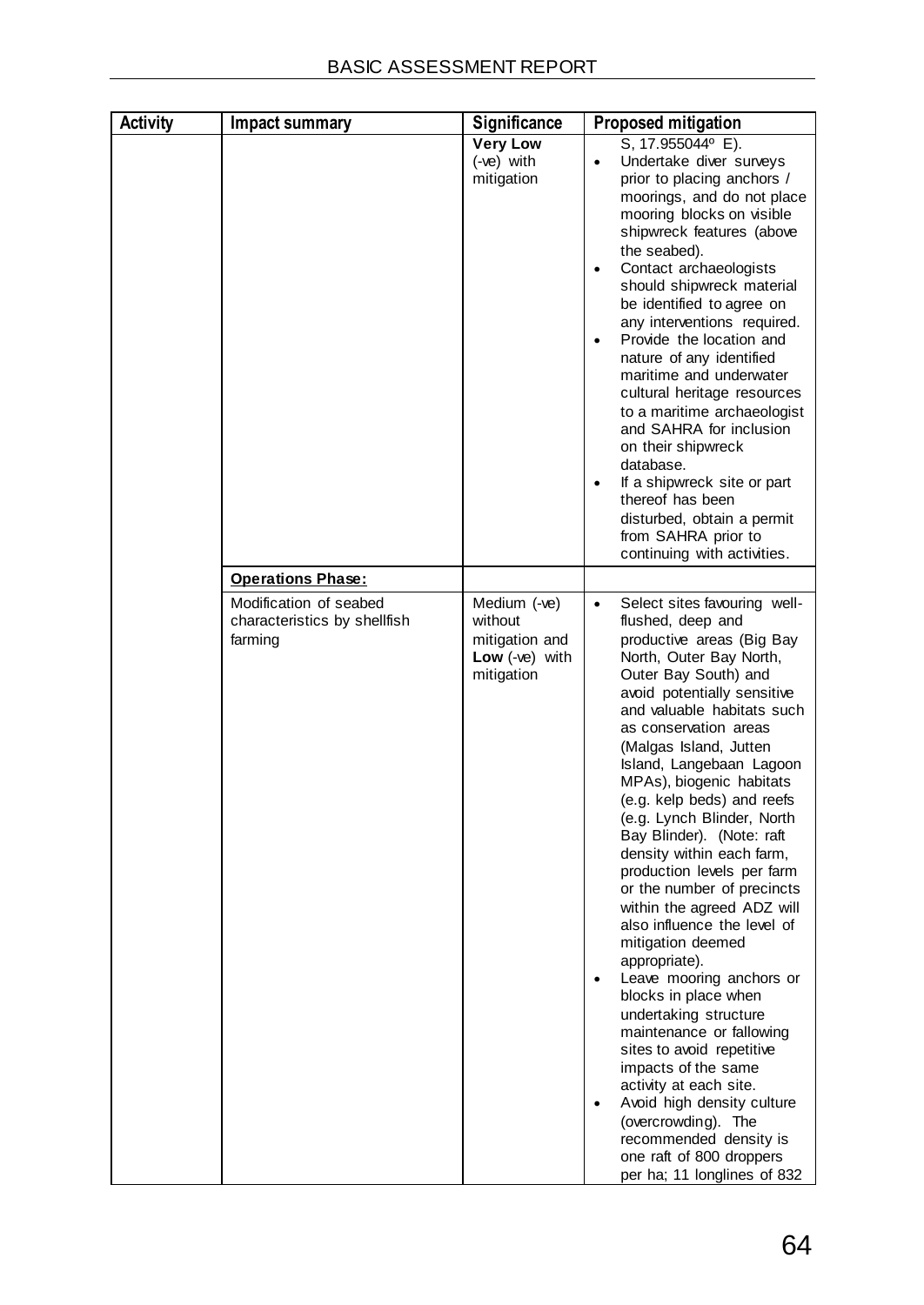| Activity | Impact summary | Significance | Proposed mitigation |
|---|---|---|---|
| | | **Very Low** (-ve) with mitigation | S, 17.955044º E).<br>• Undertake diver surveys prior to placing anchors / moorings, and do not place mooring blocks on visible shipwreck features (above the seabed).<br>• Contact archaeologists should shipwreck material be identified to agree on any interventions required.<br>• Provide the location and nature of any identified maritime and underwater cultural heritage resources to a maritime archaeologist and SAHRA for inclusion on their shipwreck database.<br>• If a shipwreck site or part thereof has been disturbed, obtain a permit from SAHRA prior to continuing with activities. |
| | **Operations Phase:** | | |
| | Modification of seabed characteristics by shellfish farming | Medium (-ve) without mitigation and **Low** (-ve) with mitigation | • Select sites favouring well-flushed, deep and productive areas (Big Bay North, Outer Bay North, Outer Bay South) and avoid potentially sensitive and valuable habitats such as conservation areas (Malgas Island, Jutten Island, Langebaan Lagoon MPAs), biogenic habitats (e.g. kelp beds) and reefs (e.g. Lynch Blinder, North Bay Blinder). (Note: raft density within each farm, production levels per farm or the number of precincts within the agreed ADZ will also influence the level of mitigation deemed appropriate).<br>• Leave mooring anchors or blocks in place when undertaking structure maintenance or fallowing sites to avoid repetitive impacts of the same activity at each site.<br>• Avoid high density culture (overcrowding). The recommended density is one raft of 800 droppers per ha; 11 longlines of 832 |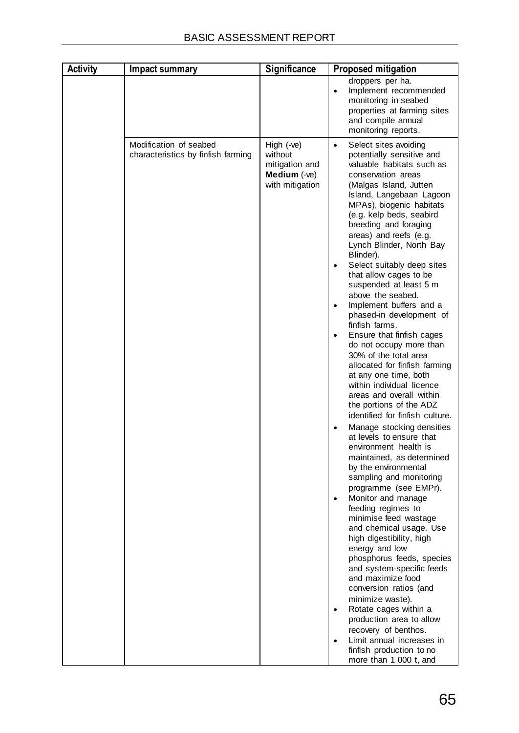| Activity | Impact summary | Significance | Proposed mitigation |
|---|---|---|---|
| | | | droppers per ha.<br>• Implement recommended monitoring in seabed properties at farming sites and compile annual monitoring reports. |
| | Modification of seabed characteristics by finfish farming | High (-ve) without mitigation and **Medium** (-ve) with mitigation | • Select sites avoiding potentially sensitive and valuable habitats such as conservation areas (Malgas Island, Jutten Island, Langebaan Lagoon MPAs), biogenic habitats (e.g. kelp beds, seabird breeding and foraging areas) and reefs (e.g. Lynch Blinder, North Bay Blinder).<br>• Select suitably deep sites that allow cages to be suspended at least 5 m above the seabed.<br>• Implement buffers and a phased-in development of finfish farms.<br>• Ensure that finfish cages do not occupy more than 30% of the total area allocated for finfish farming at any one time, both within individual licence areas and overall within the portions of the ADZ identified for finfish culture.<br>• Manage stocking densities at levels to ensure that environment health is maintained, as determined by the environmental sampling and monitoring programme (see EMPr).<br>• Monitor and manage feeding regimes to minimise feed wastage and chemical usage. Use high digestibility, high energy and low phosphorus feeds, species and system-specific feeds and maximize food conversion ratios (and minimize waste).<br>• Rotate cages within a production area to allow recovery of benthos.<br>• Limit annual increases in finfish production to no more than 1 000 t, and |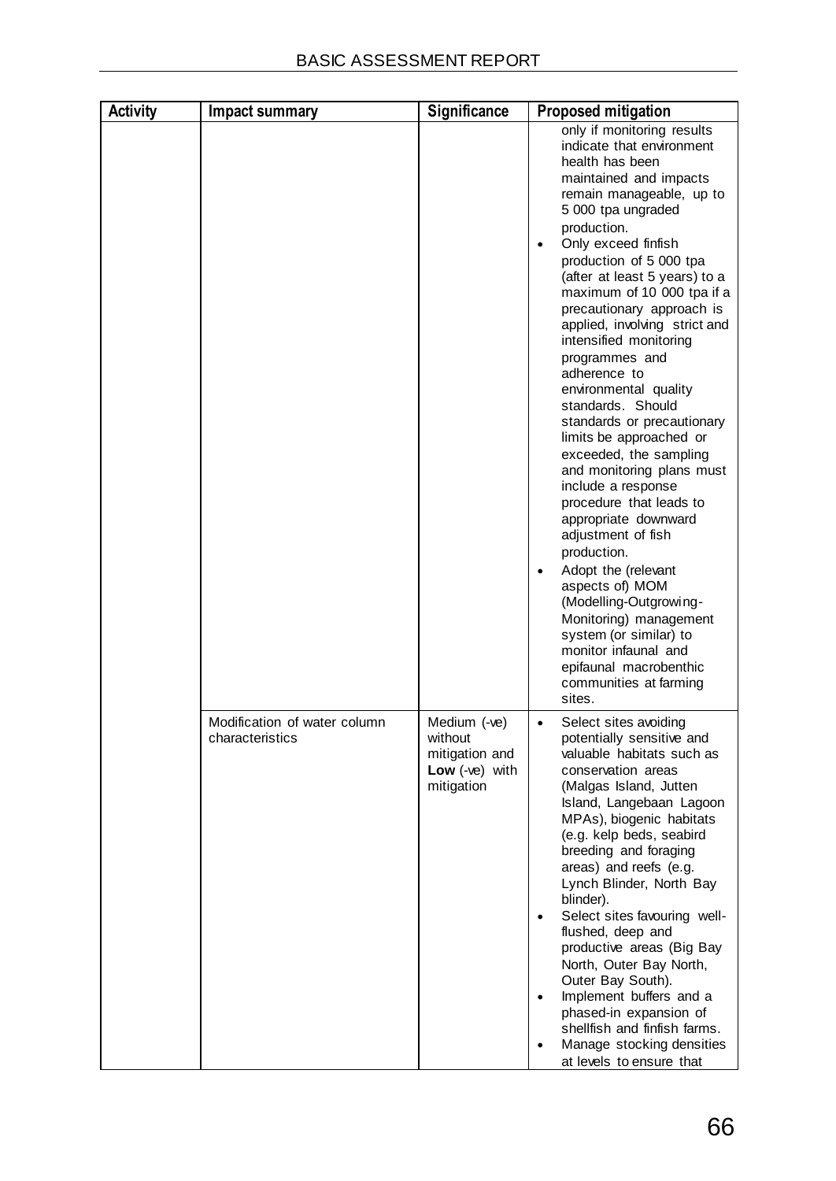| Activity | Impact summary | Significance | Proposed mitigation |
|---|---|---|---|
| | | | only if monitoring results indicate that environment health has been maintained and impacts remain manageable, up to 5 000 tpa ungraded production.<br>• Only exceed finfish production of 5 000 tpa (after at least 5 years) to a maximum of 10 000 tpa if a precautionary approach is applied, involving strict and intensified monitoring programmes and adherence to environmental quality standards. Should standards or precautionary limits be approached or exceeded, the sampling and monitoring plans must include a response procedure that leads to appropriate downward adjustment of fish production.<br>• Adopt the (relevant aspects of) MOM (Modelling-Outgrowing-Monitoring) management system (or similar) to monitor infaunal and epifaunal macrobenthic communities at farming sites. |
| | Modification of water column characteristics | Medium (-ve) without mitigation and **Low** (-ve) with mitigation | • Select sites avoiding potentially sensitive and valuable habitats such as conservation areas (Malgas Island, Jutten Island, Langebaan Lagoon MPAs), biogenic habitats (e.g. kelp beds, seabird breeding and foraging areas) and reefs (e.g. Lynch Blinder, North Bay blinder).<br>• Select sites favouring well-flushed, deep and productive areas (Big Bay North, Outer Bay North, Outer Bay South).<br>• Implement buffers and a phased-in expansion of shellfish and finfish farms.<br>• Manage stocking densities at levels to ensure that |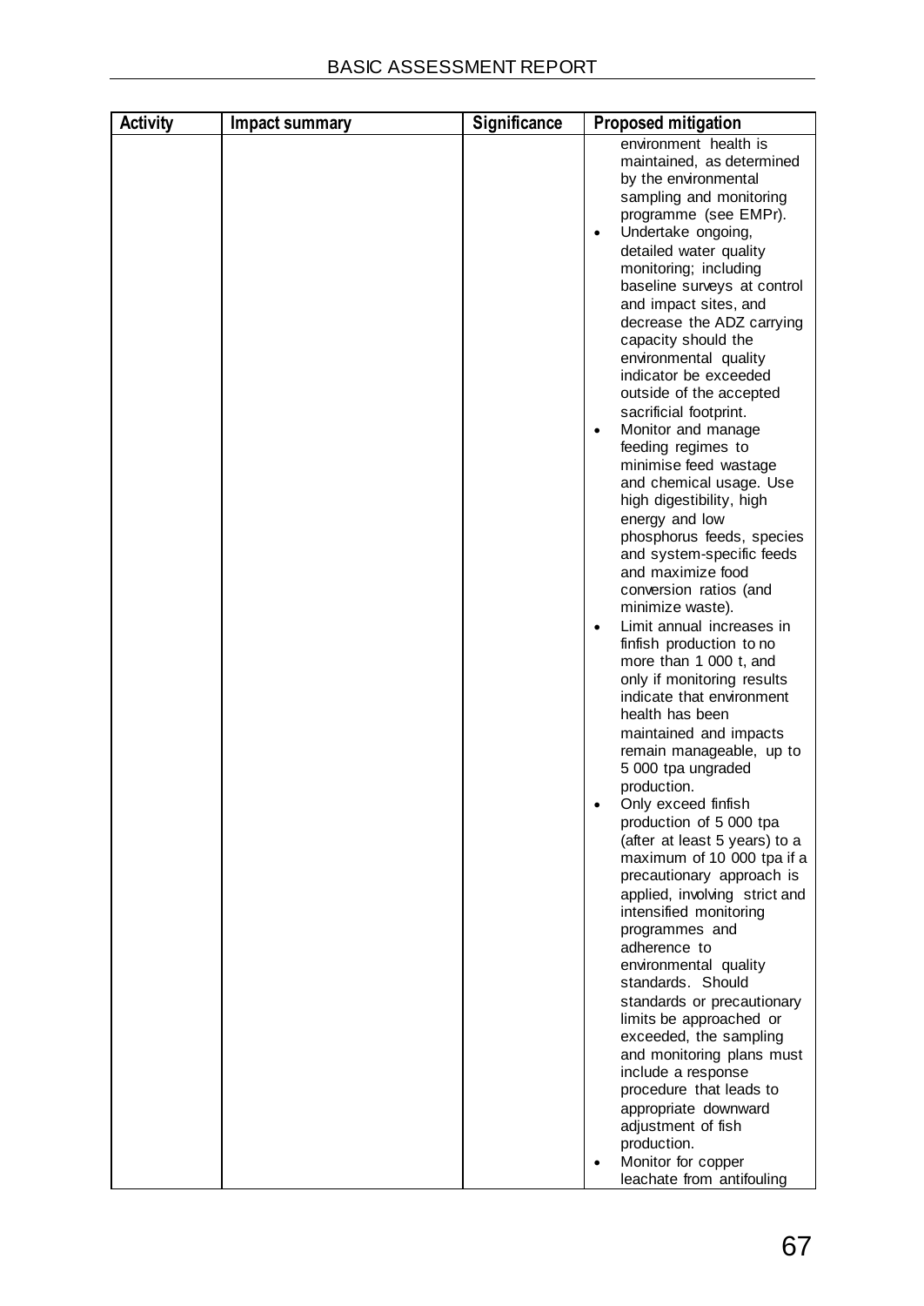| Activity | Impact summary | Significance | Proposed mitigation |
|---|---|---|---|
| | | | environment health is maintained, as determined by the environmental sampling and monitoring programme (see EMPr).<br>• Undertake ongoing, detailed water quality monitoring; including baseline surveys at control and impact sites, and decrease the ADZ carrying capacity should the environmental quality indicator be exceeded outside of the accepted sacrificial footprint.<br>• Monitor and manage feeding regimes to minimise feed wastage and chemical usage. Use high digestibility, high energy and low phosphorus feeds, species and system-specific feeds and maximize food conversion ratios (and minimize waste).<br>• Limit annual increases in finfish production to no more than 1 000 t, and only if monitoring results indicate that environment health has been maintained and impacts remain manageable, up to 5 000 tpa ungraded production.<br>• Only exceed finfish production of 5 000 tpa (after at least 5 years) to a maximum of 10 000 tpa if a precautionary approach is applied, involving strict and intensified monitoring programmes and adherence to environmental quality standards. Should standards or precautionary limits be approached or exceeded, the sampling and monitoring plans must include a response procedure that leads to appropriate downward adjustment of fish production.<br>• Monitor for copper leachate from antifouling |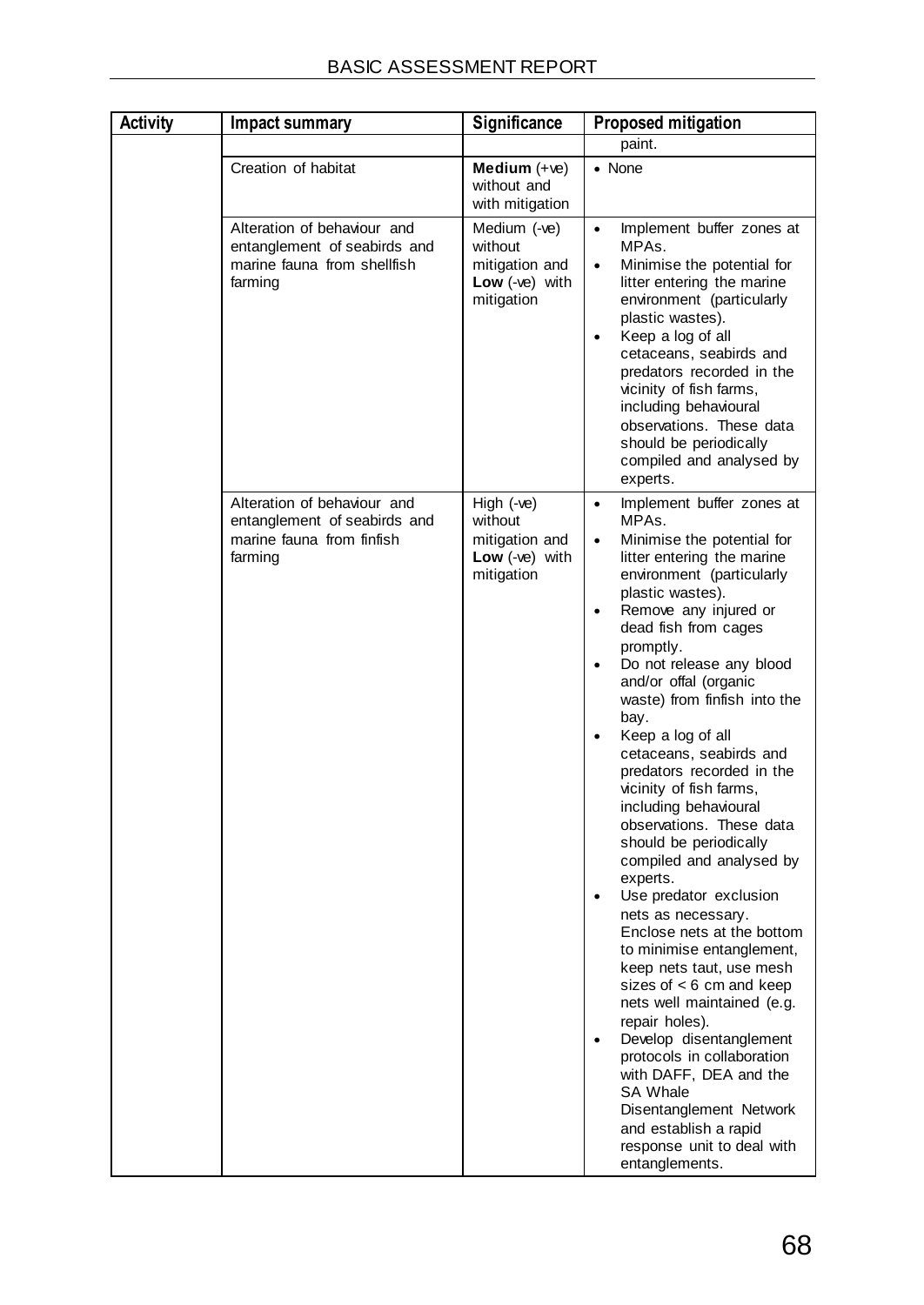| Activity | Impact summary | Significance | Proposed mitigation |
|---|---|---|---|
| | | | paint. |
| | Creation of habitat | **Medium** (+ve) without and with mitigation | • None |
| | Alteration of behaviour and entanglement of seabirds and marine fauna from shellfish farming | Medium (-ve) without mitigation and **Low** (-ve) with mitigation | • Implement buffer zones at MPAs.<br>• Minimise the potential for litter entering the marine environment (particularly plastic wastes).<br>• Keep a log of all cetaceans, seabirds and predators recorded in the vicinity of fish farms, including behavioural observations. These data should be periodically compiled and analysed by experts. |
| | Alteration of behaviour and entanglement of seabirds and marine fauna from finfish farming | High (-ve) without mitigation and **Low** (-ve) with mitigation | • Implement buffer zones at MPAs.<br>• Minimise the potential for litter entering the marine environment (particularly plastic wastes).<br>• Remove any injured or dead fish from cages promptly.<br>• Do not release any blood and/or offal (organic waste) from finfish into the bay.<br>• Keep a log of all cetaceans, seabirds and predators recorded in the vicinity of fish farms, including behavioural observations. These data should be periodically compiled and analysed by experts.<br>• Use predator exclusion nets as necessary. Enclose nets at the bottom to minimise entanglement, keep nets taut, use mesh sizes of < 6 cm and keep nets well maintained (e.g. repair holes).<br>• Develop disentanglement protocols in collaboration with DAFF, DEA and the SA Whale Disentanglement Network and establish a rapid response unit to deal with entanglements. |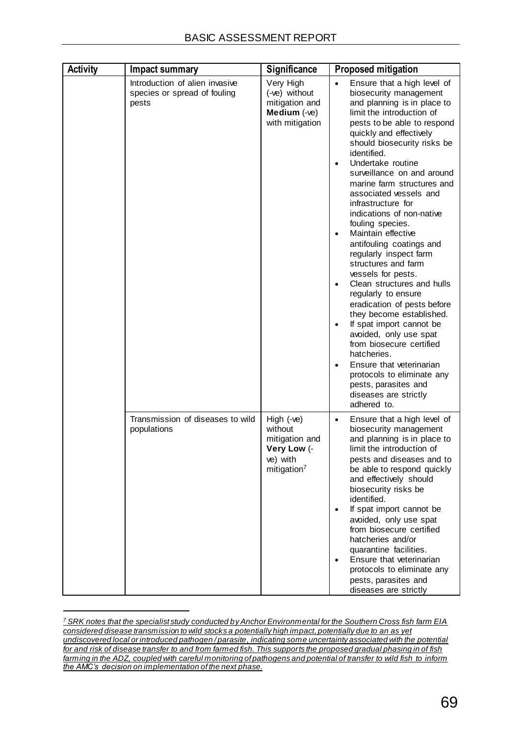| Activity | Impact summary | Significance | Proposed mitigation |
|---|---|---|---|
| | Introduction of alien invasive species or spread of fouling pests | Very High (-ve) without mitigation and **Medium** (-ve) with mitigation | • Ensure that a high level of biosecurity management and planning is in place to limit the introduction of pests to be able to respond quickly and effectively should biosecurity risks be identified.<br>• Undertake routine surveillance on and around marine farm structures and associated vessels and infrastructure for indications of non-native fouling species.<br>• Maintain effective antifouling coatings and regularly inspect farm structures and farm vessels for pests.<br>• Clean structures and hulls regularly to ensure eradication of pests before they become established.<br>• If spat import cannot be avoided, only use spat from biosecure certified hatcheries.<br>• Ensure that veterinarian protocols to eliminate any pests, parasites and diseases are strictly adhered to. |
| | Transmission of diseases to wild populations | High (-ve) without mitigation and **Very Low** (-ve) with mitigation[7] | • Ensure that a high level of biosecurity management and planning is in place to limit the introduction of pests and diseases and to be able to respond quickly and effectively should biosecurity risks be identified.<br>• If spat import cannot be avoided, only use spat from biosecure certified hatcheries and/or quarantine facilities.<br>• Ensure that veterinarian protocols to eliminate any pests, parasites and diseases are strictly |

[7] *SRK notes that the specialist study conducted by Anchor Environmental for the Southern Cross fish farm EIA considered disease transmission to wild stocks a potentially high impact, potentially due to an as yet undiscovered local or introduced pathogen / parasite, indicating some uncertainty associated with the potential for and risk of disease transfer to and from farmed fish. This supports the proposed gradual phasing in of fish farming in the ADZ, coupled with careful monitoring of pathogens and potential of transfer to wild fish to inform the AMC's decision on implementation of the next phase.*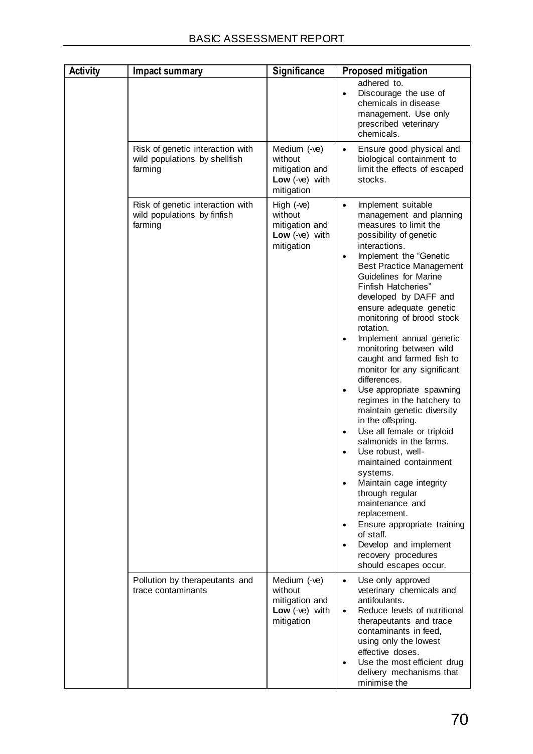| Activity | Impact summary | Significance | Proposed mitigation |
|---|---|---|---|
| | | | adhered to.<br>• Discourage the use of chemicals in disease management. Use only prescribed veterinary chemicals. |
| | Risk of genetic interaction with wild populations by shellfish farming | Medium (-ve) without mitigation and **Low** (-ve) with mitigation | • Ensure good physical and biological containment to limit the effects of escaped stocks. |
| | Risk of genetic interaction with wild populations by finfish farming | High (-ve) without mitigation and **Low** (-ve) with mitigation | • Implement suitable management and planning measures to limit the possibility of genetic interactions.<br>• Implement the "Genetic Best Practice Management Guidelines for Marine Finfish Hatcheries" developed by DAFF and ensure adequate genetic monitoring of brood stock rotation.<br>• Implement annual genetic monitoring between wild caught and farmed fish to monitor for any significant differences.<br>• Use appropriate spawning regimes in the hatchery to maintain genetic diversity in the offspring.<br>• Use all female or triploid salmonids in the farms.<br>• Use robust, well-maintained containment systems.<br>• Maintain cage integrity through regular maintenance and replacement.<br>• Ensure appropriate training of staff.<br>• Develop and implement recovery procedures should escapes occur. |
| | Pollution by therapeutants and trace contaminants | Medium (-ve) without mitigation and **Low** (-ve) with mitigation | • Use only approved veterinary chemicals and antifoulants.<br>• Reduce levels of nutritional therapeutants and trace contaminants in feed, using only the lowest effective doses.<br>• Use the most efficient drug delivery mechanisms that minimise the |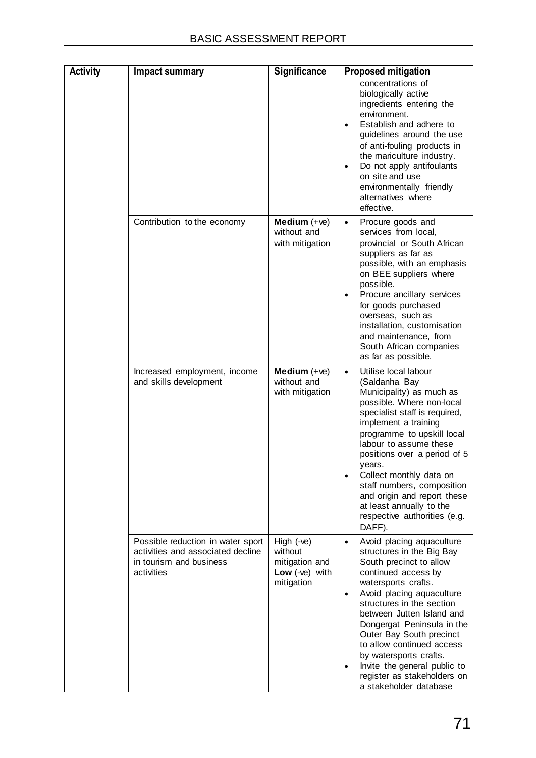| Activity | Impact summary | Significance | Proposed mitigation |
|---|---|---|---|
| | | | concentrations of biologically active ingredients entering the environment.<br>• Establish and adhere to guidelines around the use of anti-fouling products in the mariculture industry.<br>• Do not apply antifoulants on site and use environmentally friendly alternatives where effective. |
| | Contribution to the economy | **Medium** (+ve) without and with mitigation | • Procure goods and services from local, provincial or South African suppliers as far as possible, with an emphasis on BEE suppliers where possible.<br>• Procure ancillary services for goods purchased overseas, such as installation, customisation and maintenance, from South African companies as far as possible. |
| | Increased employment, income and skills development | **Medium** (+ve) without and with mitigation | • Utilise local labour (Saldanha Bay Municipality) as much as possible. Where non-local specialist staff is required, implement a training programme to upskill local labour to assume these positions over a period of 5 years.<br>• Collect monthly data on staff numbers, composition and origin and report these at least annually to the respective authorities (e.g. DAFF). |
| | Possible reduction in water sport activities and associated decline in tourism and business activities | High (-ve) without mitigation and **Low** (-ve) with mitigation | • Avoid placing aquaculture structures in the Big Bay South precinct to allow continued access by watersports crafts.<br>• Avoid placing aquaculture structures in the section between Jutten Island and Dongergat Peninsula in the Outer Bay South precinct to allow continued access by watersports crafts.<br>• Invite the general public to register as stakeholders on a stakeholder database |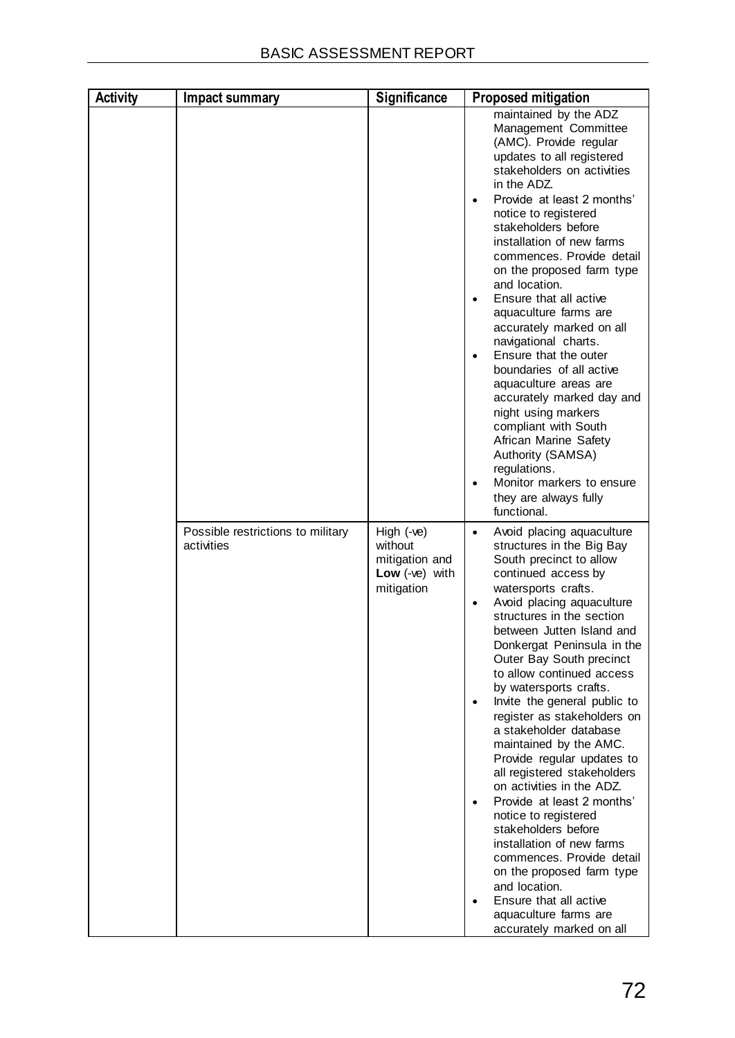| Activity | Impact summary | Significance | Proposed mitigation |
|---|---|---|---|
| | | | maintained by the ADZ Management Committee (AMC). Provide regular updates to all registered stakeholders on activities in the ADZ.<br>• Provide at least 2 months' notice to registered stakeholders before installation of new farms commences. Provide detail on the proposed farm type and location.<br>• Ensure that all active aquaculture farms are accurately marked on all navigational charts.<br>• Ensure that the outer boundaries of all active aquaculture areas are accurately marked day and night using markers compliant with South African Marine Safety Authority (SAMSA) regulations.<br>• Monitor markers to ensure they are always fully functional. |
| | Possible restrictions to military activities | High (-ve) without mitigation and **Low** (-ve) with mitigation | • Avoid placing aquaculture structures in the Big Bay South precinct to allow continued access by watersports crafts.<br>• Avoid placing aquaculture structures in the section between Jutten Island and Donkergat Peninsula in the Outer Bay South precinct to allow continued access by watersports crafts.<br>• Invite the general public to register as stakeholders on a stakeholder database maintained by the AMC. Provide regular updates to all registered stakeholders on activities in the ADZ.<br>• Provide at least 2 months' notice to registered stakeholders before installation of new farms commences. Provide detail on the proposed farm type and location.<br>• Ensure that all active aquaculture farms are accurately marked on all |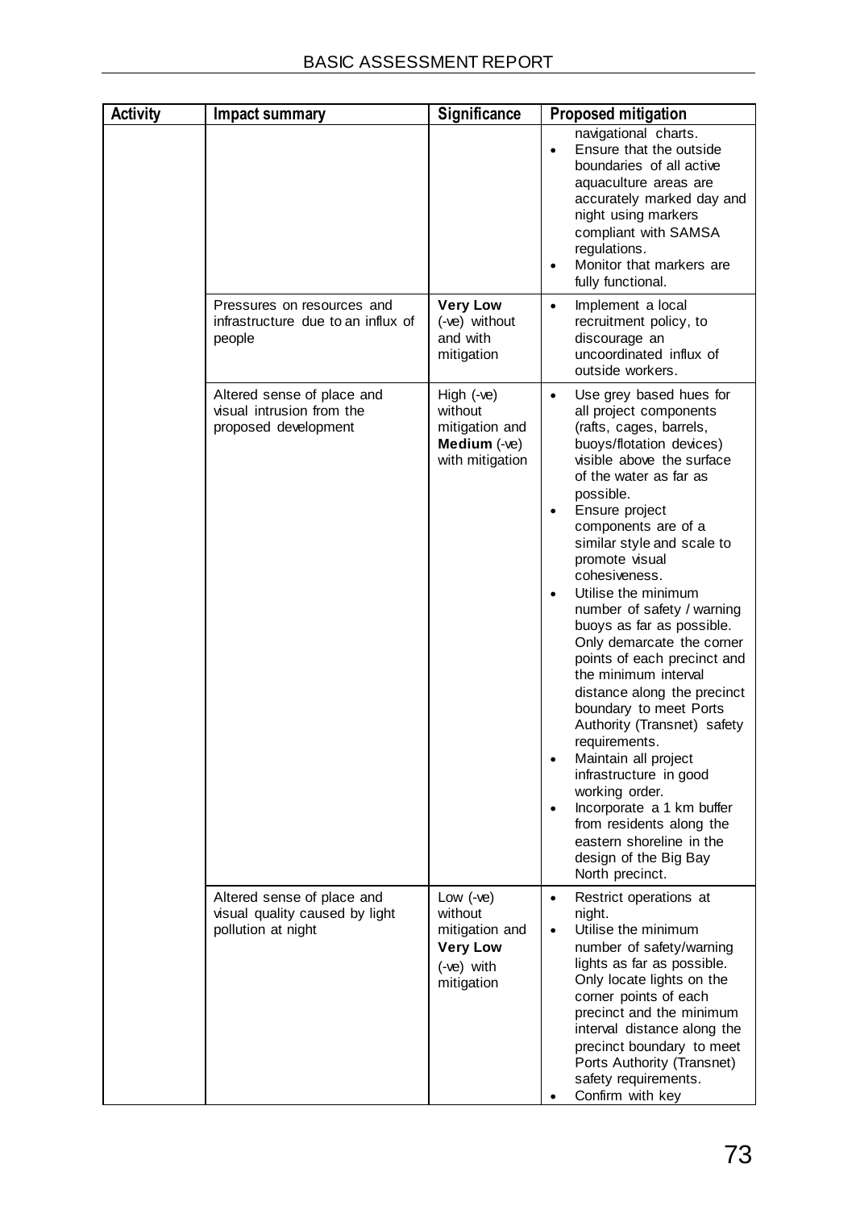| Activity | Impact summary | Significance | Proposed mitigation |
|---|---|---|---|
| | | | navigational charts.<br>• Ensure that the outside boundaries of all active aquaculture areas are accurately marked day and night using markers compliant with SAMSA regulations.<br>• Monitor that markers are fully functional. |
| | Pressures on resources and infrastructure due to an influx of people | **Very Low** (-ve) without and with mitigation | • Implement a local recruitment policy, to discourage an uncoordinated influx of outside workers. |
| | Altered sense of place and visual intrusion from the proposed development | High (-ve) without mitigation and **Medium** (-ve) with mitigation | • Use grey based hues for all project components (rafts, cages, barrels, buoys/flotation devices) visible above the surface of the water as far as possible.<br>• Ensure project components are of a similar style and scale to promote visual cohesiveness.<br>• Utilise the minimum number of safety / warning buoys as far as possible. Only demarcate the corner points of each precinct and the minimum interval distance along the precinct boundary to meet Ports Authority (Transnet) safety requirements.<br>• Maintain all project infrastructure in good working order.<br>• Incorporate a 1 km buffer from residents along the eastern shoreline in the design of the Big Bay North precinct. |
| | Altered sense of place and visual quality caused by light pollution at night | Low (-ve) without mitigation and **Very Low** (-ve) with mitigation | • Restrict operations at night.<br>• Utilise the minimum number of safety/warning lights as far as possible. Only locate lights on the corner points of each precinct and the minimum interval distance along the precinct boundary to meet Ports Authority (Transnet) safety requirements.<br>• Confirm with key |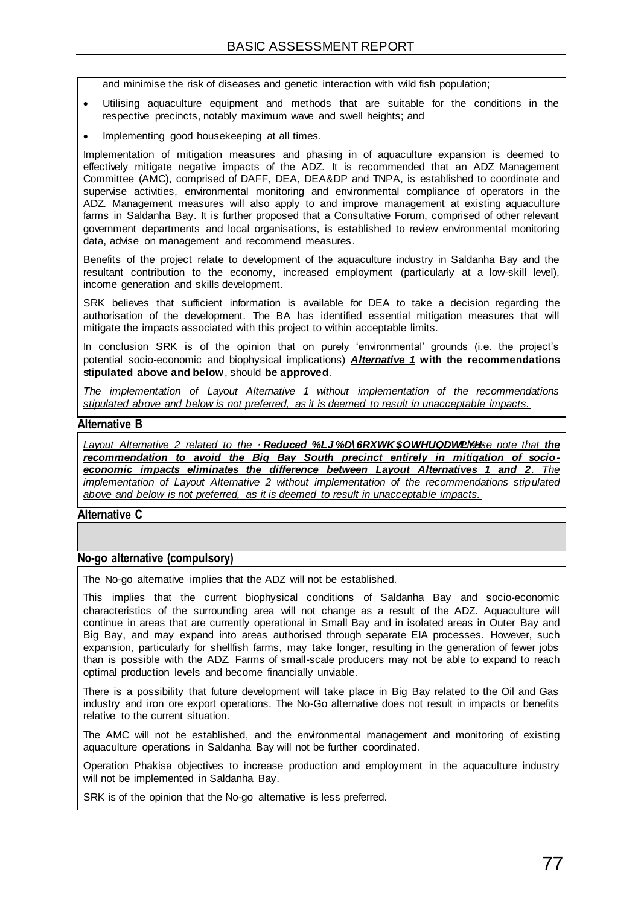and minimise the risk of diseases and genetic interaction with wild fish population;

- Utilising aquaculture equipment and methods that are suitable for the conditions in the respective precincts, notably maximum wave and swell heights; and
- Implementing good housekeeping at all times.

Implementation of mitigation measures and phasing in of aquaculture expansion is deemed to effectively mitigate negative impacts of the ADZ. It is recommended that an ADZ Management Committee (AMC), comprised of DAFF, DEA, DEA&DP and TNPA, is established to coordinate and supervise activities, environmental monitoring and environmental compliance of operators in the ADZ. Management measures will also apply to and improve management at existing aquaculture farms in Saldanha Bay. It is further proposed that a Consultative Forum, comprised of other relevant government departments and local organisations, is established to review environmental monitoring data, advise on management and recommend measures.

Benefits of the project relate to development of the aquaculture industry in Saldanha Bay and the resultant contribution to the economy, increased employment (particularly at a low-skill level), income generation and skills development.

SRK believes that sufficient information is available for DEA to take a decision regarding the authorisation of the development. The BA has identified essential mitigation measures that will mitigate the impacts associated with this project to within acceptable limits.

In conclusion SRK is of the opinion that on purely 'environmental' grounds (i.e. the project's potential socio-economic and biophysical implications) ***Alternative 1*** **with the recommendations stipulated above and below**, should **be approved**.

*The implementation of Layout Alternative 1 without implementation of the recommendations stipulated above and below is not preferred, as it is deemed to result in unacceptable impacts.*

## Alternative B

*Layout Alternative 2 related to the* ***'Reduced Big Bay South Alternative'****. Please note that* ***the recommendation to avoid the Big Bay South precinct entirely in mitigation of socio-economic impacts eliminates the difference between Layout Alternatives 1 and 2****. The implementation of Layout Alternative 2 without implementation of the recommendations stipulated above and below is not preferred, as it is deemed to result in unacceptable impacts.*

## Alternative C

## No-go alternative (compulsory)

The No-go alternative implies that the ADZ will not be established.

This implies that the current biophysical conditions of Saldanha Bay and socio-economic characteristics of the surrounding area will not change as a result of the ADZ. Aquaculture will continue in areas that are currently operational in Small Bay and in isolated areas in Outer Bay and Big Bay, and may expand into areas authorised through separate EIA processes. However, such expansion, particularly for shellfish farms, may take longer, resulting in the generation of fewer jobs than is possible with the ADZ. Farms of small-scale producers may not be able to expand to reach optimal production levels and become financially unviable.

There is a possibility that future development will take place in Big Bay related to the Oil and Gas industry and iron ore export operations. The No-Go alternative does not result in impacts or benefits relative to the current situation.

The AMC will not be established, and the environmental management and monitoring of existing aquaculture operations in Saldanha Bay will not be further coordinated.

Operation Phakisa objectives to increase production and employment in the aquaculture industry will not be implemented in Saldanha Bay.

SRK is of the opinion that the No-go alternative is less preferred.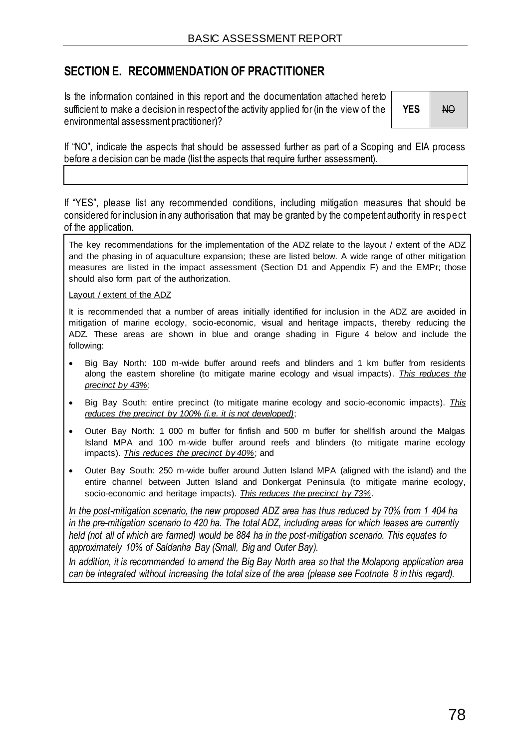## SECTION E. RECOMMENDATION OF PRACTITIONER

| | | |
|---|---|---|
| Is the information contained in this report and the documentation attached hereto sufficient to make a decision in respect of the activity applied for (in the view of the environmental assessment practitioner)? | **YES** | ~~NO~~ |

If "NO", indicate the aspects that should be assessed further as part of a Scoping and EIA process before a decision can be made (list the aspects that require further assessment).

If "YES", please list any recommended conditions, including mitigation measures that should be considered for inclusion in any authorisation that may be granted by the competent authority in respect of the application.

The key recommendations for the implementation of the ADZ relate to the layout / extent of the ADZ and the phasing in of aquaculture expansion; these are listed below. A wide range of other mitigation measures are listed in the impact assessment (Section D1 and Appendix F) and the EMPr; those should also form part of the authorization.

Layout / extent of the ADZ

It is recommended that a number of areas initially identified for inclusion in the ADZ are avoided in mitigation of marine ecology, socio-economic, visual and heritage impacts, thereby reducing the ADZ. These areas are shown in blue and orange shading in Figure 4 below and include the following:

- Big Bay North: 100 m-wide buffer around reefs and blinders and 1 km buffer from residents along the eastern shoreline (to mitigate marine ecology and visual impacts). *This reduces the precinct by 43%*;
- Big Bay South: entire precinct (to mitigate marine ecology and socio-economic impacts). *This reduces the precinct by 100% (i.e. it is not developed)*;
- Outer Bay North: 1 000 m buffer for finfish and 500 m buffer for shellfish around the Malgas Island MPA and 100 m-wide buffer around reefs and blinders (to mitigate marine ecology impacts). *This reduces the precinct by 40%*; and
- Outer Bay South: 250 m-wide buffer around Jutten Island MPA (aligned with the island) and the entire channel between Jutten Island and Donkergat Peninsula (to mitigate marine ecology, socio-economic and heritage impacts). *This reduces the precinct by 73%*.

*In the post-mitigation scenario, the new proposed ADZ area has thus reduced by 70% from 1 404 ha in the pre-mitigation scenario to 420 ha. The total ADZ, including areas for which leases are currently held (not all of which are farmed) would be 884 ha in the post-mitigation scenario. This equates to approximately 10% of Saldanha Bay (Small, Big and Outer Bay).*

*In addition, it is recommended to amend the Big Bay North area so that the Molapong application area can be integrated without increasing the total size of the area (please see Footnote 8 in this regard).*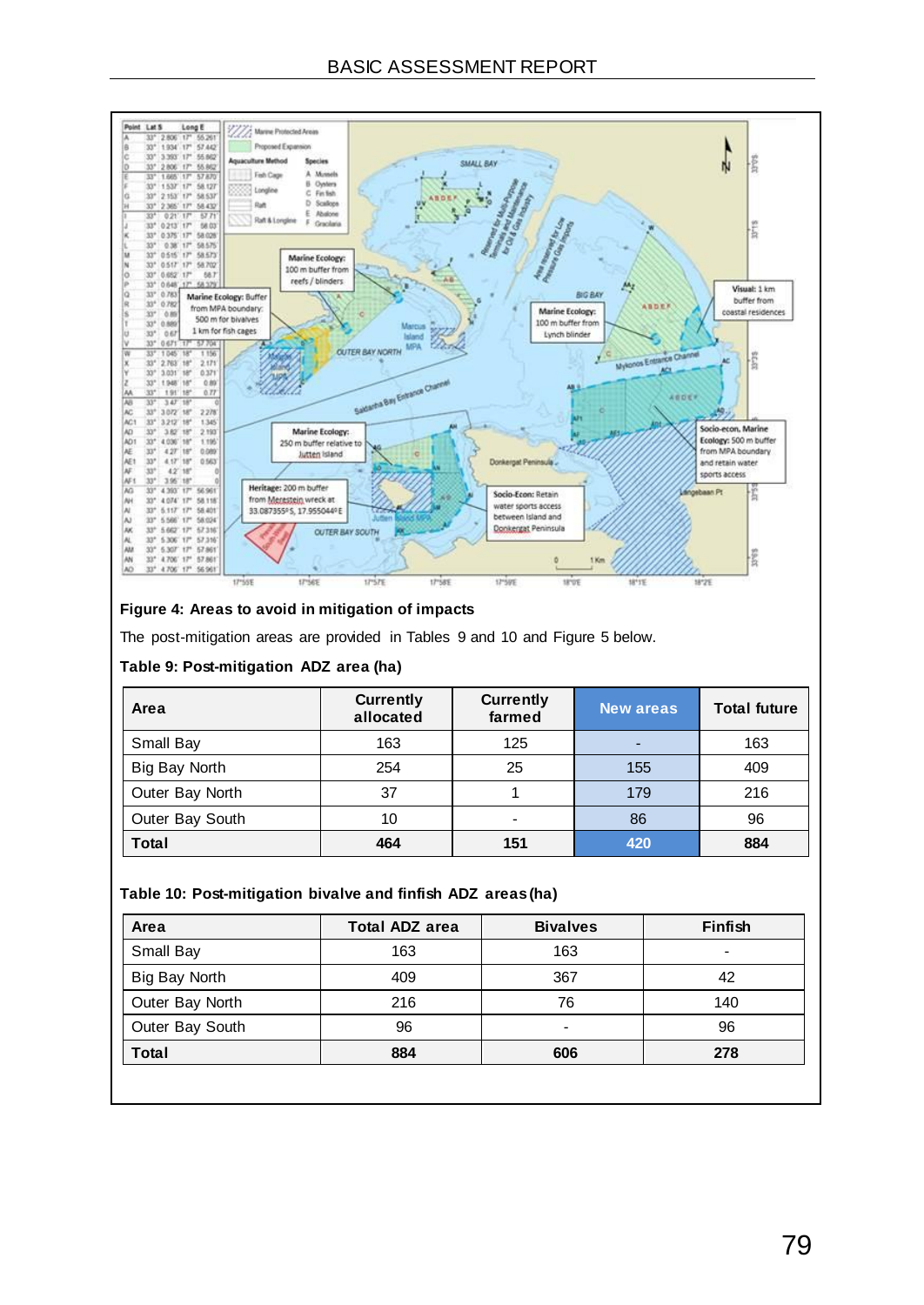Figure 4: Areas to avoid in mitigation of impacts

The post-mitigation areas are provided in Tables 9 and 10 and Figure 5 below.

**Table 9: Post-mitigation ADZ area (ha)**

| Area | Currently allocated | Currently farmed | New areas | Total future |
|---|---|---|---|---|
| Small Bay | 163 | 125 | - | 163 |
| Big Bay North | 254 | 25 | 155 | 409 |
| Outer Bay North | 37 | 1 | 179 | 216 |
| Outer Bay South | 10 | - | 86 | 96 |
| **Total** | **464** | **151** | **420** | **884** |

**Table 10: Post-mitigation bivalve and finfish ADZ areas (ha)**

| Area | Total ADZ area | Bivalves | Finfish |
|---|---|---|---|
| Small Bay | 163 | 163 | - |
| Big Bay North | 409 | 367 | 42 |
| Outer Bay North | 216 | 76 | 140 |
| Outer Bay South | 96 | - | 96 |
| **Total** | **884** | **606** | **278** |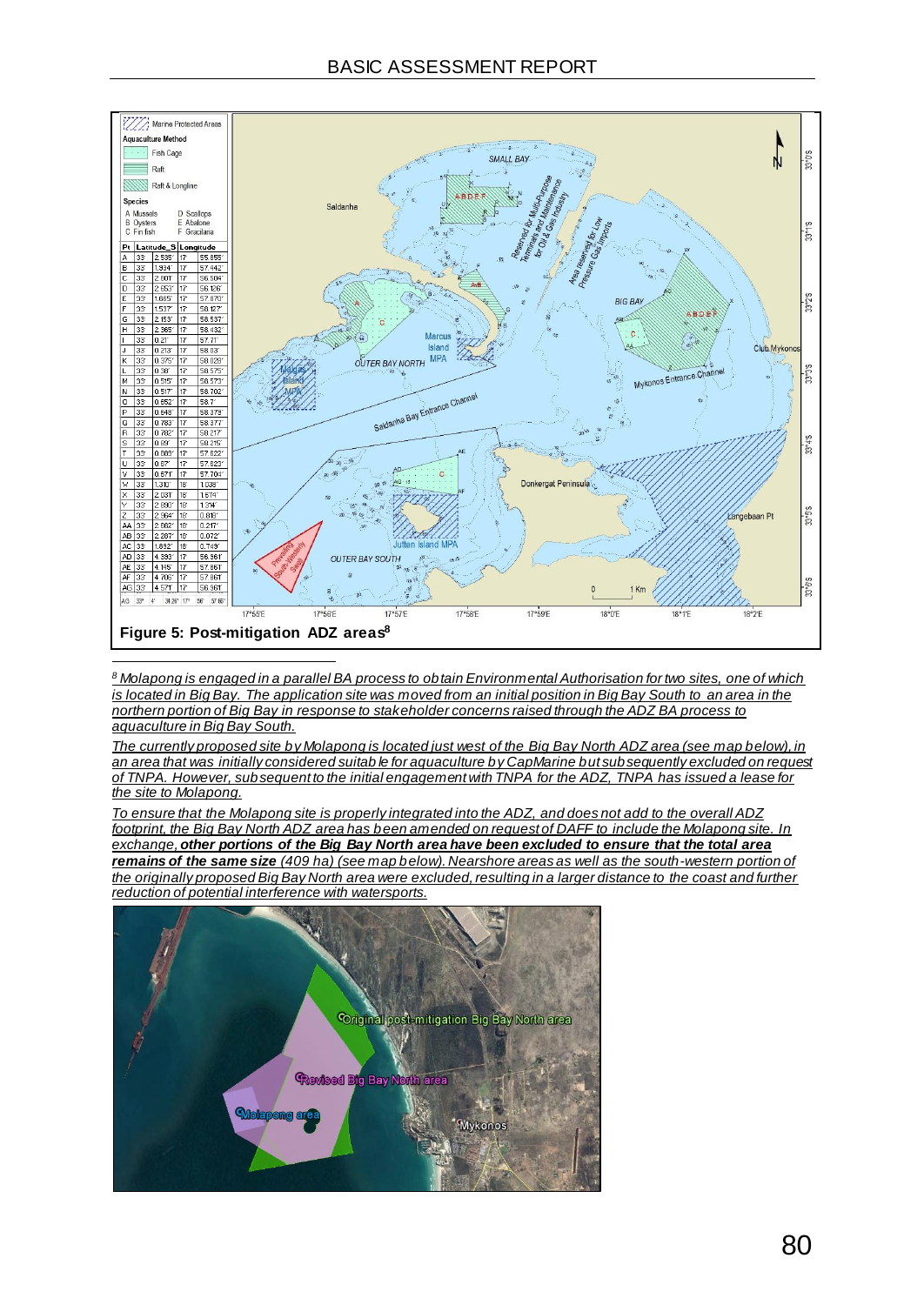Figure 5: Post-mitigation ADZ areas[8]

[8] *Molapong is engaged in a parallel BA process to obtain Environmental Authorisation for two sites, one of which is located in Big Bay. The application site was moved from an initial position in Big Bay South to an area in the northern portion of Big Bay in response to stakeholder concerns raised through the ADZ BA process to aquaculture in Big Bay South.*

*The currently proposed site by Molapong is located just west of the Big Bay North ADZ area (see map below), in an area that was initially considered suitable for aquaculture by CapMarine but subsequently excluded on request of TNPA. However, subsequent to the initial engagement with TNPA for the ADZ, TNPA has issued a lease for the site to Molapong.*

*To ensure that the Molapong site is properly integrated into the ADZ, and does not add to the overall ADZ footprint, the Big Bay North ADZ area has been amended on request of DAFF to include the Molapong site. In exchange,* ***other portions of the Big Bay North area have been excluded to ensure that the total area remains of the same size*** *(409 ha) (see map below). Nearshore areas as well as the south-western portion of the originally proposed Big Bay North area were excluded, resulting in a larger distance to the coast and further reduction of potential interference with watersports.*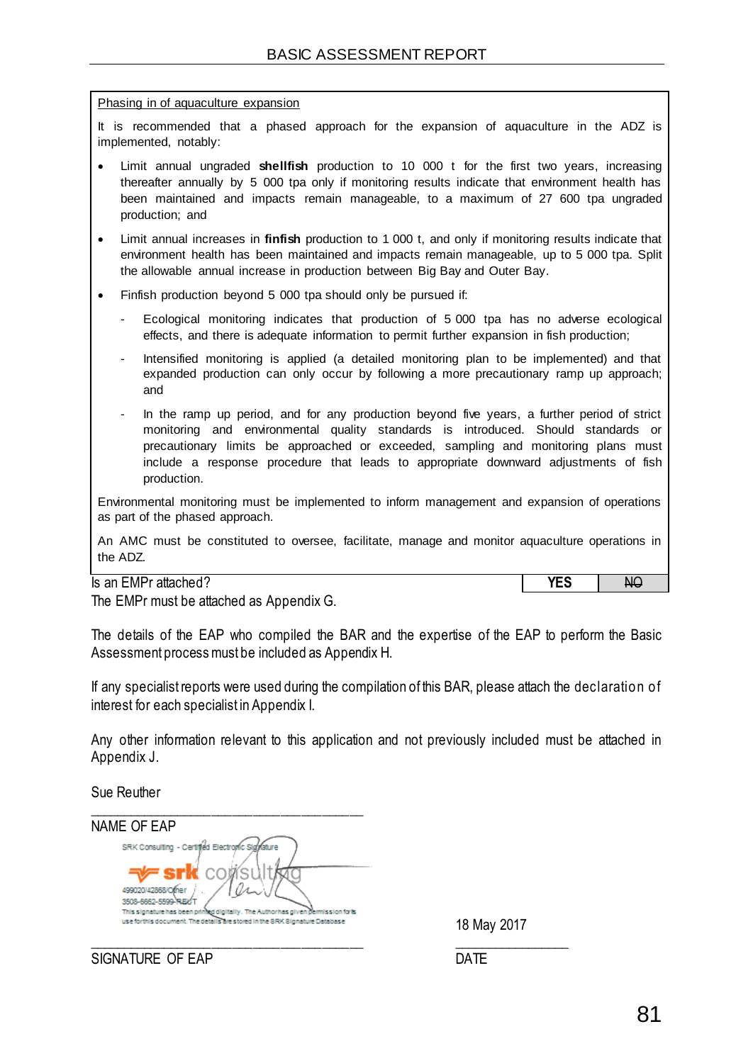Phasing in of aquaculture expansion

It is recommended that a phased approach for the expansion of aquaculture in the ADZ is implemented, notably:

- Limit annual ungraded **shellfish** production to 10 000 t for the first two years, increasing thereafter annually by 5 000 tpa only if monitoring results indicate that environment health has been maintained and impacts remain manageable, to a maximum of 27 600 tpa ungraded production; and
- Limit annual increases in **finfish** production to 1 000 t, and only if monitoring results indicate that environment health has been maintained and impacts remain manageable, up to 5 000 tpa. Split the allowable annual increase in production between Big Bay and Outer Bay.
- Finfish production beyond 5 000 tpa should only be pursued if:
  - Ecological monitoring indicates that production of 5 000 tpa has no adverse ecological effects, and there is adequate information to permit further expansion in fish production;
  - Intensified monitoring is applied (a detailed monitoring plan to be implemented) and that expanded production can only occur by following a more precautionary ramp up approach; and
  - In the ramp up period, and for any production beyond five years, a further period of strict monitoring and environmental quality standards is introduced. Should standards or precautionary limits be approached or exceeded, sampling and monitoring plans must include a response procedure that leads to appropriate downward adjustments of fish production.

Environmental monitoring must be implemented to inform management and expansion of operations as part of the phased approach.

An AMC must be constituted to oversee, facilitate, manage and monitor aquaculture operations in the ADZ.

| Is an EMPr attached? | YES | ~~NO~~ |
|---|---|---|

The EMPr must be attached as Appendix G.

The details of the EAP who compiled the BAR and the expertise of the EAP to perform the Basic Assessment process must be included as Appendix H.

If any specialist reports were used during the compilation of this BAR, please attach the declaration of interest for each specialist in Appendix I.

Any other information relevant to this application and not previously included must be attached in Appendix J.

Sue Reuther

NAME OF EAP

SRK Consulting - Certified Electronic Signature
srk consulting
499020/42868/Other
3508-6662-5599-REUT
This signature has been printed digitally. The Author has given permission for its use for this document. The details are stored in the SRK Signature Database

SIGNATURE OF EAP

18 May 2017

DATE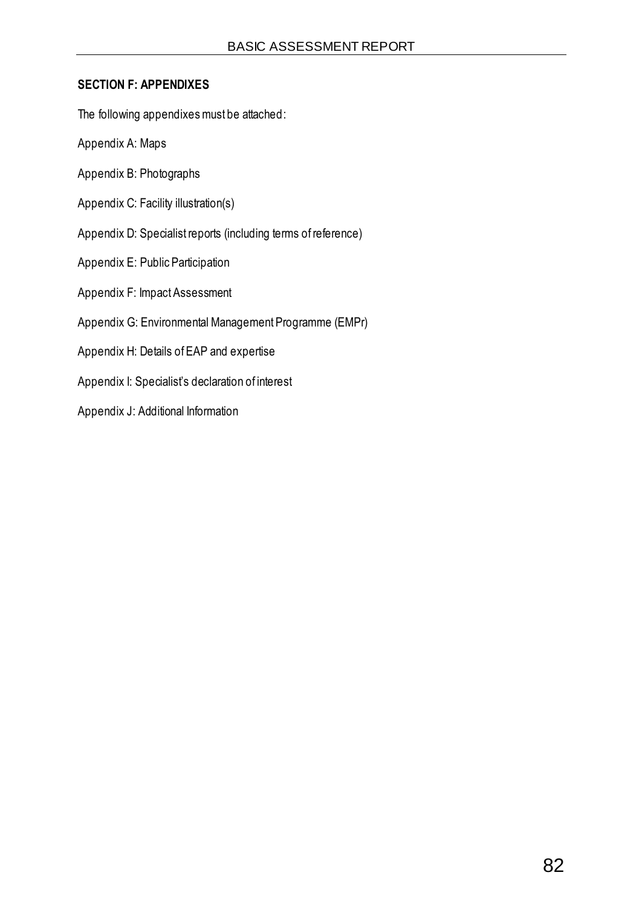## SECTION F: APPENDIXES

The following appendixes must be attached:

Appendix A: Maps

Appendix B: Photographs

Appendix C: Facility illustration(s)

Appendix D: Specialist reports (including terms of reference)

Appendix E: Public Participation

Appendix F: Impact Assessment

Appendix G: Environmental Management Programme (EMPr)

Appendix H: Details of EAP and expertise

Appendix I: Specialist's declaration of interest

Appendix J: Additional Information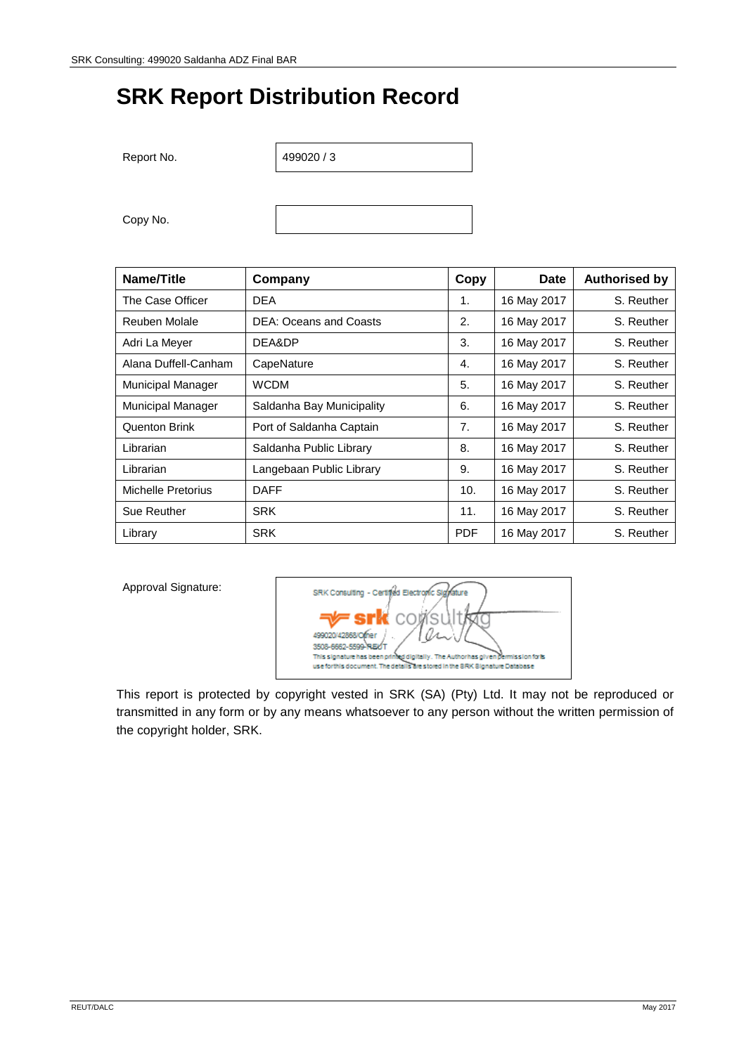# SRK Report Distribution Record

| | |
|---|---|
| Report No. | 499020 / 3 |
| Copy No. | |

| Name/Title | Company | Copy | Date | Authorised by |
|---|---|---|---|---|
| The Case Officer | DEA | 1. | 16 May 2017 | S. Reuther |
| Reuben Molale | DEA: Oceans and Coasts | 2. | 16 May 2017 | S. Reuther |
| Adri La Meyer | DEA&DP | 3. | 16 May 2017 | S. Reuther |
| Alana Duffell-Canham | CapeNature | 4. | 16 May 2017 | S. Reuther |
| Municipal Manager | WCDM | 5. | 16 May 2017 | S. Reuther |
| Municipal Manager | Saldanha Bay Municipality | 6. | 16 May 2017 | S. Reuther |
| Quenton Brink | Port of Saldanha Captain | 7. | 16 May 2017 | S. Reuther |
| Librarian | Saldanha Public Library | 8. | 16 May 2017 | S. Reuther |
| Librarian | Langebaan Public Library | 9. | 16 May 2017 | S. Reuther |
| Michelle Pretorius | DAFF | 10. | 16 May 2017 | S. Reuther |
| Sue Reuther | SRK | 11. | 16 May 2017 | S. Reuther |
| Library | SRK | PDF | 16 May 2017 | S. Reuther |

Approval Signature:

SRK Consulting - Certified Electronic Signature
srk consulting
499020/42868/Other
3508-6662-5599-REUT
This signature has been printed digitally. The Author has given permission for its use for this document. The details are stored in the SRK Signature Database

This report is protected by copyright vested in SRK (SA) (Pty) Ltd. It may not be reproduced or transmitted in any form or by any means whatsoever to any person without the written permission of the copyright holder, SRK.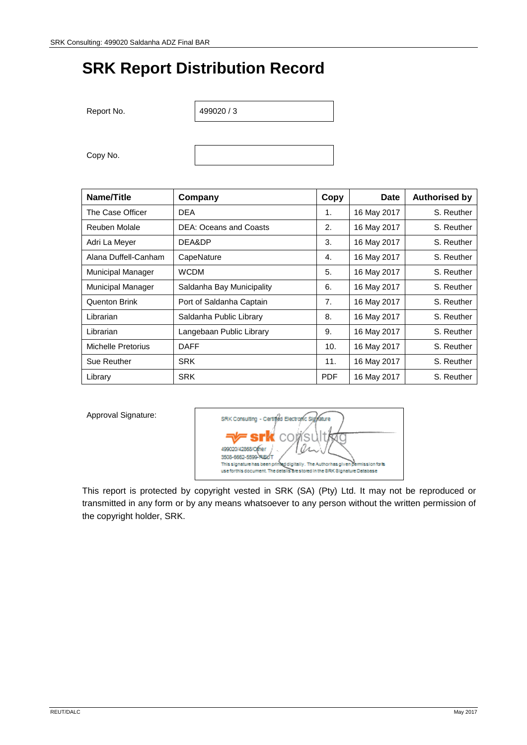# SRK Report Distribution Record

| | |
|---|---|
| Report No. | 499020 / 3 |
| Copy No. | |

| Name/Title | Company | Copy | Date | Authorised by |
|---|---|---|---|---|
| The Case Officer | DEA | 1. | 16 May 2017 | S. Reuther |
| Reuben Molale | DEA: Oceans and Coasts | 2. | 16 May 2017 | S. Reuther |
| Adri La Meyer | DEA&DP | 3. | 16 May 2017 | S. Reuther |
| Alana Duffell-Canham | CapeNature | 4. | 16 May 2017 | S. Reuther |
| Municipal Manager | WCDM | 5. | 16 May 2017 | S. Reuther |
| Municipal Manager | Saldanha Bay Municipality | 6. | 16 May 2017 | S. Reuther |
| Quenton Brink | Port of Saldanha Captain | 7. | 16 May 2017 | S. Reuther |
| Librarian | Saldanha Public Library | 8. | 16 May 2017 | S. Reuther |
| Librarian | Langebaan Public Library | 9. | 16 May 2017 | S. Reuther |
| Michelle Pretorius | DAFF | 10. | 16 May 2017 | S. Reuther |
| Sue Reuther | SRK | 11. | 16 May 2017 | S. Reuther |
| Library | SRK | PDF | 16 May 2017 | S. Reuther |

Approval Signature:

SRK Consulting - Certified Electronic Signature

srk consulting

499020/42868/Other

3508-6662-5599-REUT

This signature has been printed digitally. The Author has given permission for its use for this document. The details are stored in the SRK Signature Database

This report is protected by copyright vested in SRK (SA) (Pty) Ltd. It may not be reproduced or transmitted in any form or by any means whatsoever to any person without the written permission of the copyright holder, SRK.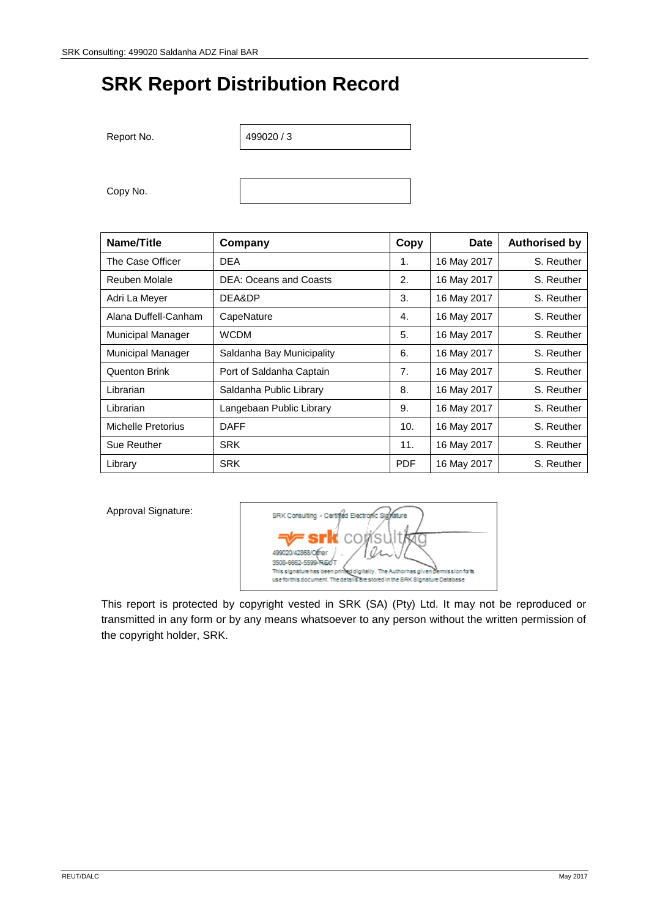# SRK Report Distribution Record

| | |
|---|---|
| Report No. | 499020 / 3 |
| Copy No. | |

| Name/Title | Company | Copy | Date | Authorised by |
|---|---|---|---|---|
| The Case Officer | DEA | 1. | 16 May 2017 | S. Reuther |
| Reuben Molale | DEA: Oceans and Coasts | 2. | 16 May 2017 | S. Reuther |
| Adri La Meyer | DEA&DP | 3. | 16 May 2017 | S. Reuther |
| Alana Duffell-Canham | CapeNature | 4. | 16 May 2017 | S. Reuther |
| Municipal Manager | WCDM | 5. | 16 May 2017 | S. Reuther |
| Municipal Manager | Saldanha Bay Municipality | 6. | 16 May 2017 | S. Reuther |
| Quenton Brink | Port of Saldanha Captain | 7. | 16 May 2017 | S. Reuther |
| Librarian | Saldanha Public Library | 8. | 16 May 2017 | S. Reuther |
| Librarian | Langebaan Public Library | 9. | 16 May 2017 | S. Reuther |
| Michelle Pretorius | DAFF | 10. | 16 May 2017 | S. Reuther |
| Sue Reuther | SRK | 11. | 16 May 2017 | S. Reuther |
| Library | SRK | PDF | 16 May 2017 | S. Reuther |

Approval Signature:

SRK Consulting - Certified Electronic Signature

srk consulting

499020/42868/Other

3508-6662-5599-REUT

This signature has been printed digitally. The Author has given permission for its use for this document. The details are stored in the SRK Signature Database

This report is protected by copyright vested in SRK (SA) (Pty) Ltd. It may not be reproduced or transmitted in any form or by any means whatsoever to any person without the written permission of the copyright holder, SRK.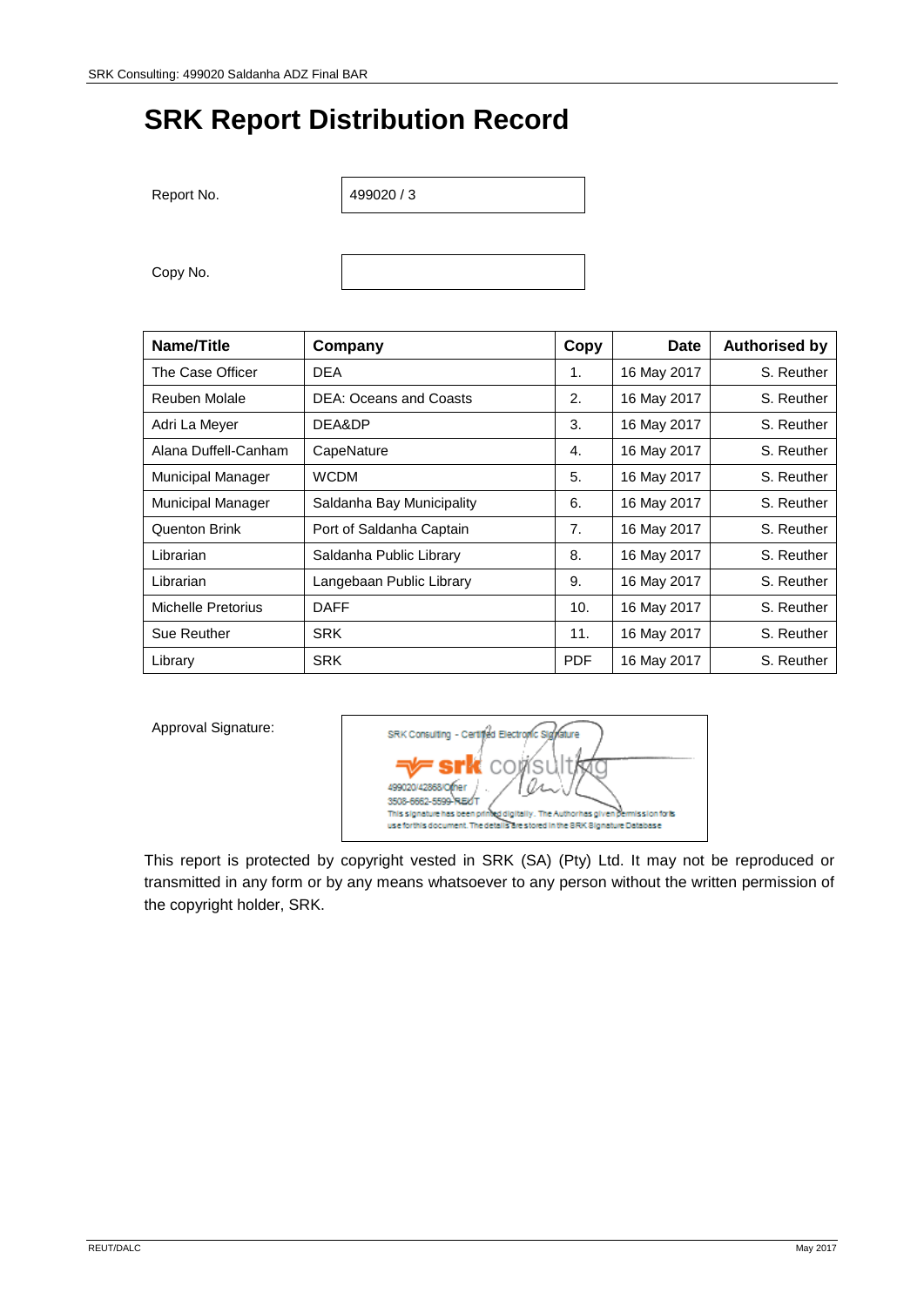# SRK Report Distribution Record

| | |
|---|---|
| Report No. | 499020 / 3 |
| Copy No. | |

| Name/Title | Company | Copy | Date | Authorised by |
|---|---|---|---|---|
| The Case Officer | DEA | 1. | 16 May 2017 | S. Reuther |
| Reuben Molale | DEA: Oceans and Coasts | 2. | 16 May 2017 | S. Reuther |
| Adri La Meyer | DEA&DP | 3. | 16 May 2017 | S. Reuther |
| Alana Duffell-Canham | CapeNature | 4. | 16 May 2017 | S. Reuther |
| Municipal Manager | WCDM | 5. | 16 May 2017 | S. Reuther |
| Municipal Manager | Saldanha Bay Municipality | 6. | 16 May 2017 | S. Reuther |
| Quenton Brink | Port of Saldanha Captain | 7. | 16 May 2017 | S. Reuther |
| Librarian | Saldanha Public Library | 8. | 16 May 2017 | S. Reuther |
| Librarian | Langebaan Public Library | 9. | 16 May 2017 | S. Reuther |
| Michelle Pretorius | DAFF | 10. | 16 May 2017 | S. Reuther |
| Sue Reuther | SRK | 11. | 16 May 2017 | S. Reuther |
| Library | SRK | PDF | 16 May 2017 | S. Reuther |

Approval Signature:

SRK Consulting - Certified Electronic Signature

srk consulting

499020/42868/Other

3508-6662-5599-REUT

This signature has been printed digitally. The Author has given permission for its use for this document. The details are stored in the SRK Signature Database

This report is protected by copyright vested in SRK (SA) (Pty) Ltd. It may not be reproduced or transmitted in any form or by any means whatsoever to any person without the written permission of the copyright holder, SRK.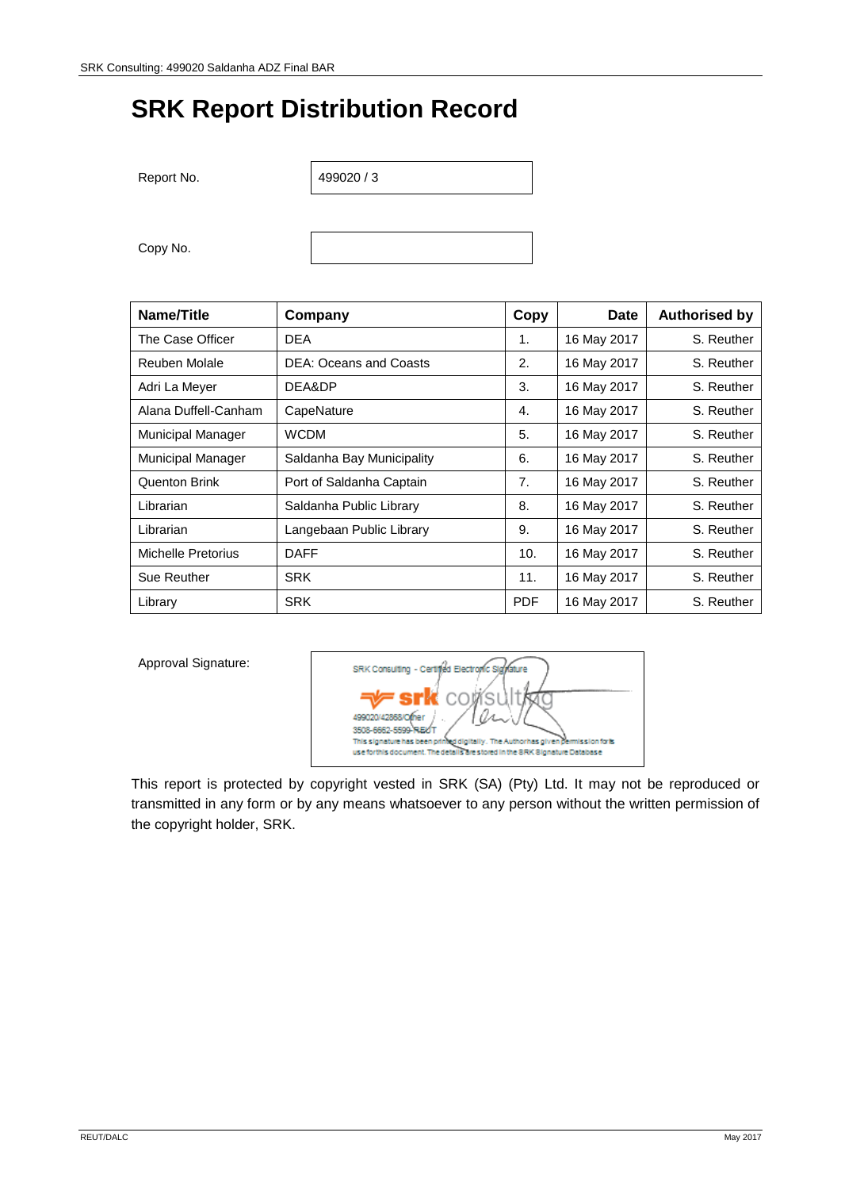# SRK Report Distribution Record

| | |
|---|---|
| Report No. | 499020 / 3 |
| Copy No. | |

| Name/Title | Company | Copy | Date | Authorised by |
|---|---|---|---|---|
| The Case Officer | DEA | 1. | 16 May 2017 | S. Reuther |
| Reuben Molale | DEA: Oceans and Coasts | 2. | 16 May 2017 | S. Reuther |
| Adri La Meyer | DEA&DP | 3. | 16 May 2017 | S. Reuther |
| Alana Duffell-Canham | CapeNature | 4. | 16 May 2017 | S. Reuther |
| Municipal Manager | WCDM | 5. | 16 May 2017 | S. Reuther |
| Municipal Manager | Saldanha Bay Municipality | 6. | 16 May 2017 | S. Reuther |
| Quenton Brink | Port of Saldanha Captain | 7. | 16 May 2017 | S. Reuther |
| Librarian | Saldanha Public Library | 8. | 16 May 2017 | S. Reuther |
| Librarian | Langebaan Public Library | 9. | 16 May 2017 | S. Reuther |
| Michelle Pretorius | DAFF | 10. | 16 May 2017 | S. Reuther |
| Sue Reuther | SRK | 11. | 16 May 2017 | S. Reuther |
| Library | SRK | PDF | 16 May 2017 | S. Reuther |

Approval Signature:

SRK Consulting - Certified Electronic Signature
srk consulting
499020/42868/Other
3508-6662-5599-REUT
This signature has been printed digitally. The Author has given permission for its use for this document. The details are stored in the SRK Signature Database

This report is protected by copyright vested in SRK (SA) (Pty) Ltd. It may not be reproduced or transmitted in any form or by any means whatsoever to any person without the written permission of the copyright holder, SRK.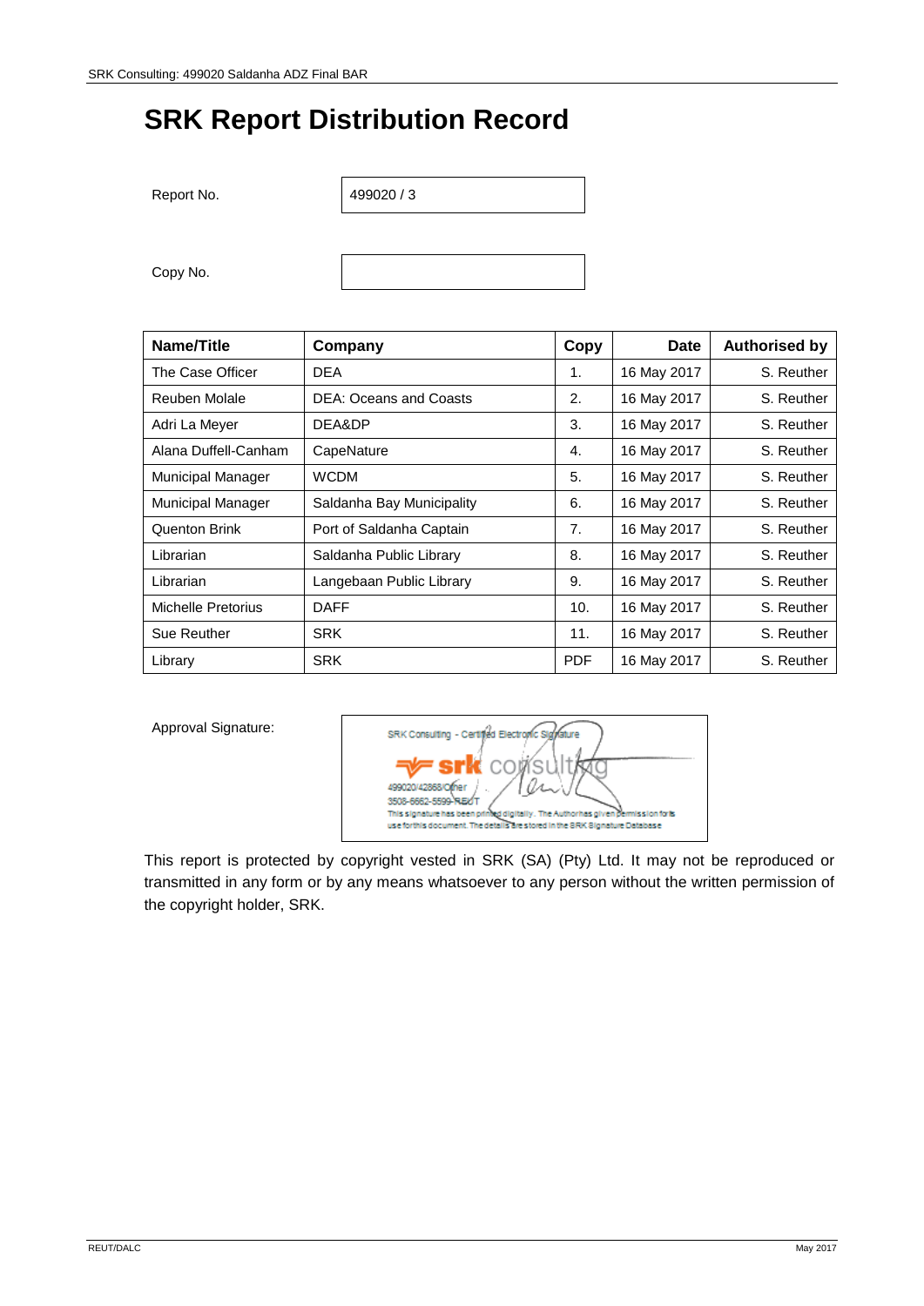# SRK Report Distribution Record

| | |
|---|---|
| Report No. | 499020 / 3 |
| Copy No. | |

| Name/Title | Company | Copy | Date | Authorised by |
|---|---|---|---|---|
| The Case Officer | DEA | 1. | 16 May 2017 | S. Reuther |
| Reuben Molale | DEA: Oceans and Coasts | 2. | 16 May 2017 | S. Reuther |
| Adri La Meyer | DEA&DP | 3. | 16 May 2017 | S. Reuther |
| Alana Duffell-Canham | CapeNature | 4. | 16 May 2017 | S. Reuther |
| Municipal Manager | WCDM | 5. | 16 May 2017 | S. Reuther |
| Municipal Manager | Saldanha Bay Municipality | 6. | 16 May 2017 | S. Reuther |
| Quenton Brink | Port of Saldanha Captain | 7. | 16 May 2017 | S. Reuther |
| Librarian | Saldanha Public Library | 8. | 16 May 2017 | S. Reuther |
| Librarian | Langebaan Public Library | 9. | 16 May 2017 | S. Reuther |
| Michelle Pretorius | DAFF | 10. | 16 May 2017 | S. Reuther |
| Sue Reuther | SRK | 11. | 16 May 2017 | S. Reuther |
| Library | SRK | PDF | 16 May 2017 | S. Reuther |

Approval Signature:

SRK Consulting - Certified Electronic Signature

srk consulting

499020/42868/Other

3508-6662-5599-REUT

This signature has been printed digitally. The Authorhas given permission for its use for this document. The details are stored in the SRK Signature Database

This report is protected by copyright vested in SRK (SA) (Pty) Ltd. It may not be reproduced or transmitted in any form or by any means whatsoever to any person without the written permission of the copyright holder, SRK.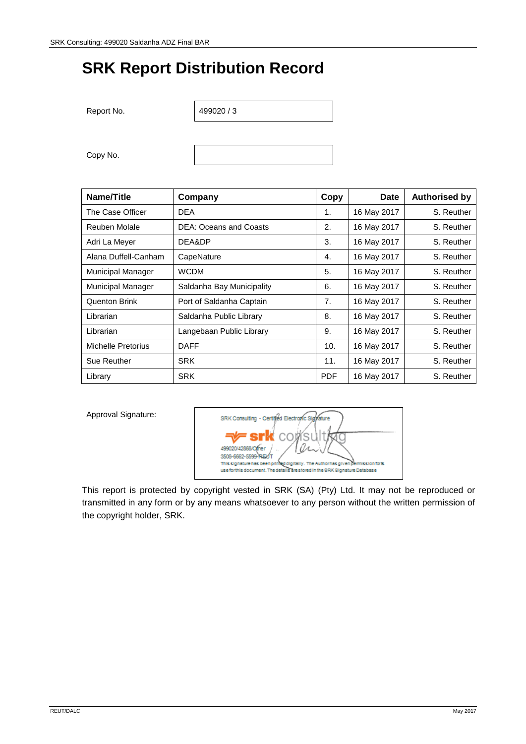# SRK Report Distribution Record

| | |
|---|---|
| Report No. | 499020 / 3 |
| Copy No. | |

| Name/Title | Company | Copy | Date | Authorised by |
|---|---|---|---|---|
| The Case Officer | DEA | 1. | 16 May 2017 | S. Reuther |
| Reuben Molale | DEA: Oceans and Coasts | 2. | 16 May 2017 | S. Reuther |
| Adri La Meyer | DEA&DP | 3. | 16 May 2017 | S. Reuther |
| Alana Duffell-Canham | CapeNature | 4. | 16 May 2017 | S. Reuther |
| Municipal Manager | WCDM | 5. | 16 May 2017 | S. Reuther |
| Municipal Manager | Saldanha Bay Municipality | 6. | 16 May 2017 | S. Reuther |
| Quenton Brink | Port of Saldanha Captain | 7. | 16 May 2017 | S. Reuther |
| Librarian | Saldanha Public Library | 8. | 16 May 2017 | S. Reuther |
| Librarian | Langebaan Public Library | 9. | 16 May 2017 | S. Reuther |
| Michelle Pretorius | DAFF | 10. | 16 May 2017 | S. Reuther |
| Sue Reuther | SRK | 11. | 16 May 2017 | S. Reuther |
| Library | SRK | PDF | 16 May 2017 | S. Reuther |

Approval Signature:

SRK Consulting - Certified Electronic Signature

srk consulting

499020/42868/Other

3508-6662-5599-REUT

This signature has been printed digitally. The Authorhas given permission for its use for this document. The details are stored in the SRK Signature Database

This report is protected by copyright vested in SRK (SA) (Pty) Ltd. It may not be reproduced or transmitted in any form or by any means whatsoever to any person without the written permission of the copyright holder, SRK.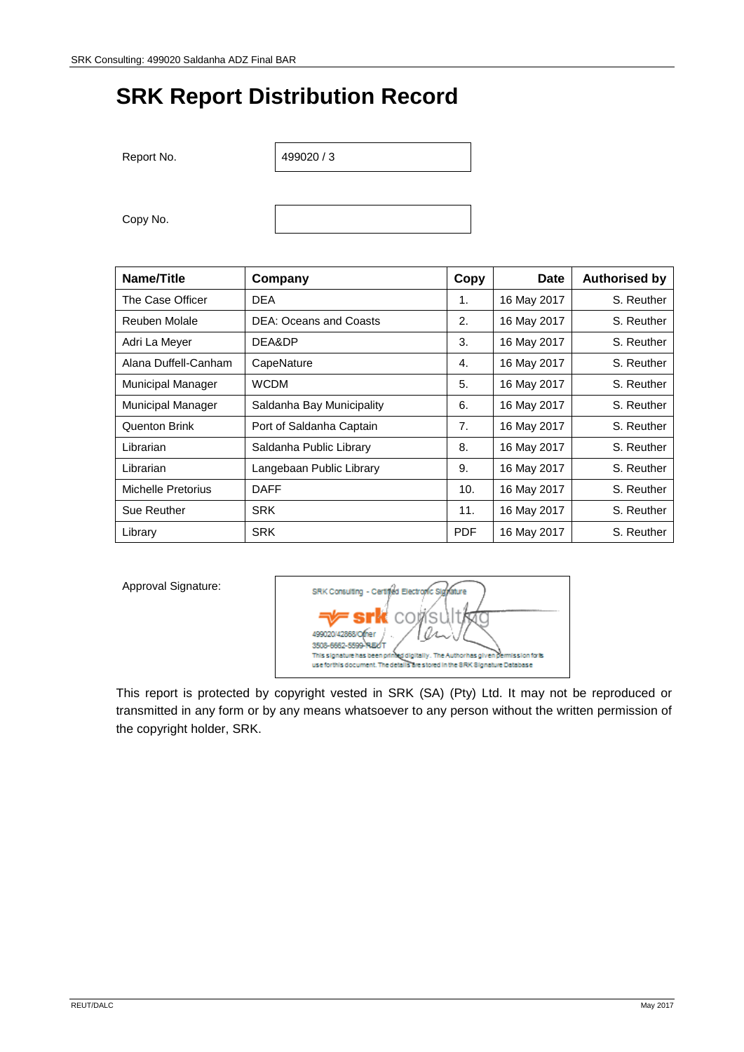# SRK Report Distribution Record

| | |
|---|---|
| Report No. | 499020 / 3 |
| Copy No. | |

| Name/Title | Company | Copy | Date | Authorised by |
|---|---|---|---|---|
| The Case Officer | DEA | 1. | 16 May 2017 | S. Reuther |
| Reuben Molale | DEA: Oceans and Coasts | 2. | 16 May 2017 | S. Reuther |
| Adri La Meyer | DEA&DP | 3. | 16 May 2017 | S. Reuther |
| Alana Duffell-Canham | CapeNature | 4. | 16 May 2017 | S. Reuther |
| Municipal Manager | WCDM | 5. | 16 May 2017 | S. Reuther |
| Municipal Manager | Saldanha Bay Municipality | 6. | 16 May 2017 | S. Reuther |
| Quenton Brink | Port of Saldanha Captain | 7. | 16 May 2017 | S. Reuther |
| Librarian | Saldanha Public Library | 8. | 16 May 2017 | S. Reuther |
| Librarian | Langebaan Public Library | 9. | 16 May 2017 | S. Reuther |
| Michelle Pretorius | DAFF | 10. | 16 May 2017 | S. Reuther |
| Sue Reuther | SRK | 11. | 16 May 2017 | S. Reuther |
| Library | SRK | PDF | 16 May 2017 | S. Reuther |

Approval Signature:

SRK Consulting - Certified Electronic Signature

srk consulting

499020/42868/Other

3508-6662-5599-REUT

This signature has been printed digitally. The Authorhas given permission forits use forthis document. The details are stored in the SRK Signature Database

This report is protected by copyright vested in SRK (SA) (Pty) Ltd. It may not be reproduced or transmitted in any form or by any means whatsoever to any person without the written permission of the copyright holder, SRK.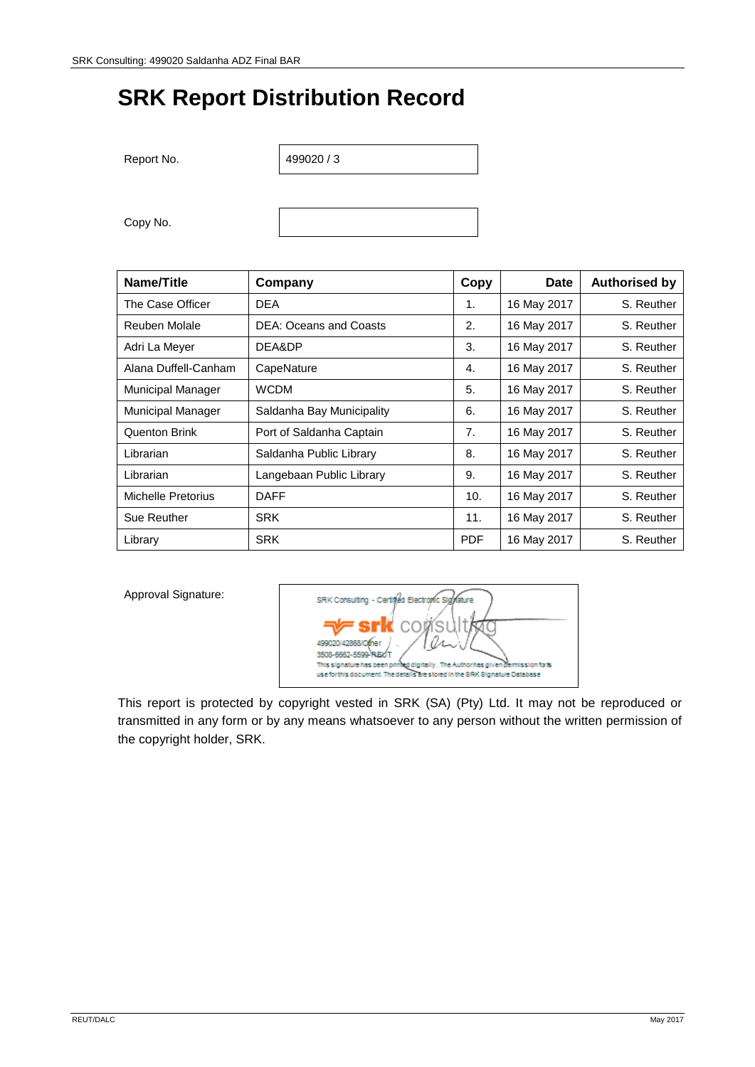# SRK Report Distribution Record

| | |
|---|---|
| Report No. | 499020 / 3 |
| Copy No. | |

| Name/Title | Company | Copy | Date | Authorised by |
|---|---|---|---|---|
| The Case Officer | DEA | 1. | 16 May 2017 | S. Reuther |
| Reuben Molale | DEA: Oceans and Coasts | 2. | 16 May 2017 | S. Reuther |
| Adri La Meyer | DEA&DP | 3. | 16 May 2017 | S. Reuther |
| Alana Duffell-Canham | CapeNature | 4. | 16 May 2017 | S. Reuther |
| Municipal Manager | WCDM | 5. | 16 May 2017 | S. Reuther |
| Municipal Manager | Saldanha Bay Municipality | 6. | 16 May 2017 | S. Reuther |
| Quenton Brink | Port of Saldanha Captain | 7. | 16 May 2017 | S. Reuther |
| Librarian | Saldanha Public Library | 8. | 16 May 2017 | S. Reuther |
| Librarian | Langebaan Public Library | 9. | 16 May 2017 | S. Reuther |
| Michelle Pretorius | DAFF | 10. | 16 May 2017 | S. Reuther |
| Sue Reuther | SRK | 11. | 16 May 2017 | S. Reuther |
| Library | SRK | PDF | 16 May 2017 | S. Reuther |

Approval Signature:

SRK Consulting - Certified Electronic Signature

srk consulting

499020/42868/Other

3508-6662-5599-REUT

This signature has been printed digitally. The Author has given permission for its use for this document. The details are stored in the SRK Signature Database

This report is protected by copyright vested in SRK (SA) (Pty) Ltd. It may not be reproduced or transmitted in any form or by any means whatsoever to any person without the written permission of the copyright holder, SRK.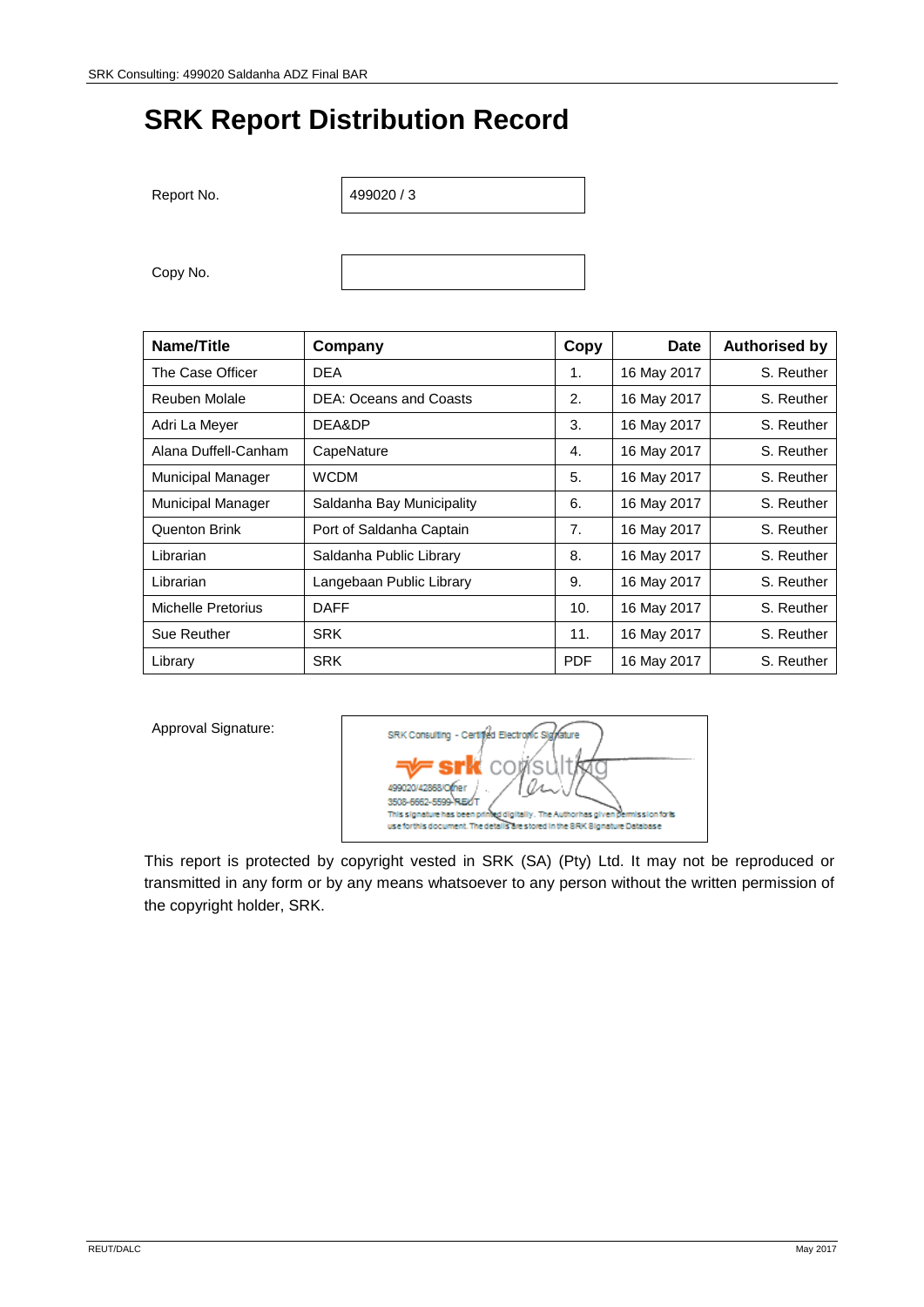# SRK Report Distribution Record

| | |
|---|---|
| Report No. | 499020 / 3 |
| Copy No. | |

| Name/Title | Company | Copy | Date | Authorised by |
|---|---|---|---|---|
| The Case Officer | DEA | 1. | 16 May 2017 | S. Reuther |
| Reuben Molale | DEA: Oceans and Coasts | 2. | 16 May 2017 | S. Reuther |
| Adri La Meyer | DEA&DP | 3. | 16 May 2017 | S. Reuther |
| Alana Duffell-Canham | CapeNature | 4. | 16 May 2017 | S. Reuther |
| Municipal Manager | WCDM | 5. | 16 May 2017 | S. Reuther |
| Municipal Manager | Saldanha Bay Municipality | 6. | 16 May 2017 | S. Reuther |
| Quenton Brink | Port of Saldanha Captain | 7. | 16 May 2017 | S. Reuther |
| Librarian | Saldanha Public Library | 8. | 16 May 2017 | S. Reuther |
| Librarian | Langebaan Public Library | 9. | 16 May 2017 | S. Reuther |
| Michelle Pretorius | DAFF | 10. | 16 May 2017 | S. Reuther |
| Sue Reuther | SRK | 11. | 16 May 2017 | S. Reuther |
| Library | SRK | PDF | 16 May 2017 | S. Reuther |

Approval Signature:

SRK Consulting - Certified Electronic Signature

srk consulting

499020/42868/Other

3508-6662-5599-REUT

This signature has been printed digitally. The Authorhas given permission forits use forthis document. The details are stored in the SRK Signature Database

This report is protected by copyright vested in SRK (SA) (Pty) Ltd. It may not be reproduced or transmitted in any form or by any means whatsoever to any person without the written permission of the copyright holder, SRK.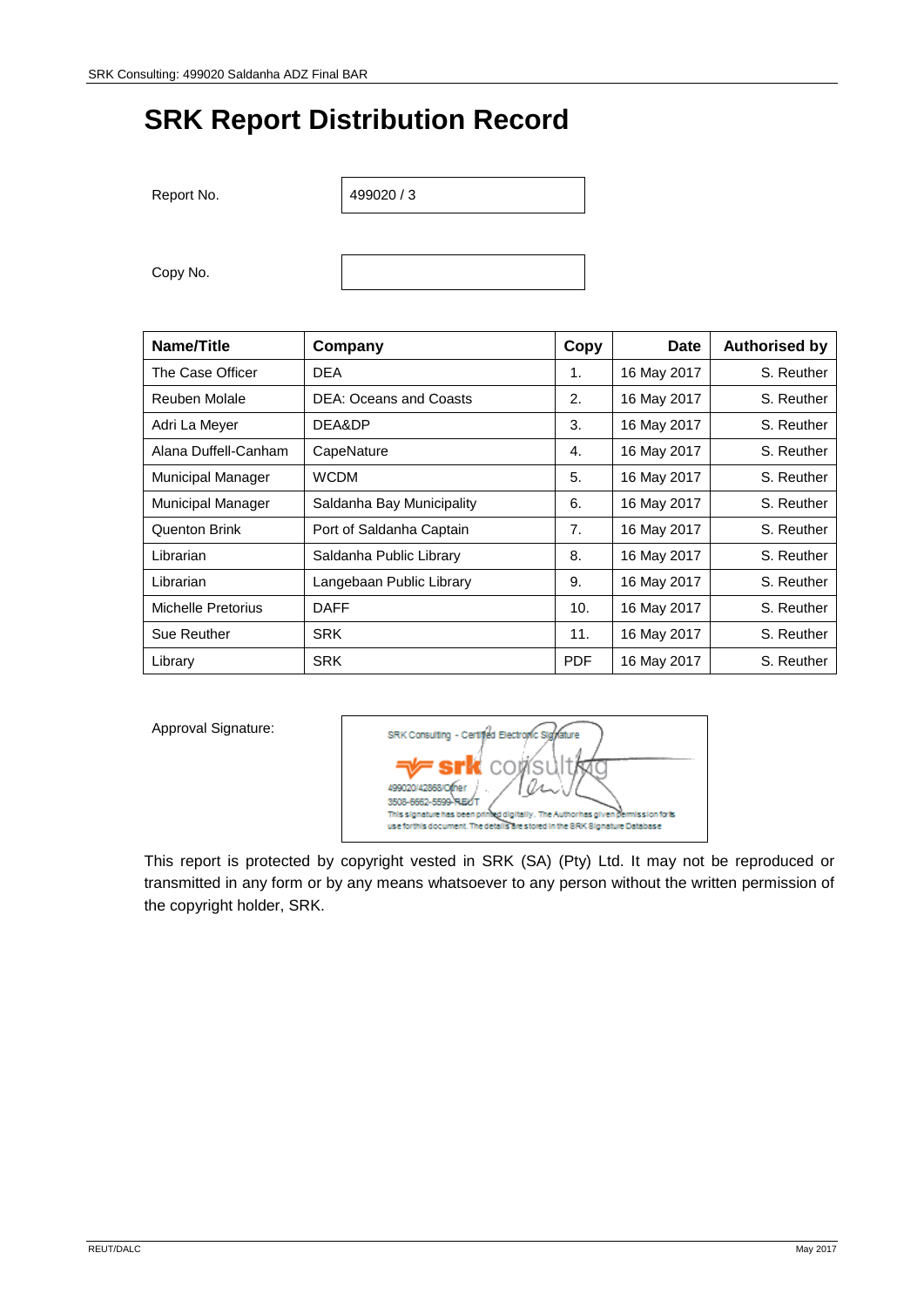# SRK Report Distribution Record

| | |
|---|---|
| Report No. | 499020 / 3 |
| Copy No. | |

| Name/Title | Company | Copy | Date | Authorised by |
|---|---|---|---|---|
| The Case Officer | DEA | 1. | 16 May 2017 | S. Reuther |
| Reuben Molale | DEA: Oceans and Coasts | 2. | 16 May 2017 | S. Reuther |
| Adri La Meyer | DEA&DP | 3. | 16 May 2017 | S. Reuther |
| Alana Duffell-Canham | CapeNature | 4. | 16 May 2017 | S. Reuther |
| Municipal Manager | WCDM | 5. | 16 May 2017 | S. Reuther |
| Municipal Manager | Saldanha Bay Municipality | 6. | 16 May 2017 | S. Reuther |
| Quenton Brink | Port of Saldanha Captain | 7. | 16 May 2017 | S. Reuther |
| Librarian | Saldanha Public Library | 8. | 16 May 2017 | S. Reuther |
| Librarian | Langebaan Public Library | 9. | 16 May 2017 | S. Reuther |
| Michelle Pretorius | DAFF | 10. | 16 May 2017 | S. Reuther |
| Sue Reuther | SRK | 11. | 16 May 2017 | S. Reuther |
| Library | SRK | PDF | 16 May 2017 | S. Reuther |

Approval Signature:

SRK Consulting - Certified Electronic Signature
srk consulting
499020/42868/Other
3508-6662-5599-REUT
This signature has been printed digitally. The Authorhas given permission forits use forthis document. The details are stored in the SRK Signature Database

This report is protected by copyright vested in SRK (SA) (Pty) Ltd. It may not be reproduced or transmitted in any form or by any means whatsoever to any person without the written permission of the copyright holder, SRK.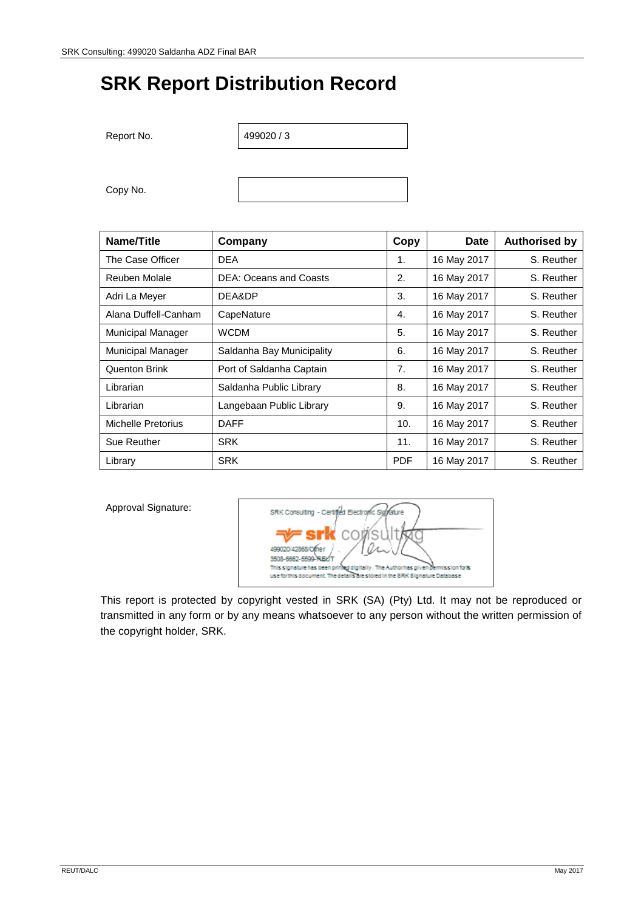# SRK Report Distribution Record

Report No. 499020 / 3

Copy No.

| Name/Title | Company | Copy | Date | Authorised by |
|---|---|---|---|---|
| The Case Officer | DEA | 1. | 16 May 2017 | S. Reuther |
| Reuben Molale | DEA: Oceans and Coasts | 2. | 16 May 2017 | S. Reuther |
| Adri La Meyer | DEA&DP | 3. | 16 May 2017 | S. Reuther |
| Alana Duffell-Canham | CapeNature | 4. | 16 May 2017 | S. Reuther |
| Municipal Manager | WCDM | 5. | 16 May 2017 | S. Reuther |
| Municipal Manager | Saldanha Bay Municipality | 6. | 16 May 2017 | S. Reuther |
| Quenton Brink | Port of Saldanha Captain | 7. | 16 May 2017 | S. Reuther |
| Librarian | Saldanha Public Library | 8. | 16 May 2017 | S. Reuther |
| Librarian | Langebaan Public Library | 9. | 16 May 2017 | S. Reuther |
| Michelle Pretorius | DAFF | 10. | 16 May 2017 | S. Reuther |
| Sue Reuther | SRK | 11. | 16 May 2017 | S. Reuther |
| Library | SRK | PDF | 16 May 2017 | S. Reuther |

Approval Signature:

SRK Consulting - Certified Electronic Signature
srk consulting
499020/42868/Other
3508-6662-5599-REUT
This signature has been printed digitally. The Authorhas given permission forits use forthis document. The details are stored in the SRK Signature Database

This report is protected by copyright vested in SRK (SA) (Pty) Ltd. It may not be reproduced or transmitted in any form or by any means whatsoever to any person without the written permission of the copyright holder, SRK.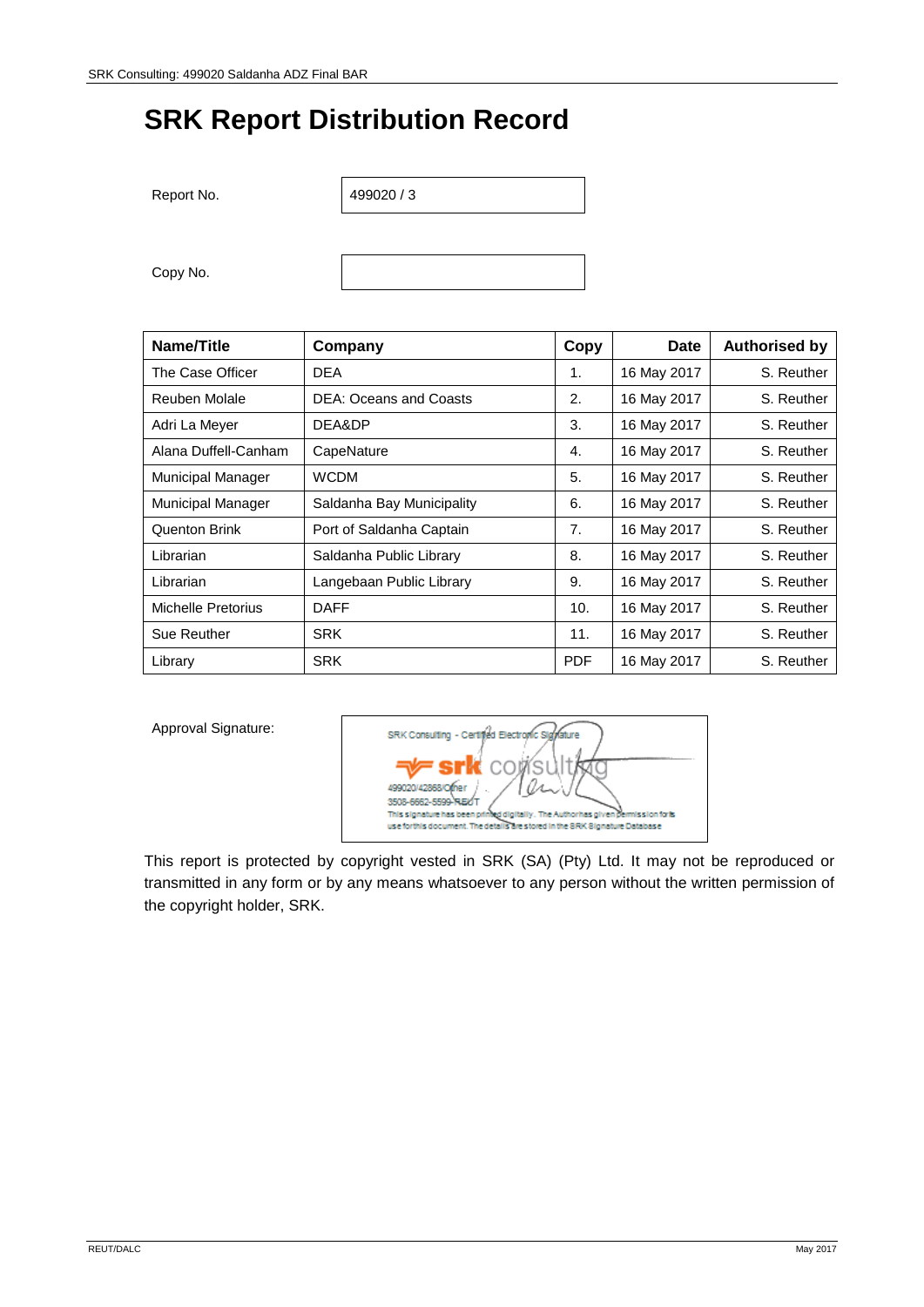# SRK Report Distribution Record

| | |
|---|---|
| Report No. | 499020 / 3 |
| Copy No. | |

| Name/Title | Company | Copy | Date | Authorised by |
|---|---|---|---|---|
| The Case Officer | DEA | 1. | 16 May 2017 | S. Reuther |
| Reuben Molale | DEA: Oceans and Coasts | 2. | 16 May 2017 | S. Reuther |
| Adri La Meyer | DEA&DP | 3. | 16 May 2017 | S. Reuther |
| Alana Duffell-Canham | CapeNature | 4. | 16 May 2017 | S. Reuther |
| Municipal Manager | WCDM | 5. | 16 May 2017 | S. Reuther |
| Municipal Manager | Saldanha Bay Municipality | 6. | 16 May 2017 | S. Reuther |
| Quenton Brink | Port of Saldanha Captain | 7. | 16 May 2017 | S. Reuther |
| Librarian | Saldanha Public Library | 8. | 16 May 2017 | S. Reuther |
| Librarian | Langebaan Public Library | 9. | 16 May 2017 | S. Reuther |
| Michelle Pretorius | DAFF | 10. | 16 May 2017 | S. Reuther |
| Sue Reuther | SRK | 11. | 16 May 2017 | S. Reuther |
| Library | SRK | PDF | 16 May 2017 | S. Reuther |

Approval Signature:

SRK Consulting - Certified Electronic Signature

srk consulting

499020/42868/Other

3508-6662-5599-REUT

This signature has been printed digitally. The Author has given permission for its use for this document. The details are stored in the SRK Signature Database

This report is protected by copyright vested in SRK (SA) (Pty) Ltd. It may not be reproduced or transmitted in any form or by any means whatsoever to any person without the written permission of the copyright holder, SRK.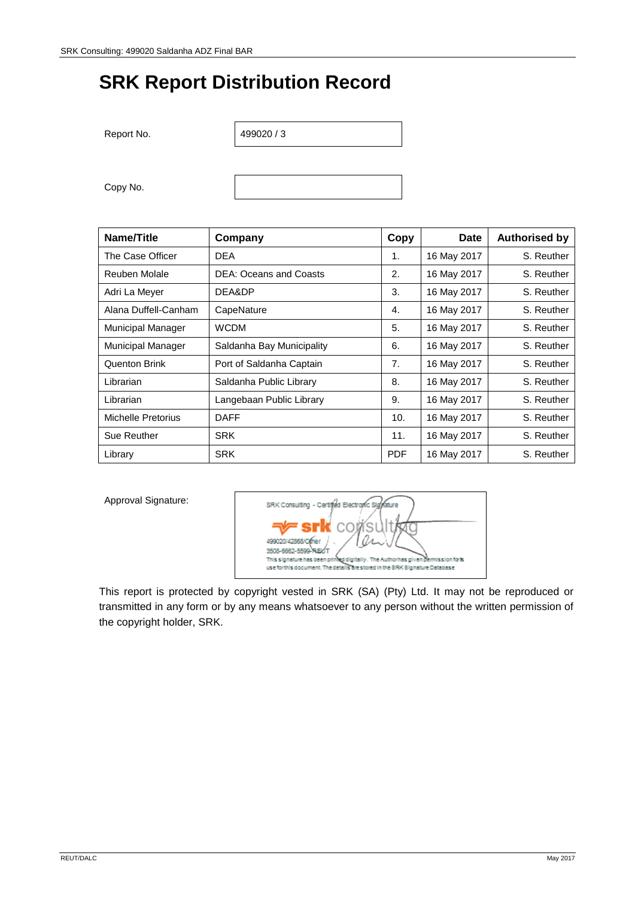# SRK Report Distribution Record

| | |
|---|---|
| Report No. | 499020 / 3 |
| Copy No. | |

| Name/Title | Company | Copy | Date | Authorised by |
|---|---|---|---|---|
| The Case Officer | DEA | 1. | 16 May 2017 | S. Reuther |
| Reuben Molale | DEA: Oceans and Coasts | 2. | 16 May 2017 | S. Reuther |
| Adri La Meyer | DEA&DP | 3. | 16 May 2017 | S. Reuther |
| Alana Duffell-Canham | CapeNature | 4. | 16 May 2017 | S. Reuther |
| Municipal Manager | WCDM | 5. | 16 May 2017 | S. Reuther |
| Municipal Manager | Saldanha Bay Municipality | 6. | 16 May 2017 | S. Reuther |
| Quenton Brink | Port of Saldanha Captain | 7. | 16 May 2017 | S. Reuther |
| Librarian | Saldanha Public Library | 8. | 16 May 2017 | S. Reuther |
| Librarian | Langebaan Public Library | 9. | 16 May 2017 | S. Reuther |
| Michelle Pretorius | DAFF | 10. | 16 May 2017 | S. Reuther |
| Sue Reuther | SRK | 11. | 16 May 2017 | S. Reuther |
| Library | SRK | PDF | 16 May 2017 | S. Reuther |

Approval Signature:

SRK Consulting - Certified Electronic Signature

srk consulting

499020/42868/Other

3508-6662-5599-REUT

This signature has been printed digitally. The Author has given permission for its use for this document. The details are stored in the SRK Signature Database

This report is protected by copyright vested in SRK (SA) (Pty) Ltd. It may not be reproduced or transmitted in any form or by any means whatsoever to any person without the written permission of the copyright holder, SRK.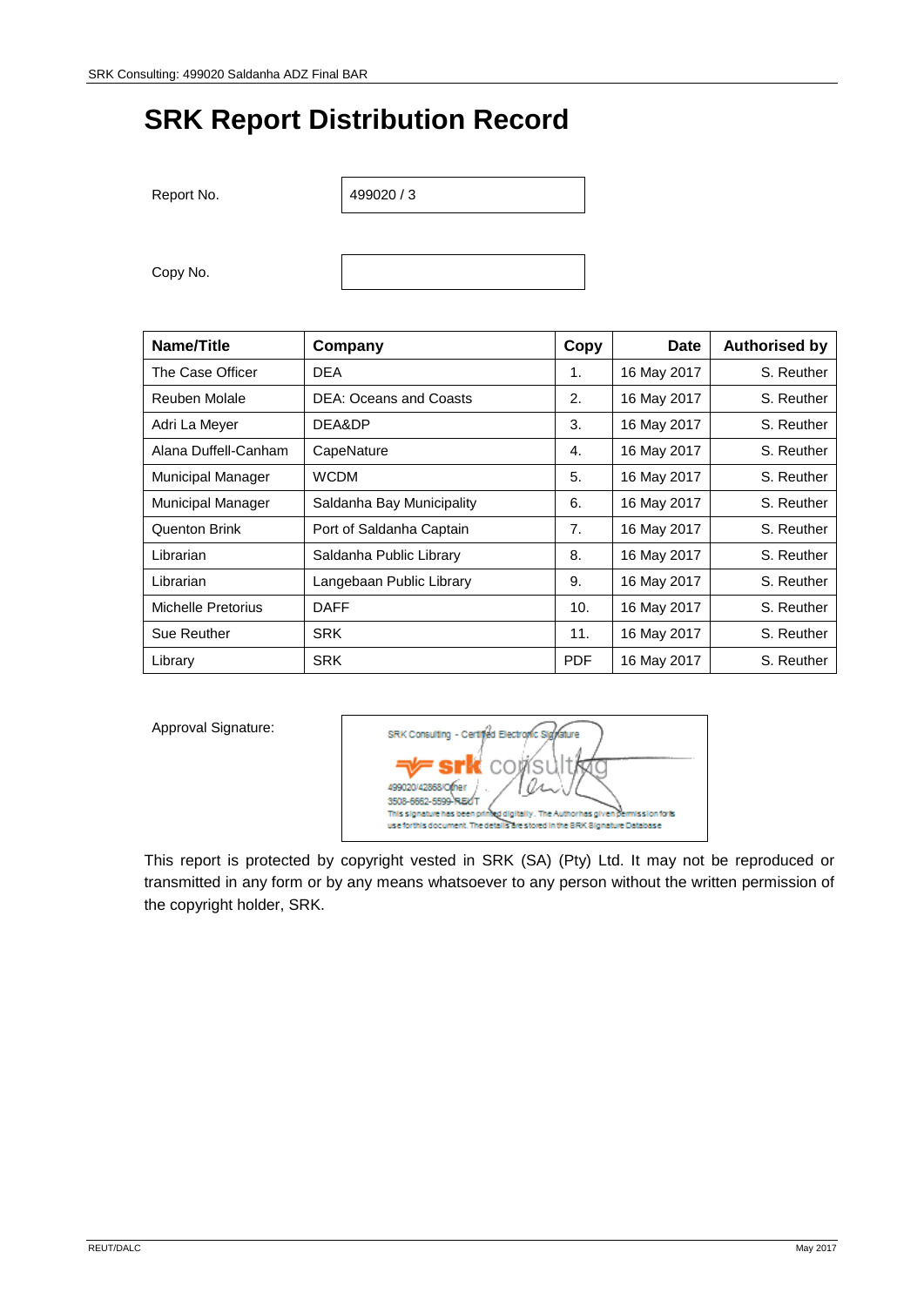# SRK Report Distribution Record

| | |
|---|---|
| Report No. | 499020 / 3 |
| Copy No. | |

| Name/Title | Company | Copy | Date | Authorised by |
|---|---|---|---|---|
| The Case Officer | DEA | 1. | 16 May 2017 | S. Reuther |
| Reuben Molale | DEA: Oceans and Coasts | 2. | 16 May 2017 | S. Reuther |
| Adri La Meyer | DEA&DP | 3. | 16 May 2017 | S. Reuther |
| Alana Duffell-Canham | CapeNature | 4. | 16 May 2017 | S. Reuther |
| Municipal Manager | WCDM | 5. | 16 May 2017 | S. Reuther |
| Municipal Manager | Saldanha Bay Municipality | 6. | 16 May 2017 | S. Reuther |
| Quenton Brink | Port of Saldanha Captain | 7. | 16 May 2017 | S. Reuther |
| Librarian | Saldanha Public Library | 8. | 16 May 2017 | S. Reuther |
| Librarian | Langebaan Public Library | 9. | 16 May 2017 | S. Reuther |
| Michelle Pretorius | DAFF | 10. | 16 May 2017 | S. Reuther |
| Sue Reuther | SRK | 11. | 16 May 2017 | S. Reuther |
| Library | SRK | PDF | 16 May 2017 | S. Reuther |

Approval Signature:

SRK Consulting - Certified Electronic Signature
srk consulting
499020/42868/Other
3508-6662-5599-REUT
This signature has been printed digitally. The Author has given permission for its use for this document. The details are stored in the SRK Signature Database

This report is protected by copyright vested in SRK (SA) (Pty) Ltd. It may not be reproduced or transmitted in any form or by any means whatsoever to any person without the written permission of the copyright holder, SRK.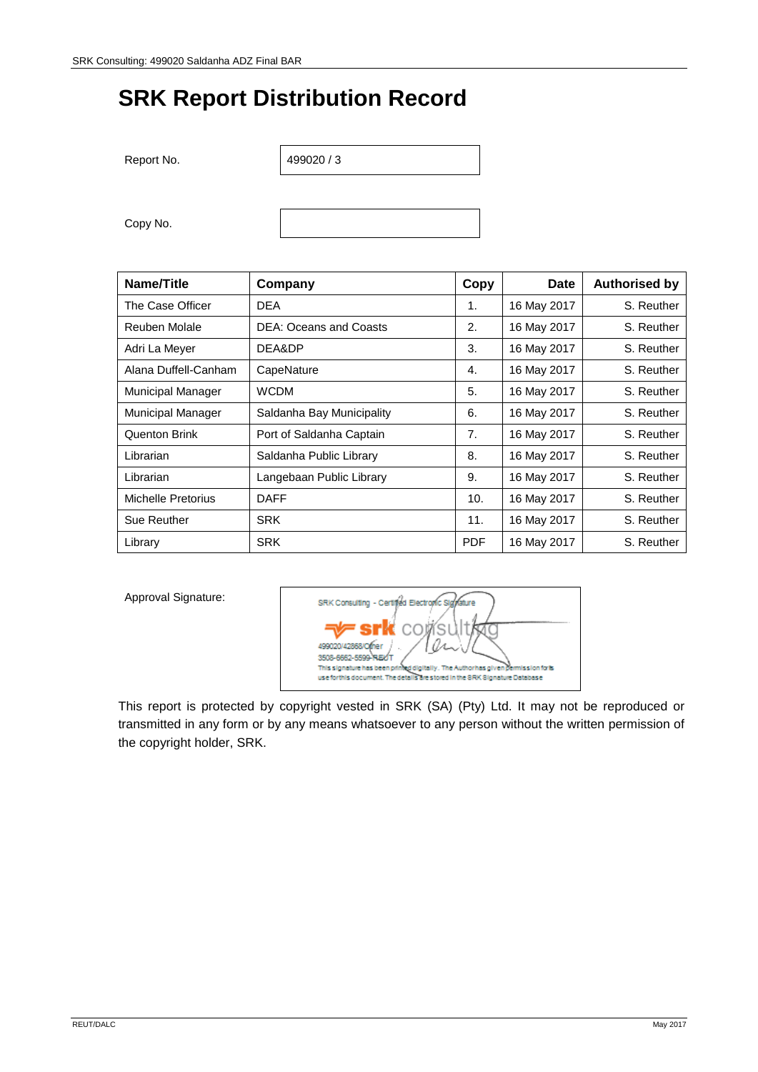# SRK Report Distribution Record

| | |
|---|---|
| Report No. | 499020 / 3 |
| Copy No. | |

| Name/Title | Company | Copy | Date | Authorised by |
|---|---|---|---|---|
| The Case Officer | DEA | 1. | 16 May 2017 | S. Reuther |
| Reuben Molale | DEA: Oceans and Coasts | 2. | 16 May 2017 | S. Reuther |
| Adri La Meyer | DEA&DP | 3. | 16 May 2017 | S. Reuther |
| Alana Duffell-Canham | CapeNature | 4. | 16 May 2017 | S. Reuther |
| Municipal Manager | WCDM | 5. | 16 May 2017 | S. Reuther |
| Municipal Manager | Saldanha Bay Municipality | 6. | 16 May 2017 | S. Reuther |
| Quenton Brink | Port of Saldanha Captain | 7. | 16 May 2017 | S. Reuther |
| Librarian | Saldanha Public Library | 8. | 16 May 2017 | S. Reuther |
| Librarian | Langebaan Public Library | 9. | 16 May 2017 | S. Reuther |
| Michelle Pretorius | DAFF | 10. | 16 May 2017 | S. Reuther |
| Sue Reuther | SRK | 11. | 16 May 2017 | S. Reuther |
| Library | SRK | PDF | 16 May 2017 | S. Reuther |

Approval Signature:

SRK Consulting - Certified Electronic Signature

srk consulting

499020/42868/Other

3508-6662-5599-REUT

This signature has been printed digitally. The Authorhas given permission forits use forthis document. The details are stored in the SRK Signature Database

This report is protected by copyright vested in SRK (SA) (Pty) Ltd. It may not be reproduced or transmitted in any form or by any means whatsoever to any person without the written permission of the copyright holder, SRK.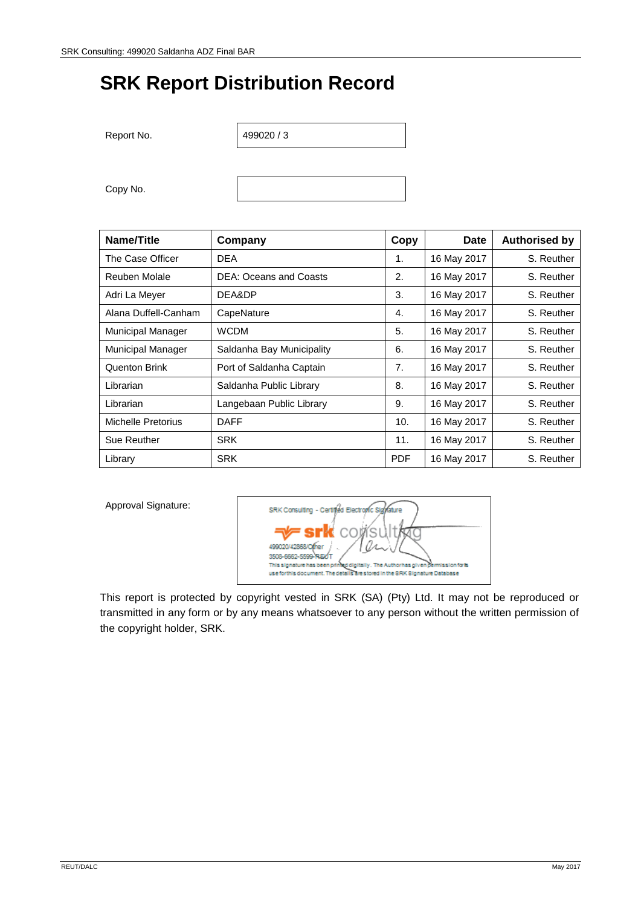# SRK Report Distribution Record

| | |
|---|---|
| Report No. | 499020 / 3 |
| Copy No. | |

| Name/Title | Company | Copy | Date | Authorised by |
|---|---|---|---|---|
| The Case Officer | DEA | 1. | 16 May 2017 | S. Reuther |
| Reuben Molale | DEA: Oceans and Coasts | 2. | 16 May 2017 | S. Reuther |
| Adri La Meyer | DEA&DP | 3. | 16 May 2017 | S. Reuther |
| Alana Duffell-Canham | CapeNature | 4. | 16 May 2017 | S. Reuther |
| Municipal Manager | WCDM | 5. | 16 May 2017 | S. Reuther |
| Municipal Manager | Saldanha Bay Municipality | 6. | 16 May 2017 | S. Reuther |
| Quenton Brink | Port of Saldanha Captain | 7. | 16 May 2017 | S. Reuther |
| Librarian | Saldanha Public Library | 8. | 16 May 2017 | S. Reuther |
| Librarian | Langebaan Public Library | 9. | 16 May 2017 | S. Reuther |
| Michelle Pretorius | DAFF | 10. | 16 May 2017 | S. Reuther |
| Sue Reuther | SRK | 11. | 16 May 2017 | S. Reuther |
| Library | SRK | PDF | 16 May 2017 | S. Reuther |

Approval Signature:

SRK Consulting - Certified Electronic Signature

srk consulting

499020/42868/Other

3508-6662-5599-REUT

This signature has been printed digitally. The Authorhas given permission forits use forthis document. The details are stored in the SRK Signature Database

This report is protected by copyright vested in SRK (SA) (Pty) Ltd. It may not be reproduced or transmitted in any form or by any means whatsoever to any person without the written permission of the copyright holder, SRK.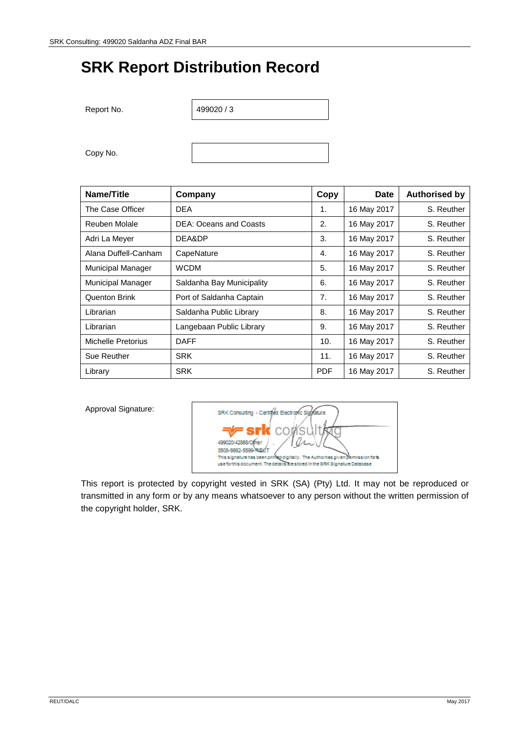# SRK Report Distribution Record

| | |
|---|---|
| Report No. | 499020 / 3 |
| Copy No. | |

| Name/Title | Company | Copy | Date | Authorised by |
|---|---|---|---|---|
| The Case Officer | DEA | 1. | 16 May 2017 | S. Reuther |
| Reuben Molale | DEA: Oceans and Coasts | 2. | 16 May 2017 | S. Reuther |
| Adri La Meyer | DEA&DP | 3. | 16 May 2017 | S. Reuther |
| Alana Duffell-Canham | CapeNature | 4. | 16 May 2017 | S. Reuther |
| Municipal Manager | WCDM | 5. | 16 May 2017 | S. Reuther |
| Municipal Manager | Saldanha Bay Municipality | 6. | 16 May 2017 | S. Reuther |
| Quenton Brink | Port of Saldanha Captain | 7. | 16 May 2017 | S. Reuther |
| Librarian | Saldanha Public Library | 8. | 16 May 2017 | S. Reuther |
| Librarian | Langebaan Public Library | 9. | 16 May 2017 | S. Reuther |
| Michelle Pretorius | DAFF | 10. | 16 May 2017 | S. Reuther |
| Sue Reuther | SRK | 11. | 16 May 2017 | S. Reuther |
| Library | SRK | PDF | 16 May 2017 | S. Reuther |

Approval Signature:

SRK Consulting - Certified Electronic Signature

srk consulting

499020/42868/Other

3508-6662-5599-REUT

This signature has been printed digitally. The Authorhas given permission for its use for this document. The details are stored in the SRK Signature Database

This report is protected by copyright vested in SRK (SA) (Pty) Ltd. It may not be reproduced or transmitted in any form or by any means whatsoever to any person without the written permission of the copyright holder, SRK.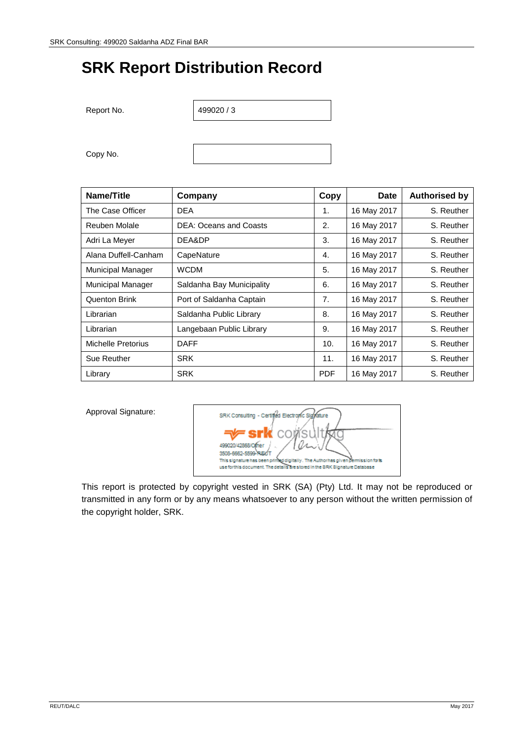# SRK Report Distribution Record

Report No. 499020 / 3

Copy No.

| Name/Title | Company | Copy | Date | Authorised by |
|---|---|---|---|---|
| The Case Officer | DEA | 1. | 16 May 2017 | S. Reuther |
| Reuben Molale | DEA: Oceans and Coasts | 2. | 16 May 2017 | S. Reuther |
| Adri La Meyer | DEA&DP | 3. | 16 May 2017 | S. Reuther |
| Alana Duffell-Canham | CapeNature | 4. | 16 May 2017 | S. Reuther |
| Municipal Manager | WCDM | 5. | 16 May 2017 | S. Reuther |
| Municipal Manager | Saldanha Bay Municipality | 6. | 16 May 2017 | S. Reuther |
| Quenton Brink | Port of Saldanha Captain | 7. | 16 May 2017 | S. Reuther |
| Librarian | Saldanha Public Library | 8. | 16 May 2017 | S. Reuther |
| Librarian | Langebaan Public Library | 9. | 16 May 2017 | S. Reuther |
| Michelle Pretorius | DAFF | 10. | 16 May 2017 | S. Reuther |
| Sue Reuther | SRK | 11. | 16 May 2017 | S. Reuther |
| Library | SRK | PDF | 16 May 2017 | S. Reuther |

Approval Signature:

SRK Consulting - Certified Electronic Signature
srk consulting
499020/42868/Other
3508-6662-5599-REUT
This signature has been printed digitally. The Author has given permission for its use for this document. The details are stored in the SRK Signature Database

This report is protected by copyright vested in SRK (SA) (Pty) Ltd. It may not be reproduced or transmitted in any form or by any means whatsoever to any person without the written permission of the copyright holder, SRK.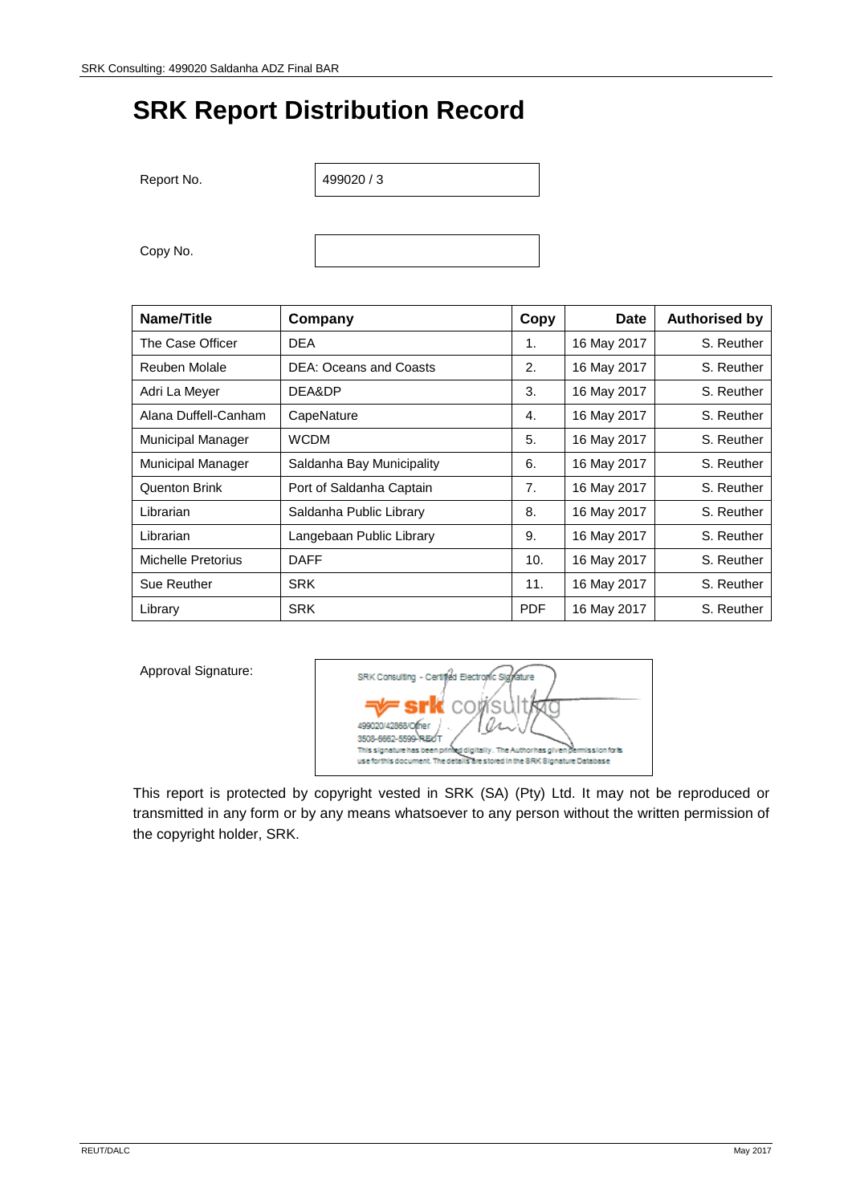# SRK Report Distribution Record

| | |
|---|---|
| Report No. | 499020 / 3 |
| Copy No. | |

| Name/Title | Company | Copy | Date | Authorised by |
|---|---|---|---|---|
| The Case Officer | DEA | 1. | 16 May 2017 | S. Reuther |
| Reuben Molale | DEA: Oceans and Coasts | 2. | 16 May 2017 | S. Reuther |
| Adri La Meyer | DEA&DP | 3. | 16 May 2017 | S. Reuther |
| Alana Duffell-Canham | CapeNature | 4. | 16 May 2017 | S. Reuther |
| Municipal Manager | WCDM | 5. | 16 May 2017 | S. Reuther |
| Municipal Manager | Saldanha Bay Municipality | 6. | 16 May 2017 | S. Reuther |
| Quenton Brink | Port of Saldanha Captain | 7. | 16 May 2017 | S. Reuther |
| Librarian | Saldanha Public Library | 8. | 16 May 2017 | S. Reuther |
| Librarian | Langebaan Public Library | 9. | 16 May 2017 | S. Reuther |
| Michelle Pretorius | DAFF | 10. | 16 May 2017 | S. Reuther |
| Sue Reuther | SRK | 11. | 16 May 2017 | S. Reuther |
| Library | SRK | PDF | 16 May 2017 | S. Reuther |

Approval Signature:

SRK Consulting - Certified Electronic Signature
srk consulting
499020/42868/Other
3508-6662-5599-REUT
This signature has been printed digitally. The Author has given permission for its use for this document. The details are stored in the SRK Signature Database

This report is protected by copyright vested in SRK (SA) (Pty) Ltd. It may not be reproduced or transmitted in any form or by any means whatsoever to any person without the written permission of the copyright holder, SRK.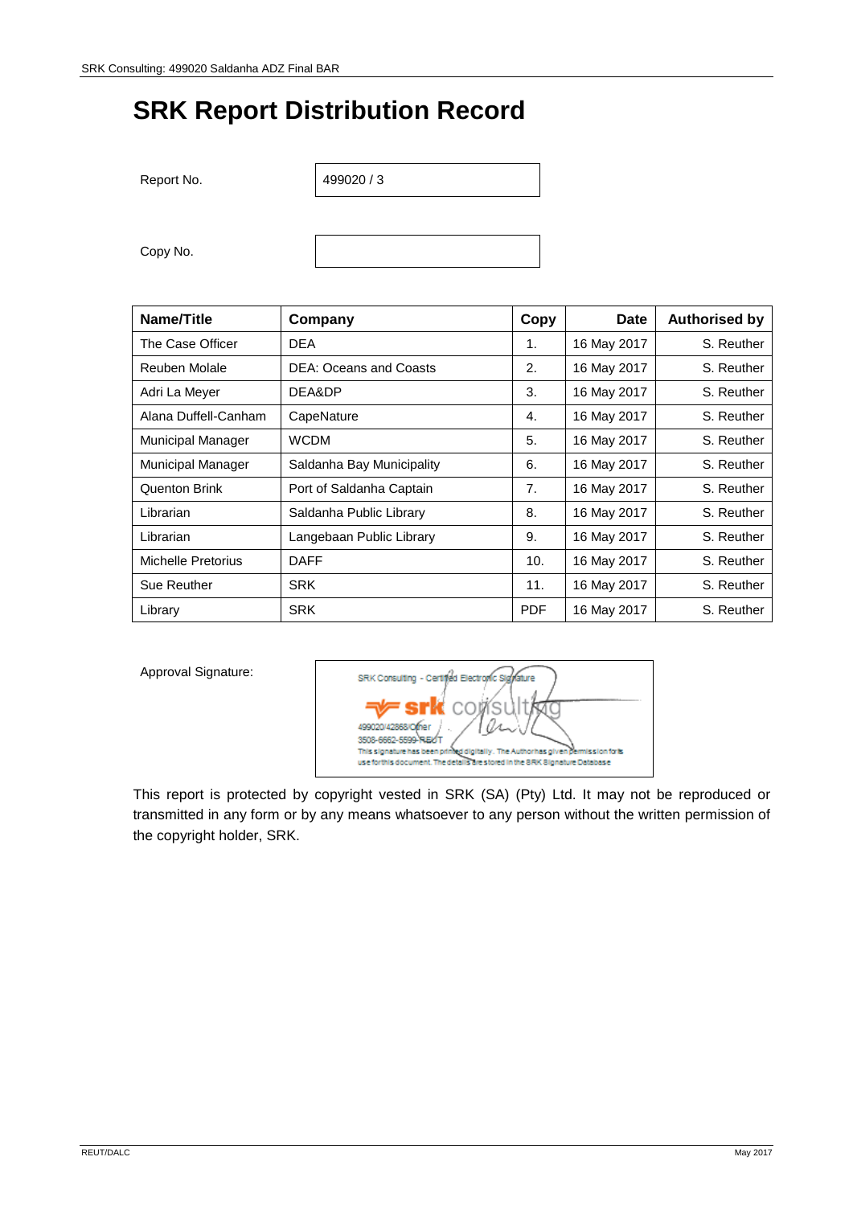# SRK Report Distribution Record

| | |
|---|---|
| Report No. | 499020 / 3 |
| Copy No. | |

| Name/Title | Company | Copy | Date | Authorised by |
|---|---|---|---|---|
| The Case Officer | DEA | 1. | 16 May 2017 | S. Reuther |
| Reuben Molale | DEA: Oceans and Coasts | 2. | 16 May 2017 | S. Reuther |
| Adri La Meyer | DEA&DP | 3. | 16 May 2017 | S. Reuther |
| Alana Duffell-Canham | CapeNature | 4. | 16 May 2017 | S. Reuther |
| Municipal Manager | WCDM | 5. | 16 May 2017 | S. Reuther |
| Municipal Manager | Saldanha Bay Municipality | 6. | 16 May 2017 | S. Reuther |
| Quenton Brink | Port of Saldanha Captain | 7. | 16 May 2017 | S. Reuther |
| Librarian | Saldanha Public Library | 8. | 16 May 2017 | S. Reuther |
| Librarian | Langebaan Public Library | 9. | 16 May 2017 | S. Reuther |
| Michelle Pretorius | DAFF | 10. | 16 May 2017 | S. Reuther |
| Sue Reuther | SRK | 11. | 16 May 2017 | S. Reuther |
| Library | SRK | PDF | 16 May 2017 | S. Reuther |

Approval Signature:

SRK Consulting - Certified Electronic Signature

srk consulting

499020/42868/Other

3508-6662-5599-REUT

This signature has been printed digitally. The Author has given permission for its use for this document. The details are stored in the SRK Signature Database

This report is protected by copyright vested in SRK (SA) (Pty) Ltd. It may not be reproduced or transmitted in any form or by any means whatsoever to any person without the written permission of the copyright holder, SRK.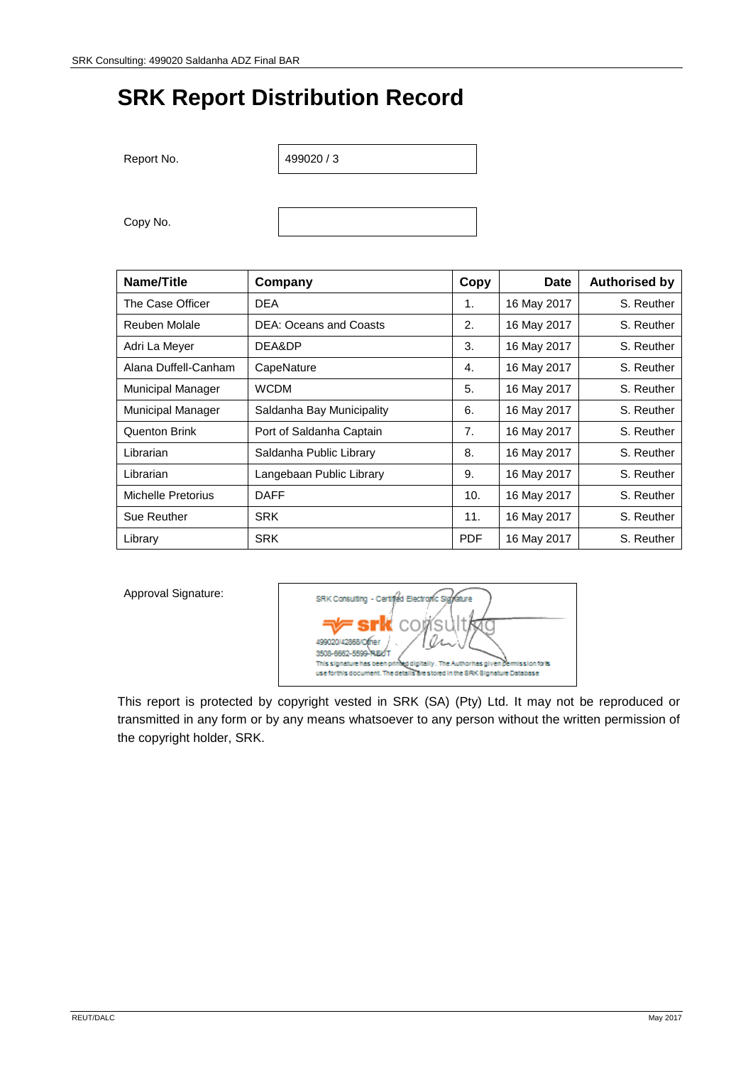# SRK Report Distribution Record

| | |
|---|---|
| Report No. | 499020 / 3 |
| Copy No. | |

| Name/Title | Company | Copy | Date | Authorised by |
|---|---|---|---|---|
| The Case Officer | DEA | 1. | 16 May 2017 | S. Reuther |
| Reuben Molale | DEA: Oceans and Coasts | 2. | 16 May 2017 | S. Reuther |
| Adri La Meyer | DEA&DP | 3. | 16 May 2017 | S. Reuther |
| Alana Duffell-Canham | CapeNature | 4. | 16 May 2017 | S. Reuther |
| Municipal Manager | WCDM | 5. | 16 May 2017 | S. Reuther |
| Municipal Manager | Saldanha Bay Municipality | 6. | 16 May 2017 | S. Reuther |
| Quenton Brink | Port of Saldanha Captain | 7. | 16 May 2017 | S. Reuther |
| Librarian | Saldanha Public Library | 8. | 16 May 2017 | S. Reuther |
| Librarian | Langebaan Public Library | 9. | 16 May 2017 | S. Reuther |
| Michelle Pretorius | DAFF | 10. | 16 May 2017 | S. Reuther |
| Sue Reuther | SRK | 11. | 16 May 2017 | S. Reuther |
| Library | SRK | PDF | 16 May 2017 | S. Reuther |

Approval Signature:

SRK Consulting - Certified Electronic Signature
srk consulting
499020/42868/Other
3508-6662-5599-REUT
This signature has been printed digitally. The Author has given permission for its use for this document. The details are stored in the SRK Signature Database

This report is protected by copyright vested in SRK (SA) (Pty) Ltd. It may not be reproduced or transmitted in any form or by any means whatsoever to any person without the written permission of the copyright holder, SRK.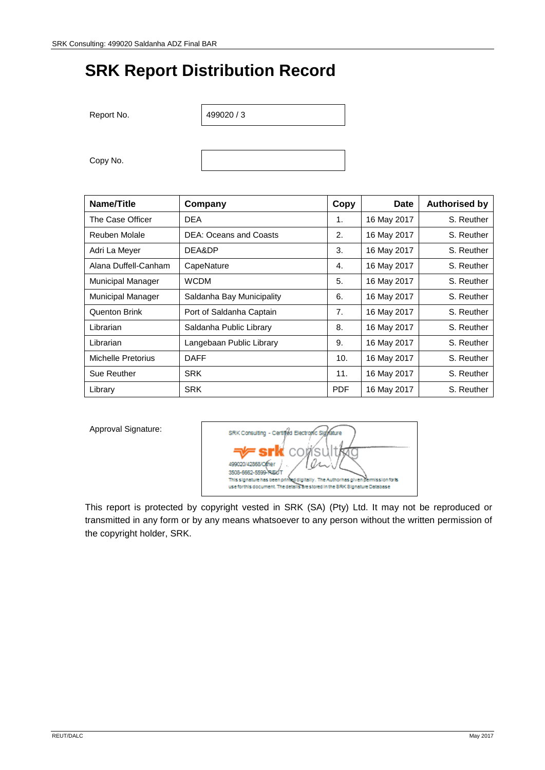# SRK Report Distribution Record

| | |
|---|---|
| Report No. | 499020 / 3 |
| Copy No. | |

| Name/Title | Company | Copy | Date | Authorised by |
|---|---|---|---|---|
| The Case Officer | DEA | 1. | 16 May 2017 | S. Reuther |
| Reuben Molale | DEA: Oceans and Coasts | 2. | 16 May 2017 | S. Reuther |
| Adri La Meyer | DEA&DP | 3. | 16 May 2017 | S. Reuther |
| Alana Duffell-Canham | CapeNature | 4. | 16 May 2017 | S. Reuther |
| Municipal Manager | WCDM | 5. | 16 May 2017 | S. Reuther |
| Municipal Manager | Saldanha Bay Municipality | 6. | 16 May 2017 | S. Reuther |
| Quenton Brink | Port of Saldanha Captain | 7. | 16 May 2017 | S. Reuther |
| Librarian | Saldanha Public Library | 8. | 16 May 2017 | S. Reuther |
| Librarian | Langebaan Public Library | 9. | 16 May 2017 | S. Reuther |
| Michelle Pretorius | DAFF | 10. | 16 May 2017 | S. Reuther |
| Sue Reuther | SRK | 11. | 16 May 2017 | S. Reuther |
| Library | SRK | PDF | 16 May 2017 | S. Reuther |

Approval Signature:

SRK Consulting - Certified Electronic Signature

srk consulting

499020/42868/Other

3508-6662-5599-REUT

This signature has been printed digitally. The Authorhas given permission forits use forthis document. The details are stored in the SRK Signature Database

This report is protected by copyright vested in SRK (SA) (Pty) Ltd. It may not be reproduced or transmitted in any form or by any means whatsoever to any person without the written permission of the copyright holder, SRK.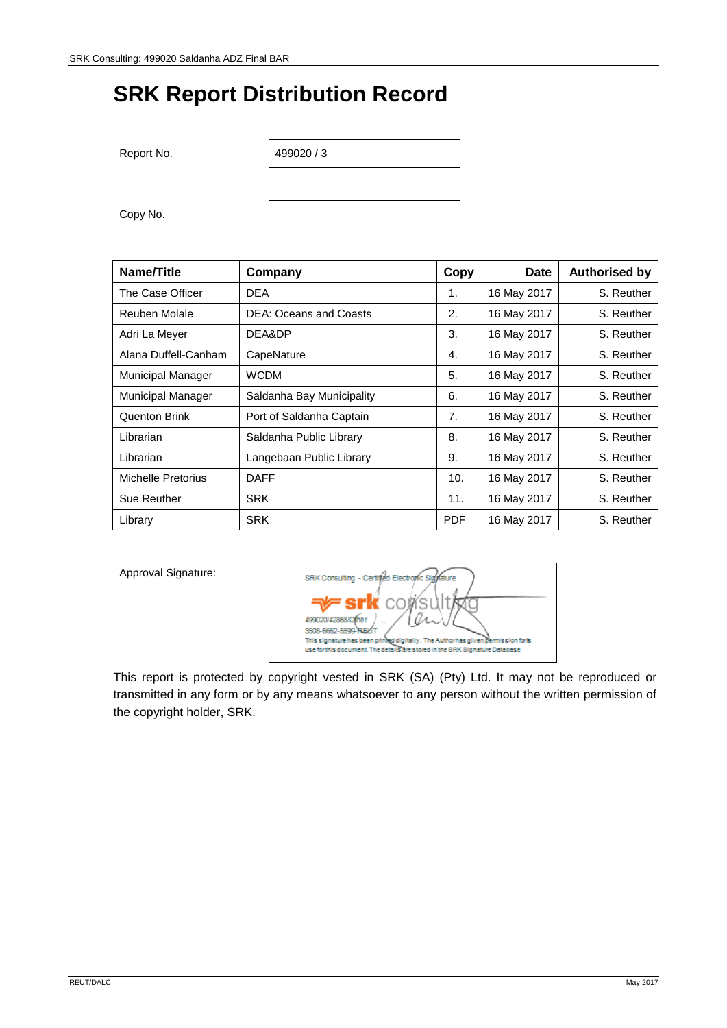# SRK Report Distribution Record

| | |
|---|---|
| Report No. | 499020 / 3 |
| Copy No. | |

| Name/Title | Company | Copy | Date | Authorised by |
|---|---|---|---|---|
| The Case Officer | DEA | 1. | 16 May 2017 | S. Reuther |
| Reuben Molale | DEA: Oceans and Coasts | 2. | 16 May 2017 | S. Reuther |
| Adri La Meyer | DEA&DP | 3. | 16 May 2017 | S. Reuther |
| Alana Duffell-Canham | CapeNature | 4. | 16 May 2017 | S. Reuther |
| Municipal Manager | WCDM | 5. | 16 May 2017 | S. Reuther |
| Municipal Manager | Saldanha Bay Municipality | 6. | 16 May 2017 | S. Reuther |
| Quenton Brink | Port of Saldanha Captain | 7. | 16 May 2017 | S. Reuther |
| Librarian | Saldanha Public Library | 8. | 16 May 2017 | S. Reuther |
| Librarian | Langebaan Public Library | 9. | 16 May 2017 | S. Reuther |
| Michelle Pretorius | DAFF | 10. | 16 May 2017 | S. Reuther |
| Sue Reuther | SRK | 11. | 16 May 2017 | S. Reuther |
| Library | SRK | PDF | 16 May 2017 | S. Reuther |

Approval Signature:

SRK Consulting - Certified Electronic Signature
srk consulting
499020/42868/Other
3508-6662-5599-REUT
This signature has been printed digitally. The Author has given permission for its use for this document. The details are stored in the SRK Signature Database

This report is protected by copyright vested in SRK (SA) (Pty) Ltd. It may not be reproduced or transmitted in any form or by any means whatsoever to any person without the written permission of the copyright holder, SRK.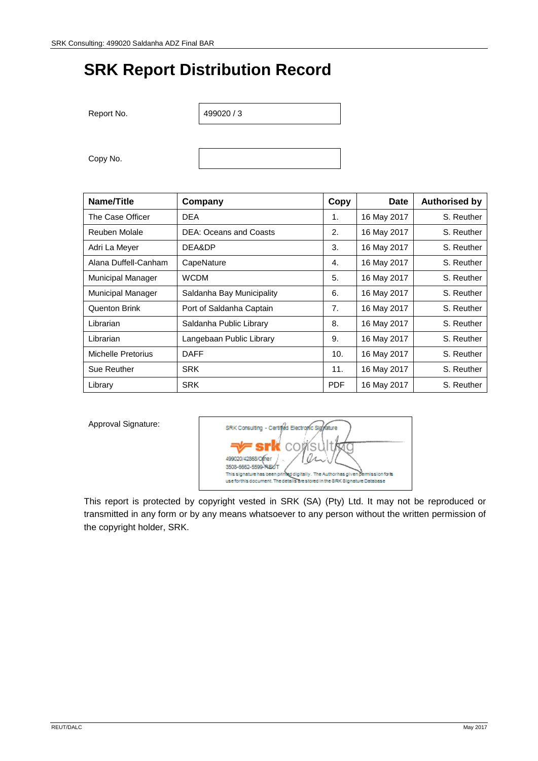# SRK Report Distribution Record

| | |
|---|---|
| Report No. | 499020 / 3 |
| Copy No. | |

| Name/Title | Company | Copy | Date | Authorised by |
|---|---|---|---|---|
| The Case Officer | DEA | 1. | 16 May 2017 | S. Reuther |
| Reuben Molale | DEA: Oceans and Coasts | 2. | 16 May 2017 | S. Reuther |
| Adri La Meyer | DEA&DP | 3. | 16 May 2017 | S. Reuther |
| Alana Duffell-Canham | CapeNature | 4. | 16 May 2017 | S. Reuther |
| Municipal Manager | WCDM | 5. | 16 May 2017 | S. Reuther |
| Municipal Manager | Saldanha Bay Municipality | 6. | 16 May 2017 | S. Reuther |
| Quenton Brink | Port of Saldanha Captain | 7. | 16 May 2017 | S. Reuther |
| Librarian | Saldanha Public Library | 8. | 16 May 2017 | S. Reuther |
| Librarian | Langebaan Public Library | 9. | 16 May 2017 | S. Reuther |
| Michelle Pretorius | DAFF | 10. | 16 May 2017 | S. Reuther |
| Sue Reuther | SRK | 11. | 16 May 2017 | S. Reuther |
| Library | SRK | PDF | 16 May 2017 | S. Reuther |

Approval Signature:

SRK Consulting - Certified Electronic Signature
srk consulting
499020/42868/Other
3508-6662-5599-REUT
This signature has been printed digitally. The Author has given permission for its use for this document. The details are stored in the SRK Signature Database

This report is protected by copyright vested in SRK (SA) (Pty) Ltd. It may not be reproduced or transmitted in any form or by any means whatsoever to any person without the written permission of the copyright holder, SRK.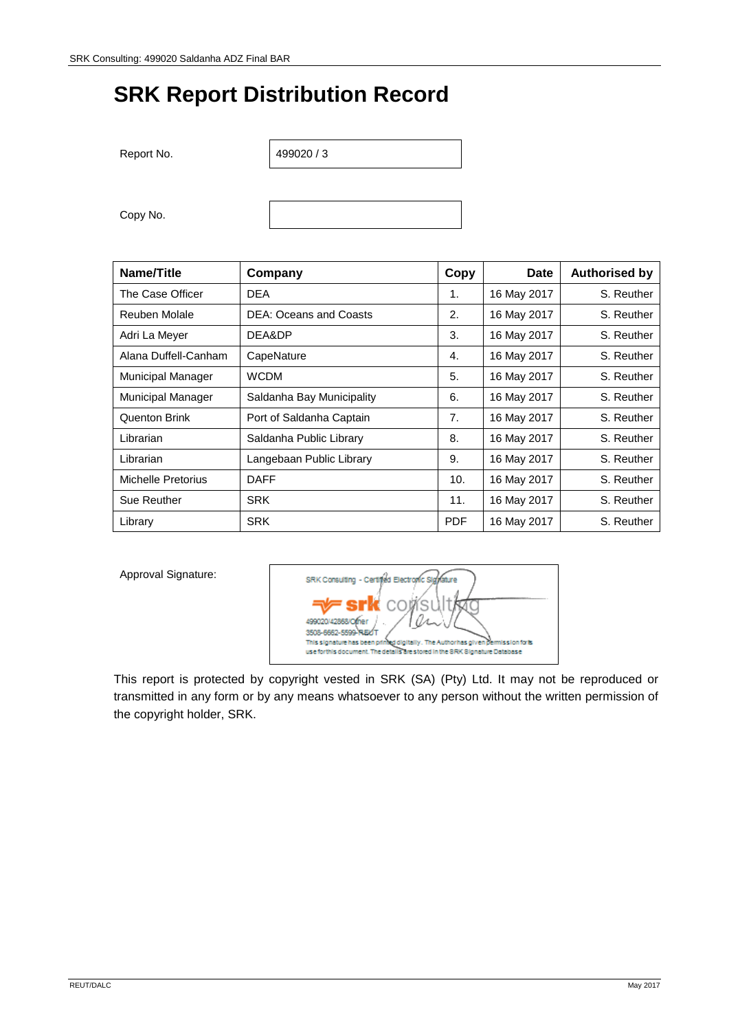# SRK Report Distribution Record

Report No. 499020 / 3

Copy No.

| Name/Title | Company | Copy | Date | Authorised by |
|---|---|---|---|---|
| The Case Officer | DEA | 1. | 16 May 2017 | S. Reuther |
| Reuben Molale | DEA: Oceans and Coasts | 2. | 16 May 2017 | S. Reuther |
| Adri La Meyer | DEA&DP | 3. | 16 May 2017 | S. Reuther |
| Alana Duffell-Canham | CapeNature | 4. | 16 May 2017 | S. Reuther |
| Municipal Manager | WCDM | 5. | 16 May 2017 | S. Reuther |
| Municipal Manager | Saldanha Bay Municipality | 6. | 16 May 2017 | S. Reuther |
| Quenton Brink | Port of Saldanha Captain | 7. | 16 May 2017 | S. Reuther |
| Librarian | Saldanha Public Library | 8. | 16 May 2017 | S. Reuther |
| Librarian | Langebaan Public Library | 9. | 16 May 2017 | S. Reuther |
| Michelle Pretorius | DAFF | 10. | 16 May 2017 | S. Reuther |
| Sue Reuther | SRK | 11. | 16 May 2017 | S. Reuther |
| Library | SRK | PDF | 16 May 2017 | S. Reuther |

Approval Signature:

SRK Consulting - Certified Electronic Signature
srk consulting
499020/42868/Other
3508-6662-5599-REUT
This signature has been printed digitally. The Author has given permission for its use for this document. The details are stored in the SRK Signature Database

This report is protected by copyright vested in SRK (SA) (Pty) Ltd. It may not be reproduced or transmitted in any form or by any means whatsoever to any person without the written permission of the copyright holder, SRK.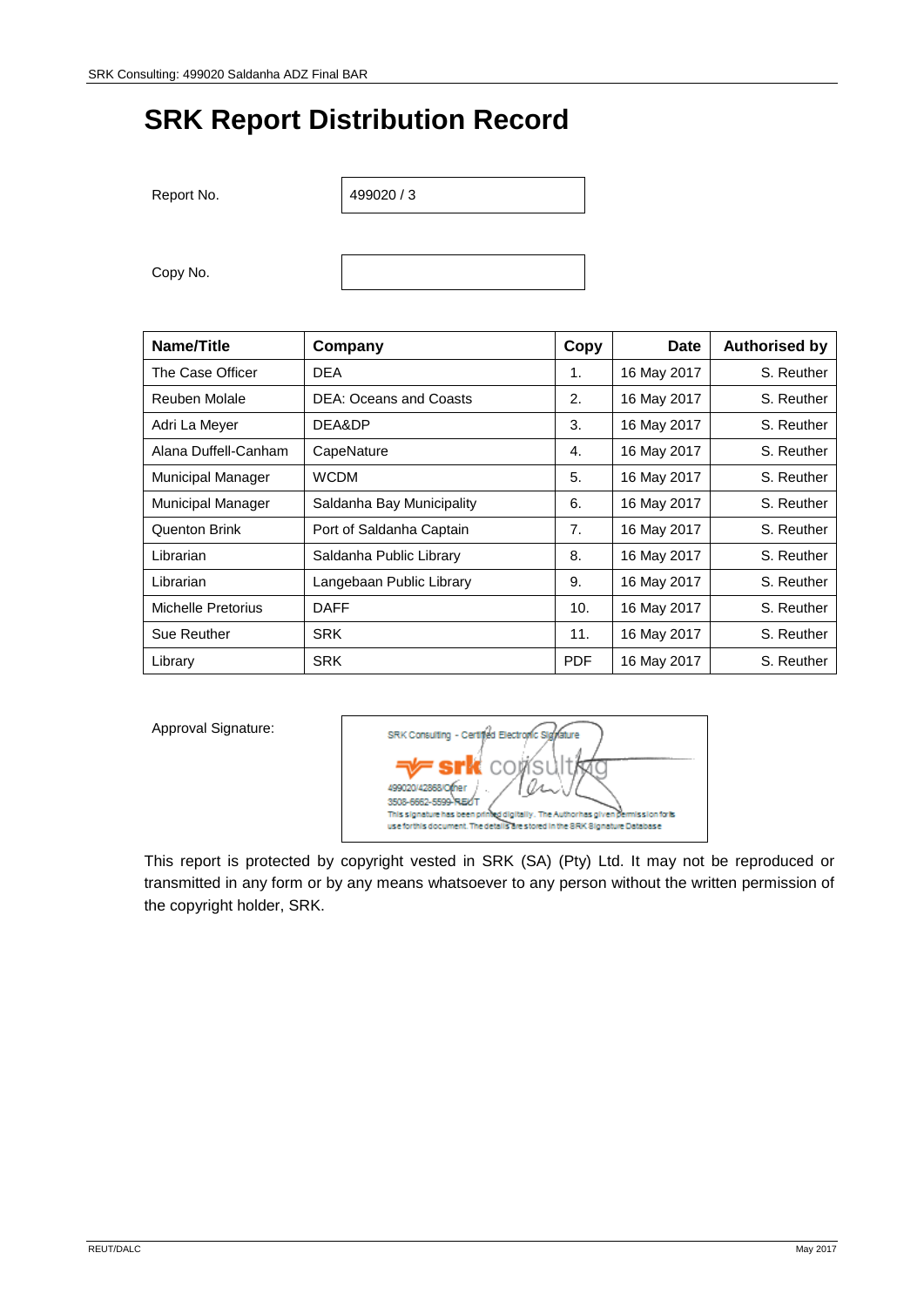# SRK Report Distribution Record

| | |
|---|---|
| Report No. | 499020 / 3 |
| Copy No. | |

| Name/Title | Company | Copy | Date | Authorised by |
|---|---|---|---|---|
| The Case Officer | DEA | 1. | 16 May 2017 | S. Reuther |
| Reuben Molale | DEA: Oceans and Coasts | 2. | 16 May 2017 | S. Reuther |
| Adri La Meyer | DEA&DP | 3. | 16 May 2017 | S. Reuther |
| Alana Duffell-Canham | CapeNature | 4. | 16 May 2017 | S. Reuther |
| Municipal Manager | WCDM | 5. | 16 May 2017 | S. Reuther |
| Municipal Manager | Saldanha Bay Municipality | 6. | 16 May 2017 | S. Reuther |
| Quenton Brink | Port of Saldanha Captain | 7. | 16 May 2017 | S. Reuther |
| Librarian | Saldanha Public Library | 8. | 16 May 2017 | S. Reuther |
| Librarian | Langebaan Public Library | 9. | 16 May 2017 | S. Reuther |
| Michelle Pretorius | DAFF | 10. | 16 May 2017 | S. Reuther |
| Sue Reuther | SRK | 11. | 16 May 2017 | S. Reuther |
| Library | SRK | PDF | 16 May 2017 | S. Reuther |

Approval Signature:

SRK Consulting - Certified Electronic Signature
srk consulting
499020/42868/Other
3508-6662-5599-REUT
This signature has been printed digitally. The Author has given permission for its use for this document. The details are stored in the SRK Signature Database

This report is protected by copyright vested in SRK (SA) (Pty) Ltd. It may not be reproduced or transmitted in any form or by any means whatsoever to any person without the written permission of the copyright holder, SRK.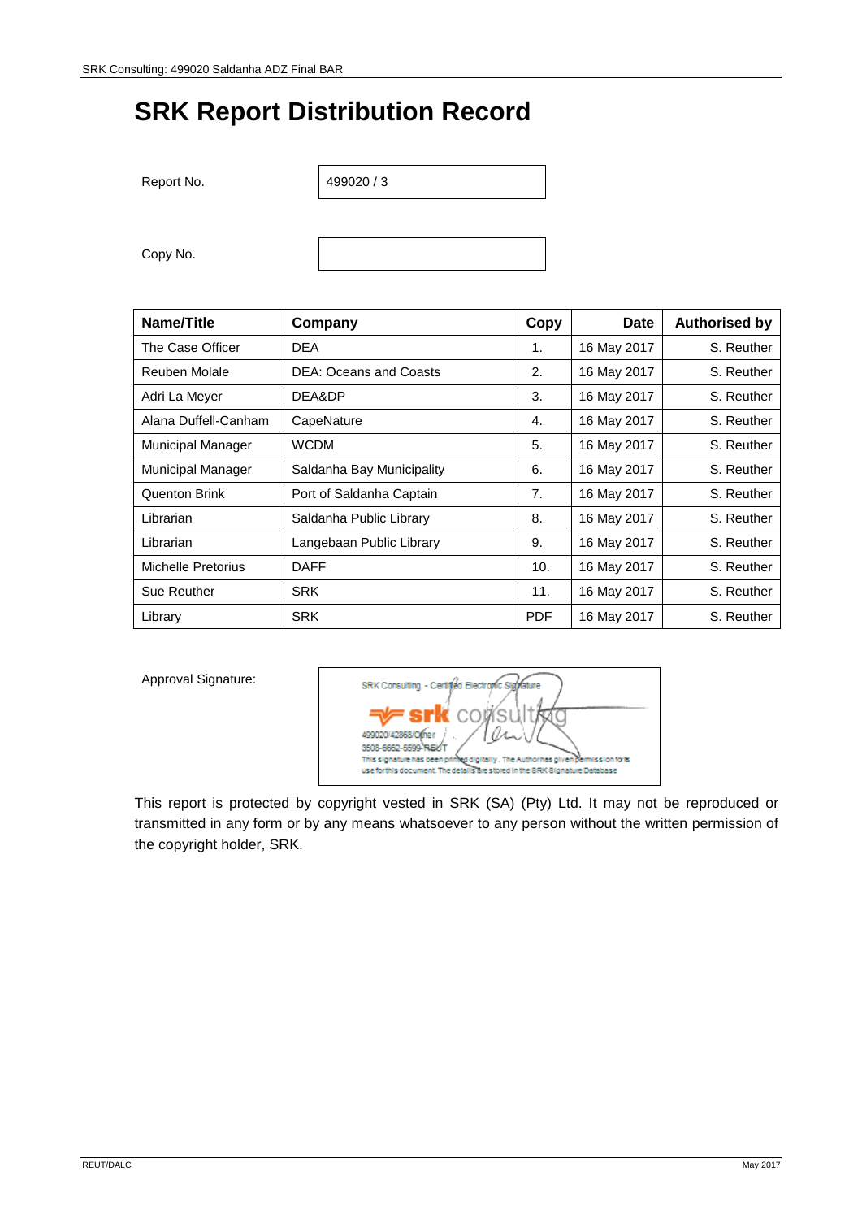# SRK Report Distribution Record

| | |
|---|---|
| Report No. | 499020 / 3 |
| Copy No. | |

| Name/Title | Company | Copy | Date | Authorised by |
|---|---|---|---|---|
| The Case Officer | DEA | 1. | 16 May 2017 | S. Reuther |
| Reuben Molale | DEA: Oceans and Coasts | 2. | 16 May 2017 | S. Reuther |
| Adri La Meyer | DEA&DP | 3. | 16 May 2017 | S. Reuther |
| Alana Duffell-Canham | CapeNature | 4. | 16 May 2017 | S. Reuther |
| Municipal Manager | WCDM | 5. | 16 May 2017 | S. Reuther |
| Municipal Manager | Saldanha Bay Municipality | 6. | 16 May 2017 | S. Reuther |
| Quenton Brink | Port of Saldanha Captain | 7. | 16 May 2017 | S. Reuther |
| Librarian | Saldanha Public Library | 8. | 16 May 2017 | S. Reuther |
| Librarian | Langebaan Public Library | 9. | 16 May 2017 | S. Reuther |
| Michelle Pretorius | DAFF | 10. | 16 May 2017 | S. Reuther |
| Sue Reuther | SRK | 11. | 16 May 2017 | S. Reuther |
| Library | SRK | PDF | 16 May 2017 | S. Reuther |

Approval Signature:

SRK Consulting - Certified Electronic Signature
srk consulting
499020/42868/Other
3508-6662-5599-REUT
This signature has been printed digitally. The Authorhas given permission forits use forthis document. The details are stored in the SRK Signature Database

This report is protected by copyright vested in SRK (SA) (Pty) Ltd. It may not be reproduced or transmitted in any form or by any means whatsoever to any person without the written permission of the copyright holder, SRK.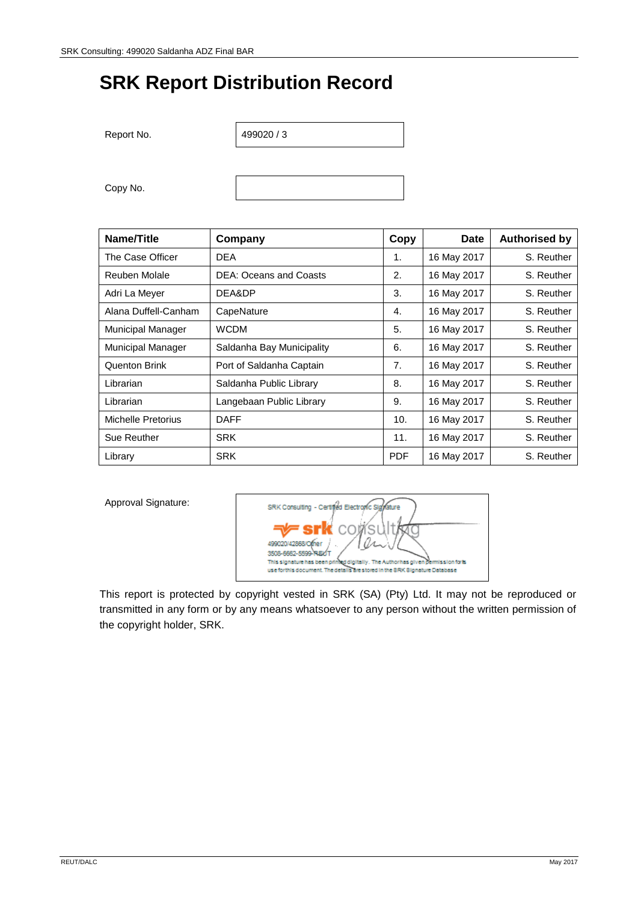# SRK Report Distribution Record

| | |
|---|---|
| Report No. | 499020 / 3 |
| Copy No. | |

| Name/Title | Company | Copy | Date | Authorised by |
|---|---|---|---|---|
| The Case Officer | DEA | 1. | 16 May 2017 | S. Reuther |
| Reuben Molale | DEA: Oceans and Coasts | 2. | 16 May 2017 | S. Reuther |
| Adri La Meyer | DEA&DP | 3. | 16 May 2017 | S. Reuther |
| Alana Duffell-Canham | CapeNature | 4. | 16 May 2017 | S. Reuther |
| Municipal Manager | WCDM | 5. | 16 May 2017 | S. Reuther |
| Municipal Manager | Saldanha Bay Municipality | 6. | 16 May 2017 | S. Reuther |
| Quenton Brink | Port of Saldanha Captain | 7. | 16 May 2017 | S. Reuther |
| Librarian | Saldanha Public Library | 8. | 16 May 2017 | S. Reuther |
| Librarian | Langebaan Public Library | 9. | 16 May 2017 | S. Reuther |
| Michelle Pretorius | DAFF | 10. | 16 May 2017 | S. Reuther |
| Sue Reuther | SRK | 11. | 16 May 2017 | S. Reuther |
| Library | SRK | PDF | 16 May 2017 | S. Reuther |

Approval Signature:

SRK Consulting - Certified Electronic Signature
srk consulting
499020/42868/Other
3508-6662-5599-REUT
This signature has been printed digitally. The Authorhas given permission forits use forthis document. The details are stored in the SRK Signature Database

This report is protected by copyright vested in SRK (SA) (Pty) Ltd. It may not be reproduced or transmitted in any form or by any means whatsoever to any person without the written permission of the copyright holder, SRK.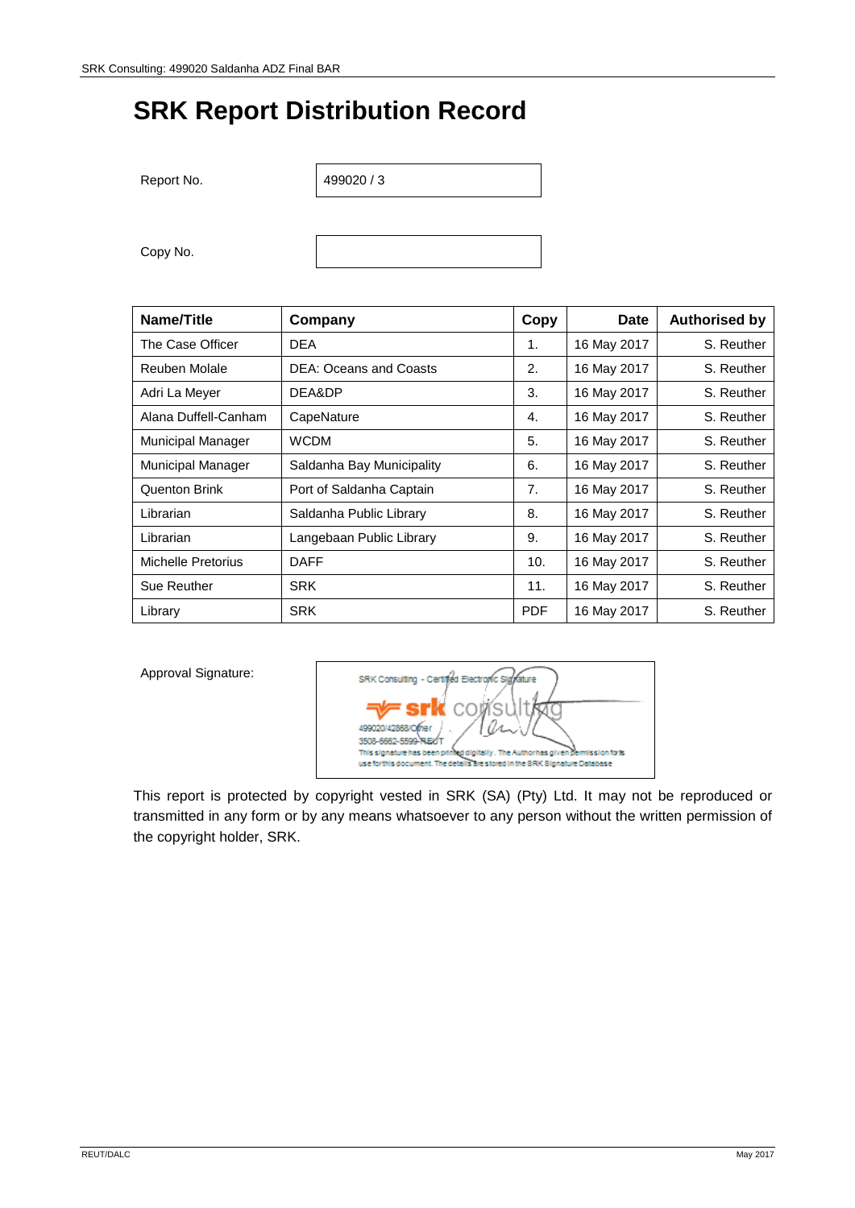# SRK Report Distribution Record

| | |
|---|---|
| Report No. | 499020 / 3 |
| Copy No. | |

| Name/Title | Company | Copy | Date | Authorised by |
|---|---|---|---|---|
| The Case Officer | DEA | 1. | 16 May 2017 | S. Reuther |
| Reuben Molale | DEA: Oceans and Coasts | 2. | 16 May 2017 | S. Reuther |
| Adri La Meyer | DEA&DP | 3. | 16 May 2017 | S. Reuther |
| Alana Duffell-Canham | CapeNature | 4. | 16 May 2017 | S. Reuther |
| Municipal Manager | WCDM | 5. | 16 May 2017 | S. Reuther |
| Municipal Manager | Saldanha Bay Municipality | 6. | 16 May 2017 | S. Reuther |
| Quenton Brink | Port of Saldanha Captain | 7. | 16 May 2017 | S. Reuther |
| Librarian | Saldanha Public Library | 8. | 16 May 2017 | S. Reuther |
| Librarian | Langebaan Public Library | 9. | 16 May 2017 | S. Reuther |
| Michelle Pretorius | DAFF | 10. | 16 May 2017 | S. Reuther |
| Sue Reuther | SRK | 11. | 16 May 2017 | S. Reuther |
| Library | SRK | PDF | 16 May 2017 | S. Reuther |

Approval Signature:

SRK Consulting - Certified Electronic Signature
srk consulting
499020/42868/Other
3508-6662-5599-REUT
This signature has been printed digitally. The Author has given permission for its use for this document. The details are stored in the SRK Signature Database

This report is protected by copyright vested in SRK (SA) (Pty) Ltd. It may not be reproduced or transmitted in any form or by any means whatsoever to any person without the written permission of the copyright holder, SRK.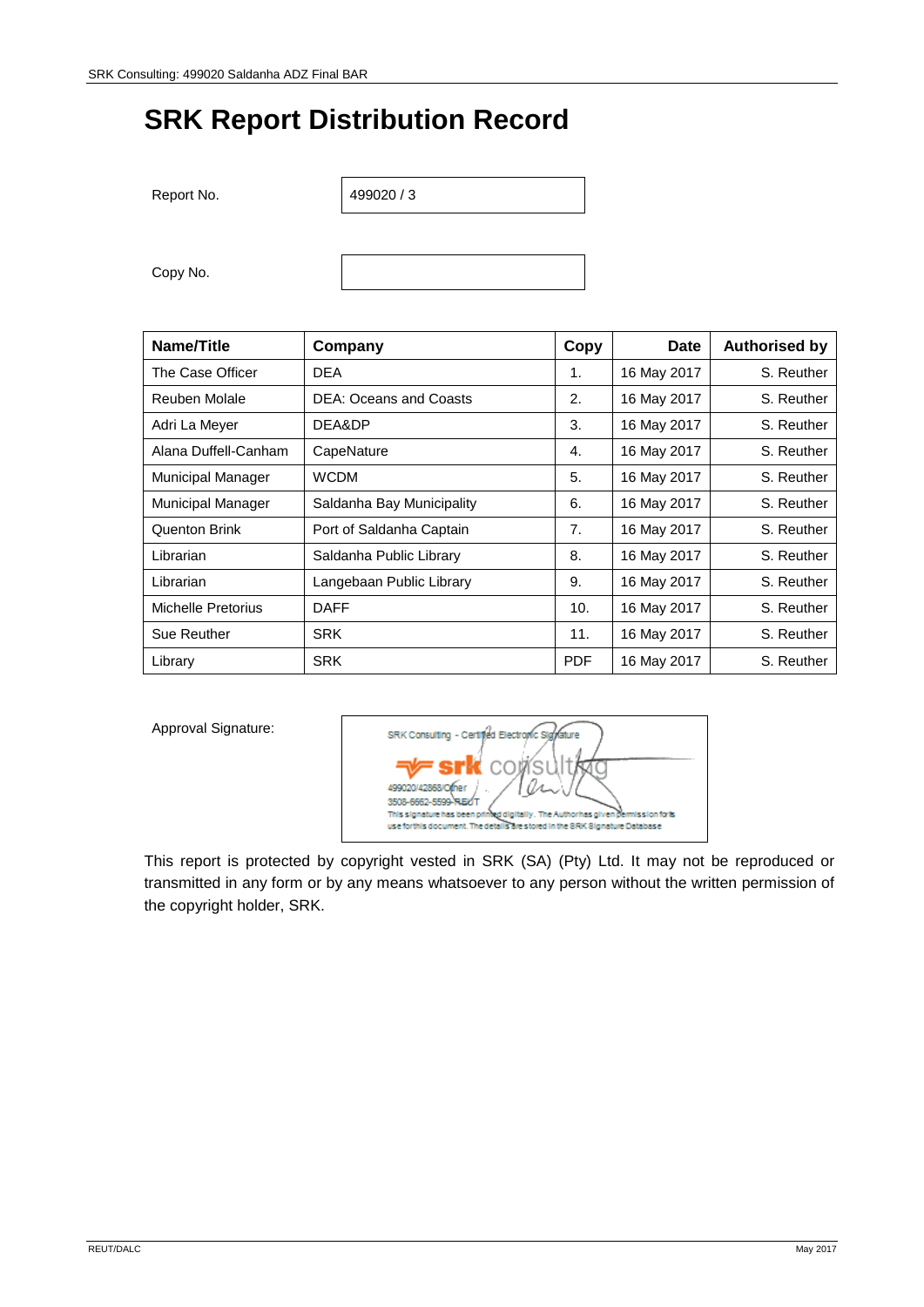# SRK Report Distribution Record

| | |
|---|---|
| Report No. | 499020 / 3 |
| Copy No. | |

| Name/Title | Company | Copy | Date | Authorised by |
|---|---|---|---|---|
| The Case Officer | DEA | 1. | 16 May 2017 | S. Reuther |
| Reuben Molale | DEA: Oceans and Coasts | 2. | 16 May 2017 | S. Reuther |
| Adri La Meyer | DEA&DP | 3. | 16 May 2017 | S. Reuther |
| Alana Duffell-Canham | CapeNature | 4. | 16 May 2017 | S. Reuther |
| Municipal Manager | WCDM | 5. | 16 May 2017 | S. Reuther |
| Municipal Manager | Saldanha Bay Municipality | 6. | 16 May 2017 | S. Reuther |
| Quenton Brink | Port of Saldanha Captain | 7. | 16 May 2017 | S. Reuther |
| Librarian | Saldanha Public Library | 8. | 16 May 2017 | S. Reuther |
| Librarian | Langebaan Public Library | 9. | 16 May 2017 | S. Reuther |
| Michelle Pretorius | DAFF | 10. | 16 May 2017 | S. Reuther |
| Sue Reuther | SRK | 11. | 16 May 2017 | S. Reuther |
| Library | SRK | PDF | 16 May 2017 | S. Reuther |

Approval Signature:

SRK Consulting - Certified Electronic Signature
srk consulting
499020/42868/Other
3508-6662-5599-REUT
This signature has been printed digitally. The Authoriser has given permission for its use for this document. The details are stored in the SRK Signature Database

This report is protected by copyright vested in SRK (SA) (Pty) Ltd. It may not be reproduced or transmitted in any form or by any means whatsoever to any person without the written permission of the copyright holder, SRK.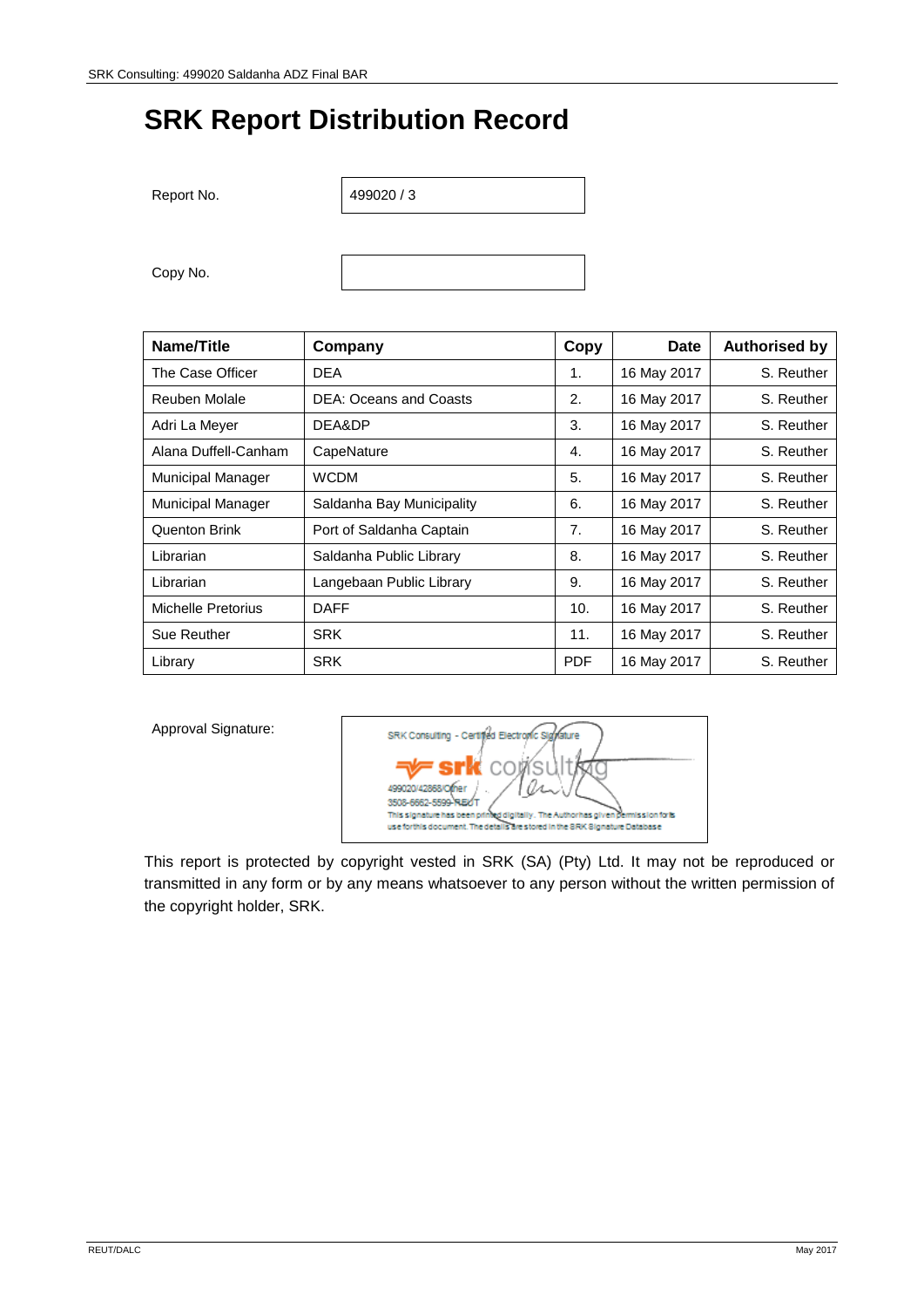# SRK Report Distribution Record

| | |
|---|---|
| Report No. | 499020 / 3 |
| Copy No. | |

| Name/Title | Company | Copy | Date | Authorised by |
|---|---|---|---|---|
| The Case Officer | DEA | 1. | 16 May 2017 | S. Reuther |
| Reuben Molale | DEA: Oceans and Coasts | 2. | 16 May 2017 | S. Reuther |
| Adri La Meyer | DEA&DP | 3. | 16 May 2017 | S. Reuther |
| Alana Duffell-Canham | CapeNature | 4. | 16 May 2017 | S. Reuther |
| Municipal Manager | WCDM | 5. | 16 May 2017 | S. Reuther |
| Municipal Manager | Saldanha Bay Municipality | 6. | 16 May 2017 | S. Reuther |
| Quenton Brink | Port of Saldanha Captain | 7. | 16 May 2017 | S. Reuther |
| Librarian | Saldanha Public Library | 8. | 16 May 2017 | S. Reuther |
| Librarian | Langebaan Public Library | 9. | 16 May 2017 | S. Reuther |
| Michelle Pretorius | DAFF | 10. | 16 May 2017 | S. Reuther |
| Sue Reuther | SRK | 11. | 16 May 2017 | S. Reuther |
| Library | SRK | PDF | 16 May 2017 | S. Reuther |

Approval Signature:

SRK Consulting - Certified Electronic Signature
srk consulting
499020/42868/Other
3508-6662-5599-REUT
This signature has been printed digitally. The Authorhas given permission forits use for this document. The details are stored in the SRK Signature Database

This report is protected by copyright vested in SRK (SA) (Pty) Ltd. It may not be reproduced or transmitted in any form or by any means whatsoever to any person without the written permission of the copyright holder, SRK.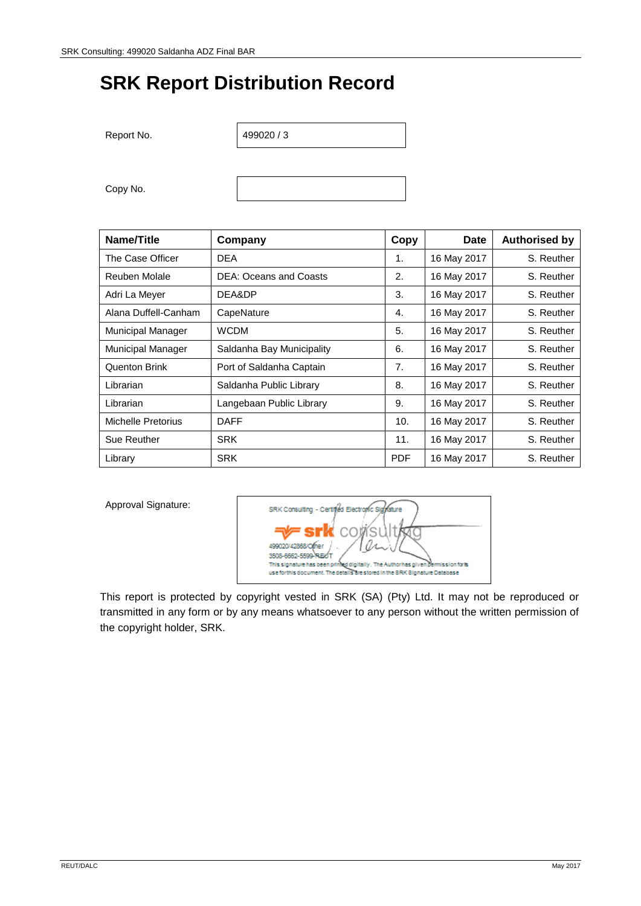# SRK Report Distribution Record

| | |
|---|---|
| Report No. | 499020 / 3 |
| Copy No. | |

| Name/Title | Company | Copy | Date | Authorised by |
|---|---|---|---|---|
| The Case Officer | DEA | 1. | 16 May 2017 | S. Reuther |
| Reuben Molale | DEA: Oceans and Coasts | 2. | 16 May 2017 | S. Reuther |
| Adri La Meyer | DEA&DP | 3. | 16 May 2017 | S. Reuther |
| Alana Duffell-Canham | CapeNature | 4. | 16 May 2017 | S. Reuther |
| Municipal Manager | WCDM | 5. | 16 May 2017 | S. Reuther |
| Municipal Manager | Saldanha Bay Municipality | 6. | 16 May 2017 | S. Reuther |
| Quenton Brink | Port of Saldanha Captain | 7. | 16 May 2017 | S. Reuther |
| Librarian | Saldanha Public Library | 8. | 16 May 2017 | S. Reuther |
| Librarian | Langebaan Public Library | 9. | 16 May 2017 | S. Reuther |
| Michelle Pretorius | DAFF | 10. | 16 May 2017 | S. Reuther |
| Sue Reuther | SRK | 11. | 16 May 2017 | S. Reuther |
| Library | SRK | PDF | 16 May 2017 | S. Reuther |

Approval Signature:

SRK Consulting - Certified Electronic Signature

srk consulting

499020/42868/Other

3508-6662-5599-REUT

This signature has been printed digitally. The Authorhas given permission forits use forthis document. The details are stored in the SRK Signature Database

This report is protected by copyright vested in SRK (SA) (Pty) Ltd. It may not be reproduced or transmitted in any form or by any means whatsoever to any person without the written permission of the copyright holder, SRK.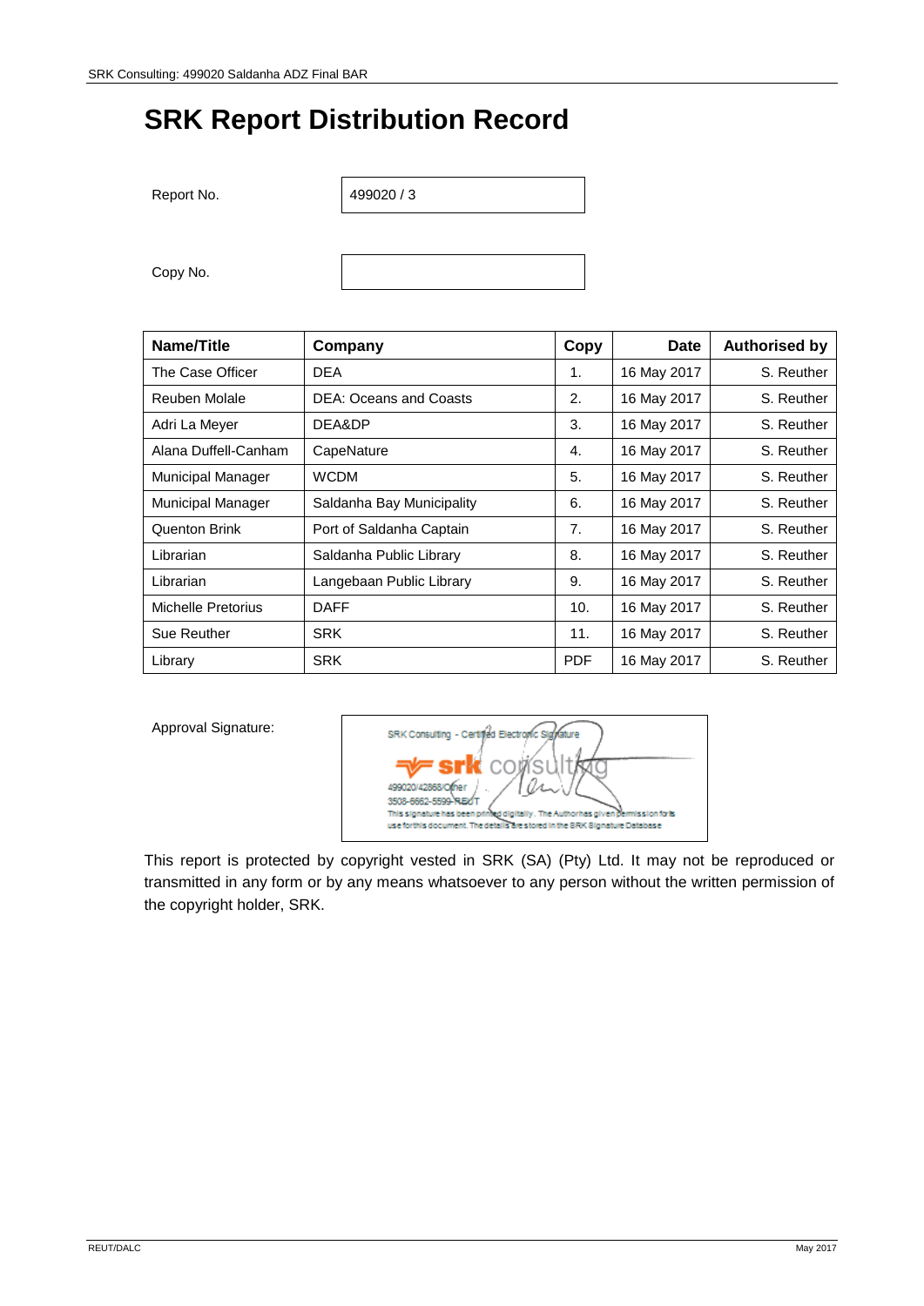# SRK Report Distribution Record

| | |
|---|---|
| Report No. | 499020 / 3 |
| Copy No. | |

| Name/Title | Company | Copy | Date | Authorised by |
|---|---|---|---|---|
| The Case Officer | DEA | 1. | 16 May 2017 | S. Reuther |
| Reuben Molale | DEA: Oceans and Coasts | 2. | 16 May 2017 | S. Reuther |
| Adri La Meyer | DEA&DP | 3. | 16 May 2017 | S. Reuther |
| Alana Duffell-Canham | CapeNature | 4. | 16 May 2017 | S. Reuther |
| Municipal Manager | WCDM | 5. | 16 May 2017 | S. Reuther |
| Municipal Manager | Saldanha Bay Municipality | 6. | 16 May 2017 | S. Reuther |
| Quenton Brink | Port of Saldanha Captain | 7. | 16 May 2017 | S. Reuther |
| Librarian | Saldanha Public Library | 8. | 16 May 2017 | S. Reuther |
| Librarian | Langebaan Public Library | 9. | 16 May 2017 | S. Reuther |
| Michelle Pretorius | DAFF | 10. | 16 May 2017 | S. Reuther |
| Sue Reuther | SRK | 11. | 16 May 2017 | S. Reuther |
| Library | SRK | PDF | 16 May 2017 | S. Reuther |

Approval Signature:

SRK Consulting - Certified Electronic Signature

srk consulting

499020/42868/Other

3508-6662-5599-REUT

This signature has been printed digitally. The Authorhas given permission forits use forthis document. The details are stored in the SRK Signature Database

This report is protected by copyright vested in SRK (SA) (Pty) Ltd. It may not be reproduced or transmitted in any form or by any means whatsoever to any person without the written permission of the copyright holder, SRK.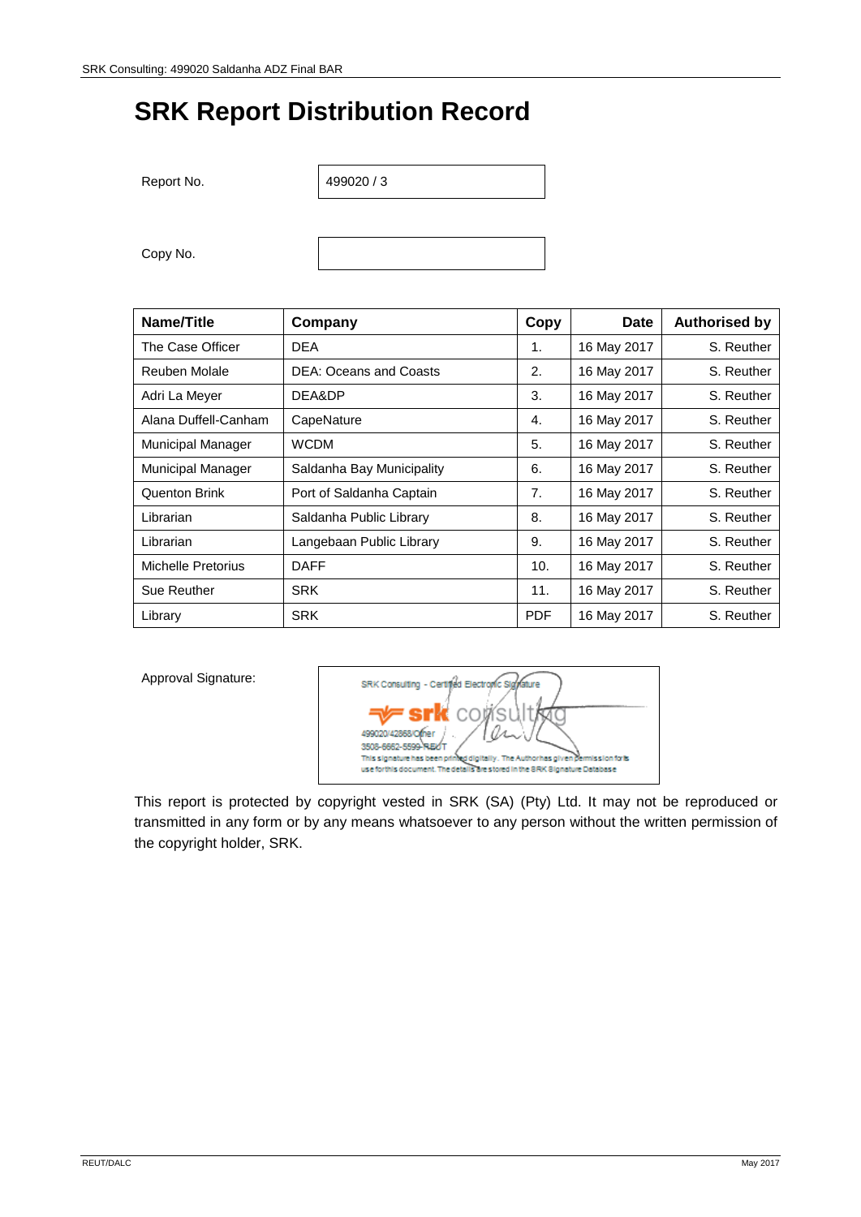# SRK Report Distribution Record

| | |
|---|---|
| Report No. | 499020 / 3 |
| Copy No. | |

| Name/Title | Company | Copy | Date | Authorised by |
|---|---|---|---|---|
| The Case Officer | DEA | 1. | 16 May 2017 | S. Reuther |
| Reuben Molale | DEA: Oceans and Coasts | 2. | 16 May 2017 | S. Reuther |
| Adri La Meyer | DEA&DP | 3. | 16 May 2017 | S. Reuther |
| Alana Duffell-Canham | CapeNature | 4. | 16 May 2017 | S. Reuther |
| Municipal Manager | WCDM | 5. | 16 May 2017 | S. Reuther |
| Municipal Manager | Saldanha Bay Municipality | 6. | 16 May 2017 | S. Reuther |
| Quenton Brink | Port of Saldanha Captain | 7. | 16 May 2017 | S. Reuther |
| Librarian | Saldanha Public Library | 8. | 16 May 2017 | S. Reuther |
| Librarian | Langebaan Public Library | 9. | 16 May 2017 | S. Reuther |
| Michelle Pretorius | DAFF | 10. | 16 May 2017 | S. Reuther |
| Sue Reuther | SRK | 11. | 16 May 2017 | S. Reuther |
| Library | SRK | PDF | 16 May 2017 | S. Reuther |

Approval Signature:

SRK Consulting - Certified Electronic Signature
srk consulting
499020/42868/Other
3508-6662-5599-REUT
This signature has been printed digitally. The Authorhas given permission forits use forthis document. The details are stored in the SRK Signature Database

This report is protected by copyright vested in SRK (SA) (Pty) Ltd. It may not be reproduced or transmitted in any form or by any means whatsoever to any person without the written permission of the copyright holder, SRK.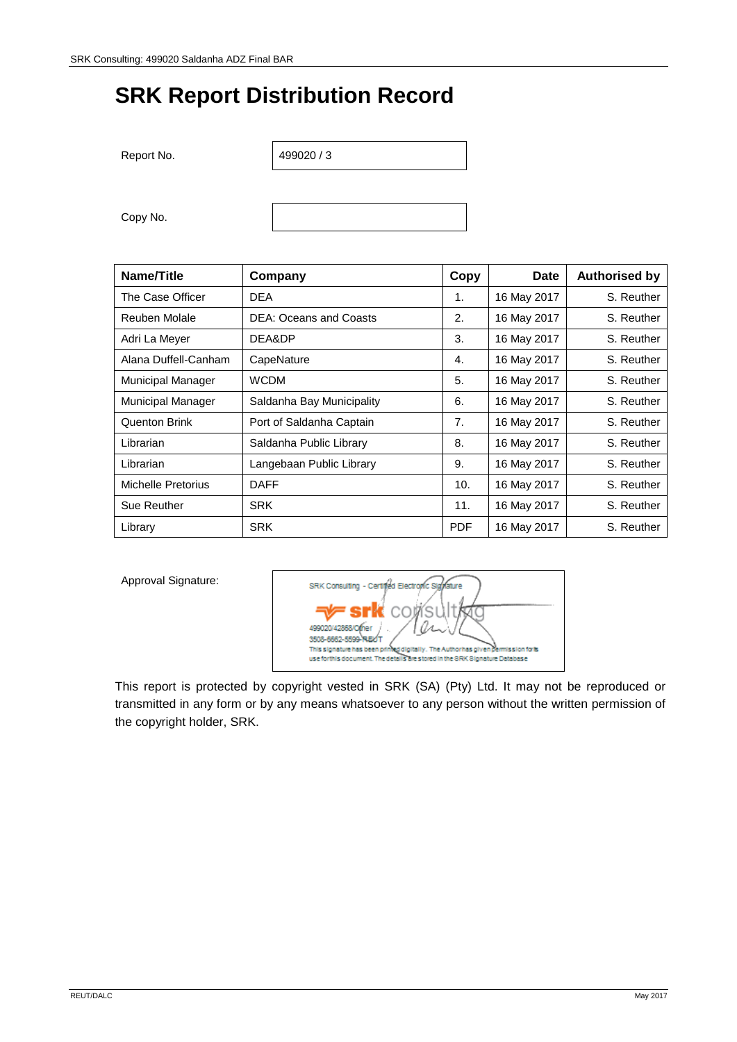# SRK Report Distribution Record

| | |
|---|---|
| Report No. | 499020 / 3 |
| Copy No. | |

| Name/Title | Company | Copy | Date | Authorised by |
|---|---|---|---|---|
| The Case Officer | DEA | 1. | 16 May 2017 | S. Reuther |
| Reuben Molale | DEA: Oceans and Coasts | 2. | 16 May 2017 | S. Reuther |
| Adri La Meyer | DEA&DP | 3. | 16 May 2017 | S. Reuther |
| Alana Duffell-Canham | CapeNature | 4. | 16 May 2017 | S. Reuther |
| Municipal Manager | WCDM | 5. | 16 May 2017 | S. Reuther |
| Municipal Manager | Saldanha Bay Municipality | 6. | 16 May 2017 | S. Reuther |
| Quenton Brink | Port of Saldanha Captain | 7. | 16 May 2017 | S. Reuther |
| Librarian | Saldanha Public Library | 8. | 16 May 2017 | S. Reuther |
| Librarian | Langebaan Public Library | 9. | 16 May 2017 | S. Reuther |
| Michelle Pretorius | DAFF | 10. | 16 May 2017 | S. Reuther |
| Sue Reuther | SRK | 11. | 16 May 2017 | S. Reuther |
| Library | SRK | PDF | 16 May 2017 | S. Reuther |

Approval Signature:

SRK Consulting - Certified Electronic Signature
srk consulting
499020/42868/Other
3508-6662-5599-REUT
This signature has been printed digitally. The Author has given permission for its use for this document. The details are stored in the SRK Signature Database

This report is protected by copyright vested in SRK (SA) (Pty) Ltd. It may not be reproduced or transmitted in any form or by any means whatsoever to any person without the written permission of the copyright holder, SRK.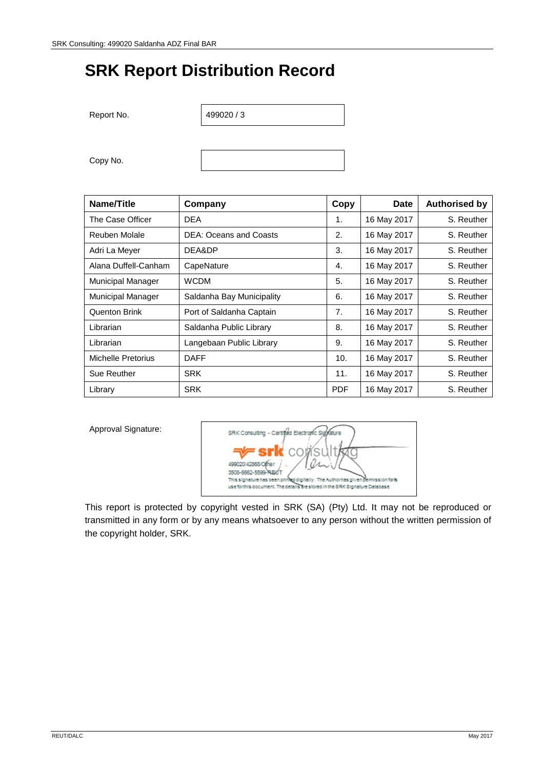# SRK Report Distribution Record

| | |
|---|---|
| Report No. | 499020 / 3 |
| Copy No. | |

| Name/Title | Company | Copy | Date | Authorised by |
|---|---|---|---|---|
| The Case Officer | DEA | 1. | 16 May 2017 | S. Reuther |
| Reuben Molale | DEA: Oceans and Coasts | 2. | 16 May 2017 | S. Reuther |
| Adri La Meyer | DEA&DP | 3. | 16 May 2017 | S. Reuther |
| Alana Duffell-Canham | CapeNature | 4. | 16 May 2017 | S. Reuther |
| Municipal Manager | WCDM | 5. | 16 May 2017 | S. Reuther |
| Municipal Manager | Saldanha Bay Municipality | 6. | 16 May 2017 | S. Reuther |
| Quenton Brink | Port of Saldanha Captain | 7. | 16 May 2017 | S. Reuther |
| Librarian | Saldanha Public Library | 8. | 16 May 2017 | S. Reuther |
| Librarian | Langebaan Public Library | 9. | 16 May 2017 | S. Reuther |
| Michelle Pretorius | DAFF | 10. | 16 May 2017 | S. Reuther |
| Sue Reuther | SRK | 11. | 16 May 2017 | S. Reuther |
| Library | SRK | PDF | 16 May 2017 | S. Reuther |

Approval Signature:

SRK Consulting - Certified Electronic Signature
srk consulting
499020/42868/Other
3508-6662-5599-REUT
This signature has been printed digitally. The Author has given permission for its use for this document. The details are stored in the SRK Signature Database

This report is protected by copyright vested in SRK (SA) (Pty) Ltd. It may not be reproduced or transmitted in any form or by any means whatsoever to any person without the written permission of the copyright holder, SRK.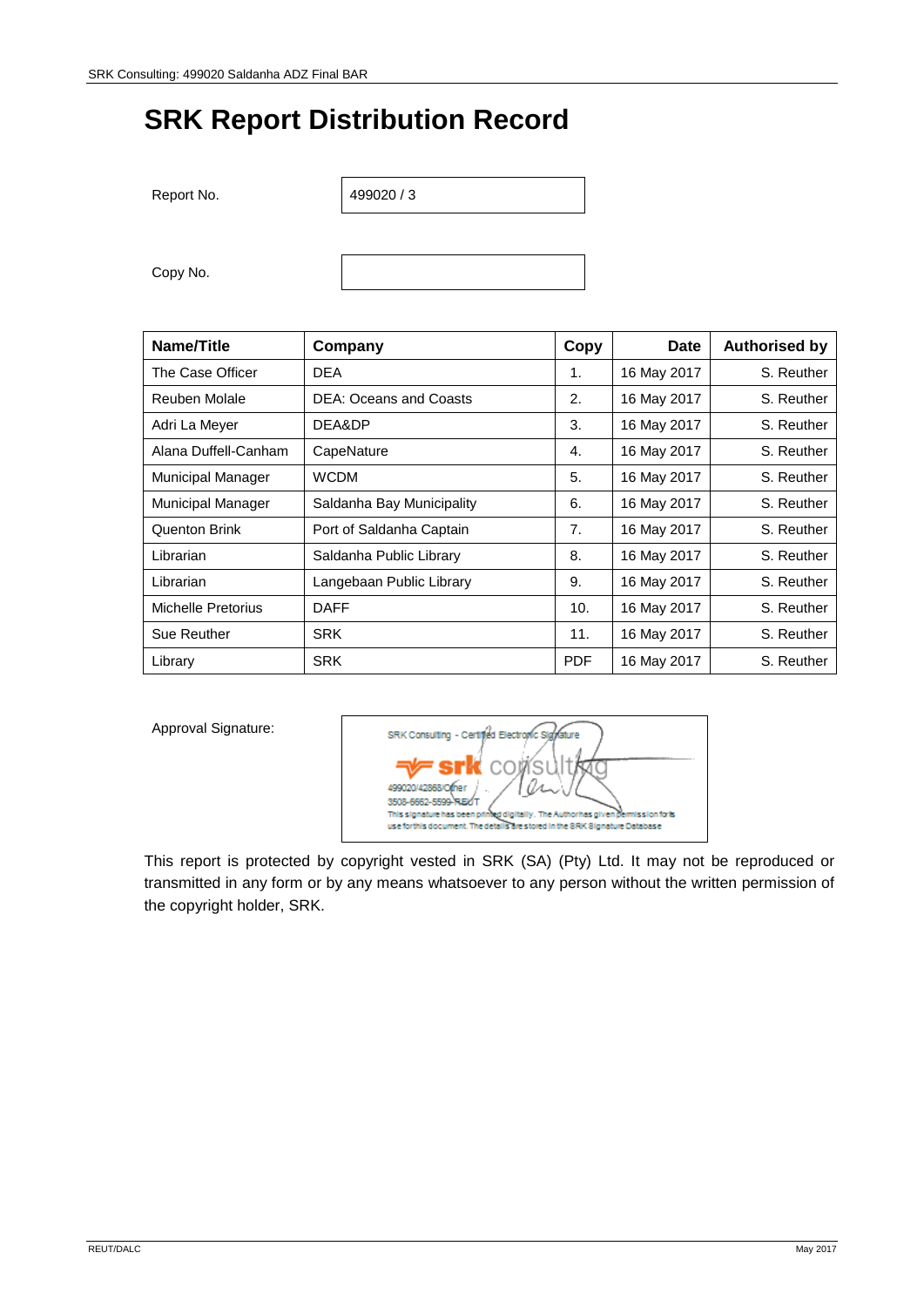# SRK Report Distribution Record

| | |
|---|---|
| Report No. | 499020 / 3 |
| Copy No. | |

| Name/Title | Company | Copy | Date | Authorised by |
|---|---|---|---|---|
| The Case Officer | DEA | 1. | 16 May 2017 | S. Reuther |
| Reuben Molale | DEA: Oceans and Coasts | 2. | 16 May 2017 | S. Reuther |
| Adri La Meyer | DEA&DP | 3. | 16 May 2017 | S. Reuther |
| Alana Duffell-Canham | CapeNature | 4. | 16 May 2017 | S. Reuther |
| Municipal Manager | WCDM | 5. | 16 May 2017 | S. Reuther |
| Municipal Manager | Saldanha Bay Municipality | 6. | 16 May 2017 | S. Reuther |
| Quenton Brink | Port of Saldanha Captain | 7. | 16 May 2017 | S. Reuther |
| Librarian | Saldanha Public Library | 8. | 16 May 2017 | S. Reuther |
| Librarian | Langebaan Public Library | 9. | 16 May 2017 | S. Reuther |
| Michelle Pretorius | DAFF | 10. | 16 May 2017 | S. Reuther |
| Sue Reuther | SRK | 11. | 16 May 2017 | S. Reuther |
| Library | SRK | PDF | 16 May 2017 | S. Reuther |

Approval Signature:

SRK Consulting - Certified Electronic Signature
srk consulting
499020/42868/Other
3508-6662-5599-REUT
This signature has been printed digitally. The Authorhas given permission for its use for this document. The details are stored in the SRK Signature Database

This report is protected by copyright vested in SRK (SA) (Pty) Ltd. It may not be reproduced or transmitted in any form or by any means whatsoever to any person without the written permission of the copyright holder, SRK.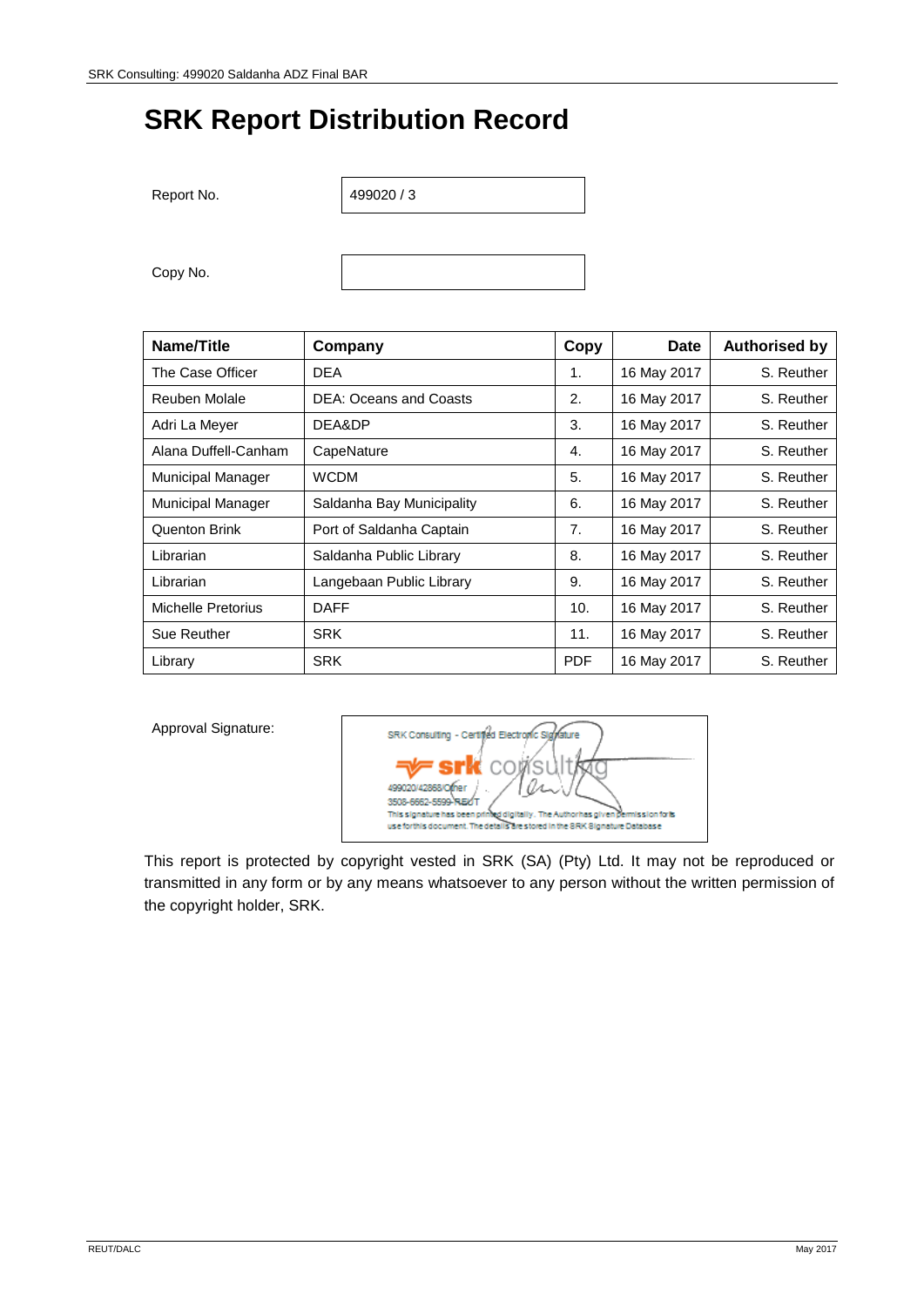# SRK Report Distribution Record

| | |
|---|---|
| Report No. | 499020 / 3 |
| Copy No. | |

| Name/Title | Company | Copy | Date | Authorised by |
|---|---|---|---|---|
| The Case Officer | DEA | 1. | 16 May 2017 | S. Reuther |
| Reuben Molale | DEA: Oceans and Coasts | 2. | 16 May 2017 | S. Reuther |
| Adri La Meyer | DEA&DP | 3. | 16 May 2017 | S. Reuther |
| Alana Duffell-Canham | CapeNature | 4. | 16 May 2017 | S. Reuther |
| Municipal Manager | WCDM | 5. | 16 May 2017 | S. Reuther |
| Municipal Manager | Saldanha Bay Municipality | 6. | 16 May 2017 | S. Reuther |
| Quenton Brink | Port of Saldanha Captain | 7. | 16 May 2017 | S. Reuther |
| Librarian | Saldanha Public Library | 8. | 16 May 2017 | S. Reuther |
| Librarian | Langebaan Public Library | 9. | 16 May 2017 | S. Reuther |
| Michelle Pretorius | DAFF | 10. | 16 May 2017 | S. Reuther |
| Sue Reuther | SRK | 11. | 16 May 2017 | S. Reuther |
| Library | SRK | PDF | 16 May 2017 | S. Reuther |

Approval Signature:

SRK Consulting - Certified Electronic Signature

srk consulting

499020/42868/Other

3508-6662-5599-REUT

This signature has been printed digitally. The Authorhas given permission forits use forthis document. The details are stored in the SRK Signature Database

This report is protected by copyright vested in SRK (SA) (Pty) Ltd. It may not be reproduced or transmitted in any form or by any means whatsoever to any person without the written permission of the copyright holder, SRK.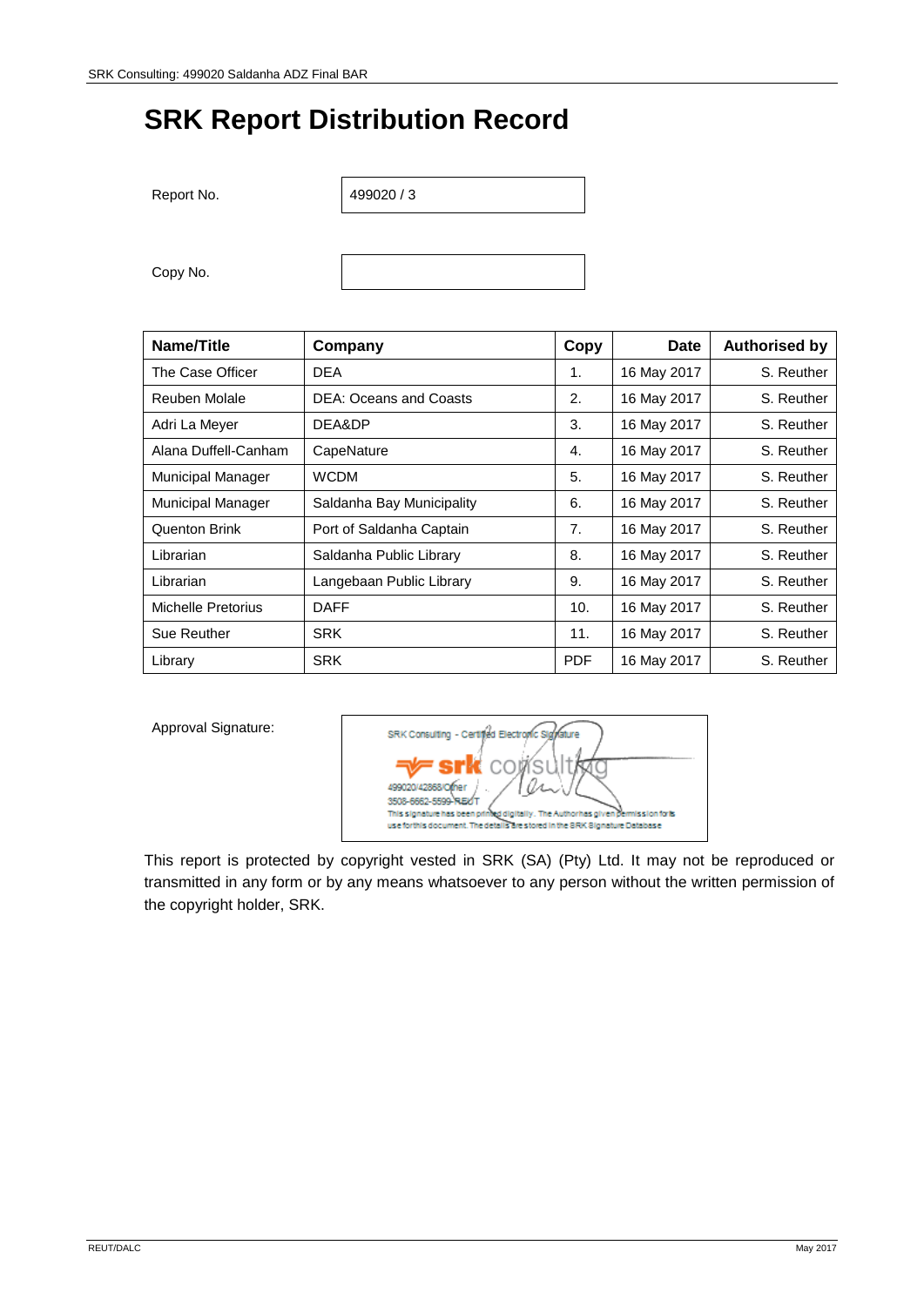# SRK Report Distribution Record

| | |
|---|---|
| Report No. | 499020 / 3 |
| Copy No. | |

| Name/Title | Company | Copy | Date | Authorised by |
|---|---|---|---|---|
| The Case Officer | DEA | 1. | 16 May 2017 | S. Reuther |
| Reuben Molale | DEA: Oceans and Coasts | 2. | 16 May 2017 | S. Reuther |
| Adri La Meyer | DEA&DP | 3. | 16 May 2017 | S. Reuther |
| Alana Duffell-Canham | CapeNature | 4. | 16 May 2017 | S. Reuther |
| Municipal Manager | WCDM | 5. | 16 May 2017 | S. Reuther |
| Municipal Manager | Saldanha Bay Municipality | 6. | 16 May 2017 | S. Reuther |
| Quenton Brink | Port of Saldanha Captain | 7. | 16 May 2017 | S. Reuther |
| Librarian | Saldanha Public Library | 8. | 16 May 2017 | S. Reuther |
| Librarian | Langebaan Public Library | 9. | 16 May 2017 | S. Reuther |
| Michelle Pretorius | DAFF | 10. | 16 May 2017 | S. Reuther |
| Sue Reuther | SRK | 11. | 16 May 2017 | S. Reuther |
| Library | SRK | PDF | 16 May 2017 | S. Reuther |

Approval Signature:

SRK Consulting - Certified Electronic Signature

srk consulting

499020/42868/Other

3508-6662-5599-REUT

This signature has been printed digitally. The Author has given permission for its use for this document. The details are stored in the SRK Signature Database

This report is protected by copyright vested in SRK (SA) (Pty) Ltd. It may not be reproduced or transmitted in any form or by any means whatsoever to any person without the written permission of the copyright holder, SRK.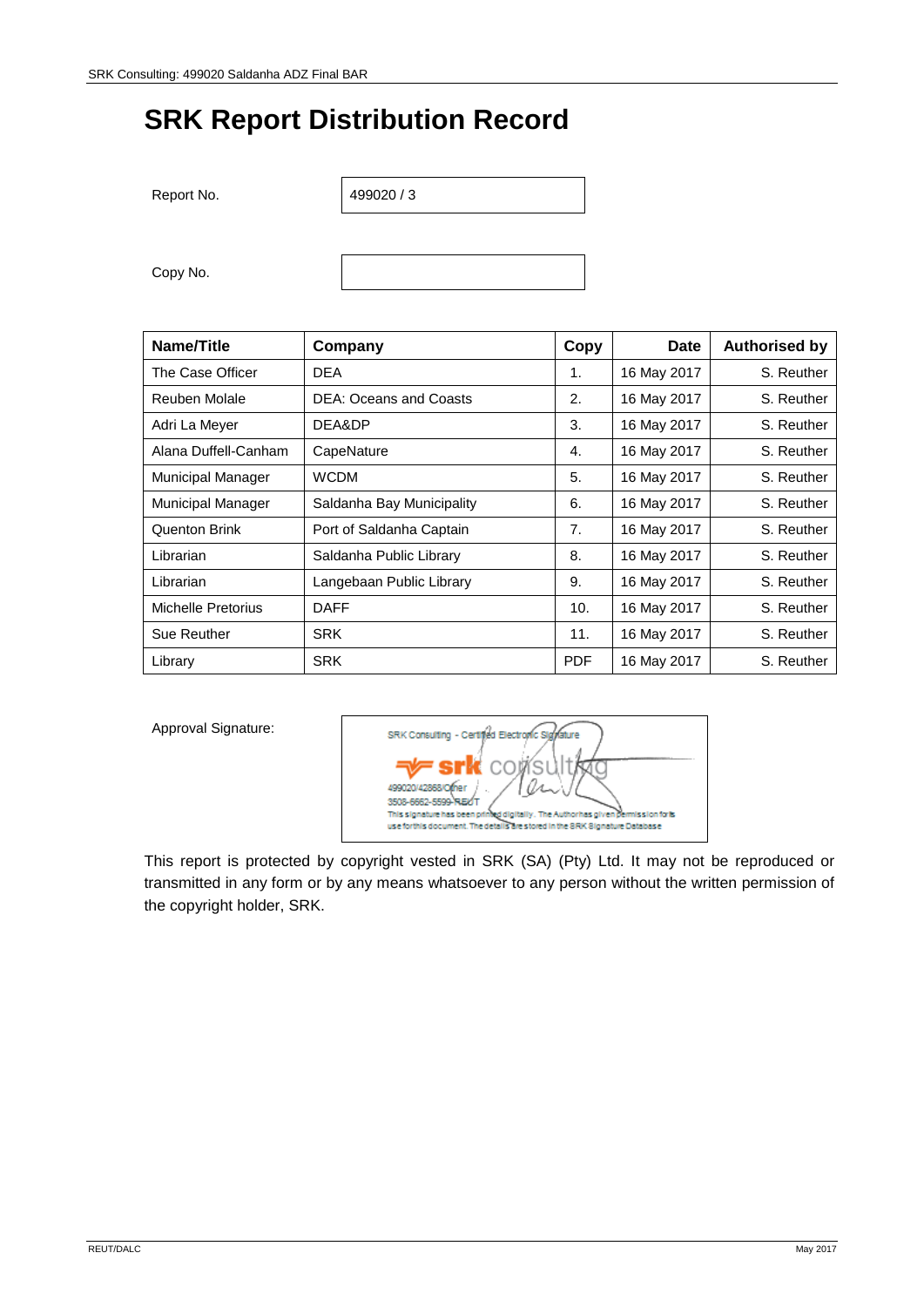# SRK Report Distribution Record

| | |
|---|---|
| Report No. | 499020 / 3 |
| Copy No. | |

| Name/Title | Company | Copy | Date | Authorised by |
|---|---|---|---|---|
| The Case Officer | DEA | 1. | 16 May 2017 | S. Reuther |
| Reuben Molale | DEA: Oceans and Coasts | 2. | 16 May 2017 | S. Reuther |
| Adri La Meyer | DEA&DP | 3. | 16 May 2017 | S. Reuther |
| Alana Duffell-Canham | CapeNature | 4. | 16 May 2017 | S. Reuther |
| Municipal Manager | WCDM | 5. | 16 May 2017 | S. Reuther |
| Municipal Manager | Saldanha Bay Municipality | 6. | 16 May 2017 | S. Reuther |
| Quenton Brink | Port of Saldanha Captain | 7. | 16 May 2017 | S. Reuther |
| Librarian | Saldanha Public Library | 8. | 16 May 2017 | S. Reuther |
| Librarian | Langebaan Public Library | 9. | 16 May 2017 | S. Reuther |
| Michelle Pretorius | DAFF | 10. | 16 May 2017 | S. Reuther |
| Sue Reuther | SRK | 11. | 16 May 2017 | S. Reuther |
| Library | SRK | PDF | 16 May 2017 | S. Reuther |

Approval Signature:

SRK Consulting - Certified Electronic Signature
srk consulting
499020/42868/Other
3508-6662-5599-REUT
This signature has been printed digitally. The Authorhas given permission forits use forthis document. The details are stored in the SRK Signature Database

This report is protected by copyright vested in SRK (SA) (Pty) Ltd. It may not be reproduced or transmitted in any form or by any means whatsoever to any person without the written permission of the copyright holder, SRK.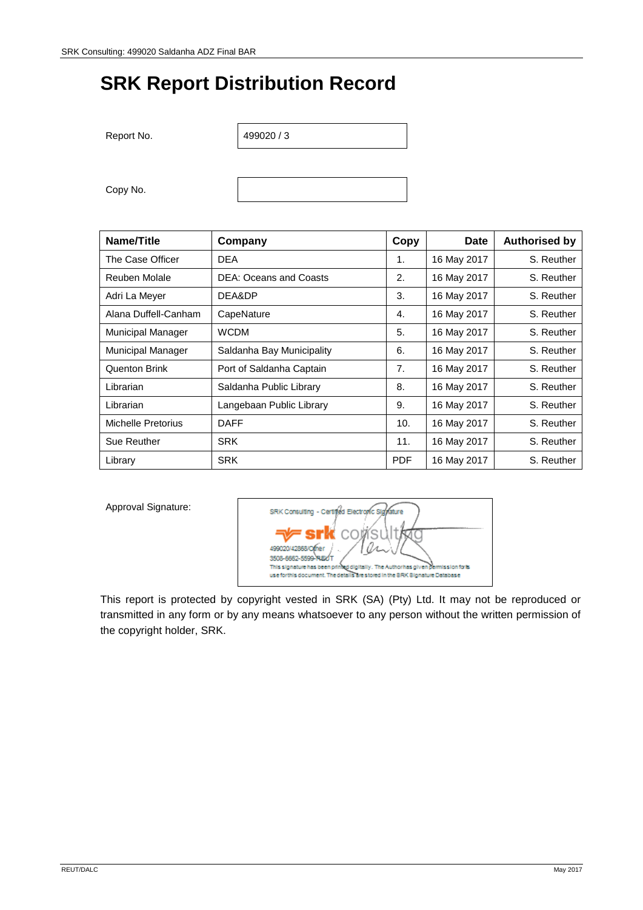# SRK Report Distribution Record

| | |
|---|---|
| Report No. | 499020 / 3 |
| Copy No. | |

| Name/Title | Company | Copy | Date | Authorised by |
|---|---|---|---|---|
| The Case Officer | DEA | 1. | 16 May 2017 | S. Reuther |
| Reuben Molale | DEA: Oceans and Coasts | 2. | 16 May 2017 | S. Reuther |
| Adri La Meyer | DEA&DP | 3. | 16 May 2017 | S. Reuther |
| Alana Duffell-Canham | CapeNature | 4. | 16 May 2017 | S. Reuther |
| Municipal Manager | WCDM | 5. | 16 May 2017 | S. Reuther |
| Municipal Manager | Saldanha Bay Municipality | 6. | 16 May 2017 | S. Reuther |
| Quenton Brink | Port of Saldanha Captain | 7. | 16 May 2017 | S. Reuther |
| Librarian | Saldanha Public Library | 8. | 16 May 2017 | S. Reuther |
| Librarian | Langebaan Public Library | 9. | 16 May 2017 | S. Reuther |
| Michelle Pretorius | DAFF | 10. | 16 May 2017 | S. Reuther |
| Sue Reuther | SRK | 11. | 16 May 2017 | S. Reuther |
| Library | SRK | PDF | 16 May 2017 | S. Reuther |

Approval Signature:

SRK Consulting - Certified Electronic Signature

srk consulting

499020/42868/Other

3508-6662-5599-REUT

This signature has been printed digitally. The Author has given permission for its use for this document. The details are stored in the SRK Signature Database

This report is protected by copyright vested in SRK (SA) (Pty) Ltd. It may not be reproduced or transmitted in any form or by any means whatsoever to any person without the written permission of the copyright holder, SRK.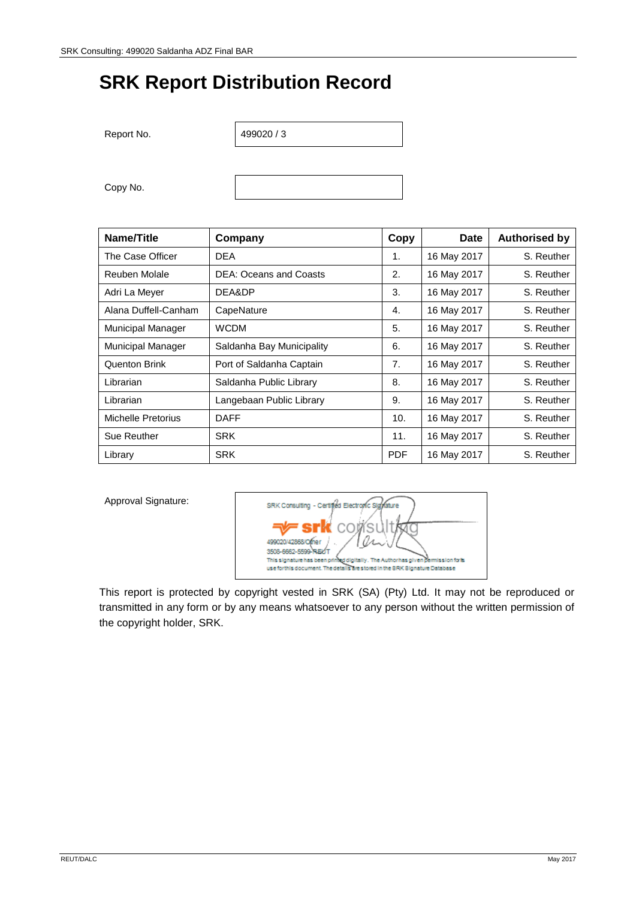# SRK Report Distribution Record

| | |
|---|---|
| Report No. | 499020 / 3 |
| Copy No. | |

| Name/Title | Company | Copy | Date | Authorised by |
|---|---|---|---|---|
| The Case Officer | DEA | 1. | 16 May 2017 | S. Reuther |
| Reuben Molale | DEA: Oceans and Coasts | 2. | 16 May 2017 | S. Reuther |
| Adri La Meyer | DEA&DP | 3. | 16 May 2017 | S. Reuther |
| Alana Duffell-Canham | CapeNature | 4. | 16 May 2017 | S. Reuther |
| Municipal Manager | WCDM | 5. | 16 May 2017 | S. Reuther |
| Municipal Manager | Saldanha Bay Municipality | 6. | 16 May 2017 | S. Reuther |
| Quenton Brink | Port of Saldanha Captain | 7. | 16 May 2017 | S. Reuther |
| Librarian | Saldanha Public Library | 8. | 16 May 2017 | S. Reuther |
| Librarian | Langebaan Public Library | 9. | 16 May 2017 | S. Reuther |
| Michelle Pretorius | DAFF | 10. | 16 May 2017 | S. Reuther |
| Sue Reuther | SRK | 11. | 16 May 2017 | S. Reuther |
| Library | SRK | PDF | 16 May 2017 | S. Reuther |

Approval Signature:

SRK Consulting - Certified Electronic Signature
srk consulting
499020/42868/Other
3508-6662-5599-REUT
This signature has been printed digitally. The Authorhas given permission for its use for this document. The details are stored in the SRK Signature Database

This report is protected by copyright vested in SRK (SA) (Pty) Ltd. It may not be reproduced or transmitted in any form or by any means whatsoever to any person without the written permission of the copyright holder, SRK.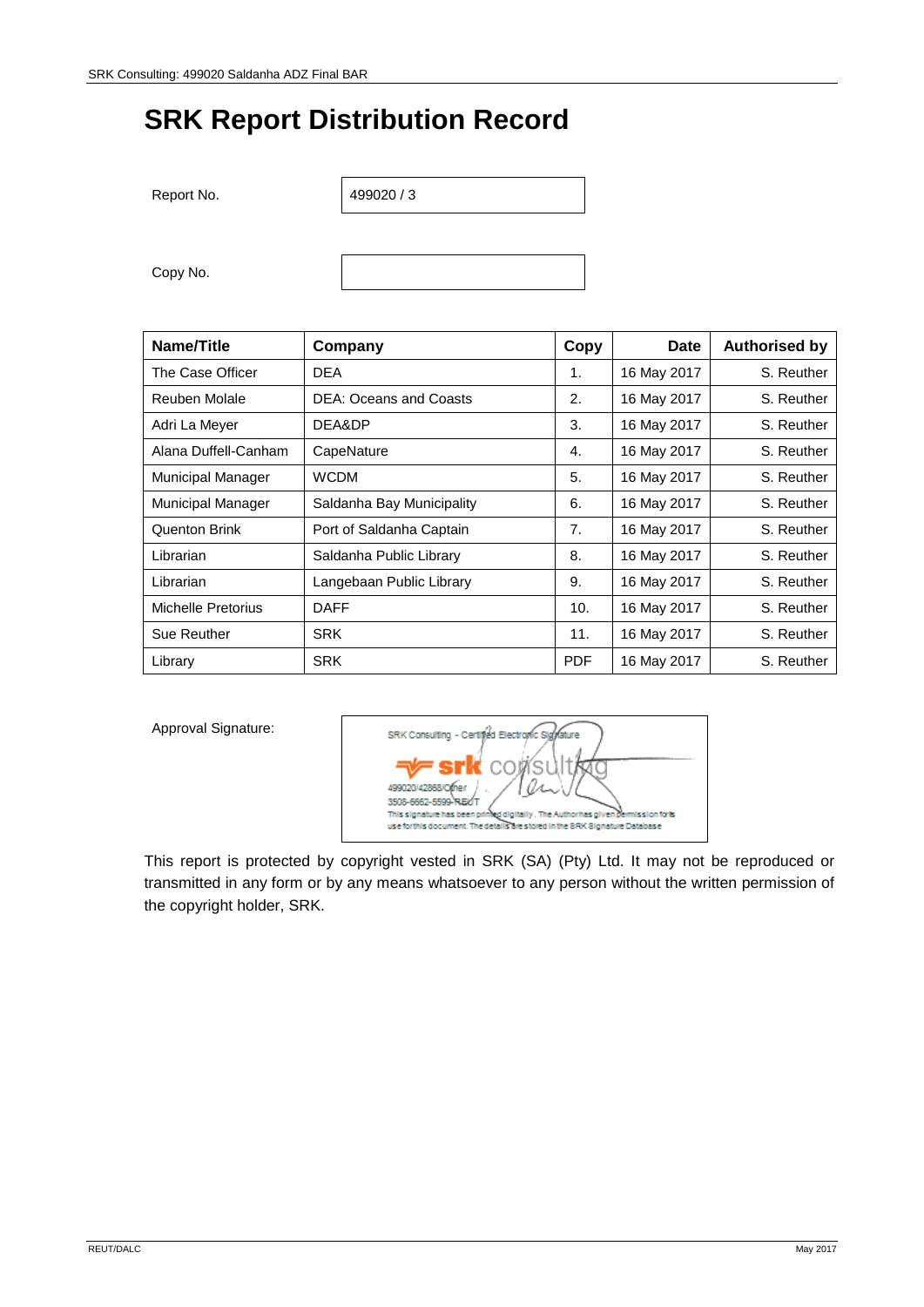# SRK Report Distribution Record

| | |
|---|---|
| Report No. | 499020 / 3 |
| Copy No. | |

| Name/Title | Company | Copy | Date | Authorised by |
|---|---|---|---|---|
| The Case Officer | DEA | 1. | 16 May 2017 | S. Reuther |
| Reuben Molale | DEA: Oceans and Coasts | 2. | 16 May 2017 | S. Reuther |
| Adri La Meyer | DEA&DP | 3. | 16 May 2017 | S. Reuther |
| Alana Duffell-Canham | CapeNature | 4. | 16 May 2017 | S. Reuther |
| Municipal Manager | WCDM | 5. | 16 May 2017 | S. Reuther |
| Municipal Manager | Saldanha Bay Municipality | 6. | 16 May 2017 | S. Reuther |
| Quenton Brink | Port of Saldanha Captain | 7. | 16 May 2017 | S. Reuther |
| Librarian | Saldanha Public Library | 8. | 16 May 2017 | S. Reuther |
| Librarian | Langebaan Public Library | 9. | 16 May 2017 | S. Reuther |
| Michelle Pretorius | DAFF | 10. | 16 May 2017 | S. Reuther |
| Sue Reuther | SRK | 11. | 16 May 2017 | S. Reuther |
| Library | SRK | PDF | 16 May 2017 | S. Reuther |

Approval Signature:

SRK Consulting - Certified Electronic Signature
srk consulting
499020/42868/Other
3508-6662-5599-REUT
This signature has been printed digitally. The Authorhas given permission for its use for this document. The details are stored in the SRK Signature Database

This report is protected by copyright vested in SRK (SA) (Pty) Ltd. It may not be reproduced or transmitted in any form or by any means whatsoever to any person without the written permission of the copyright holder, SRK.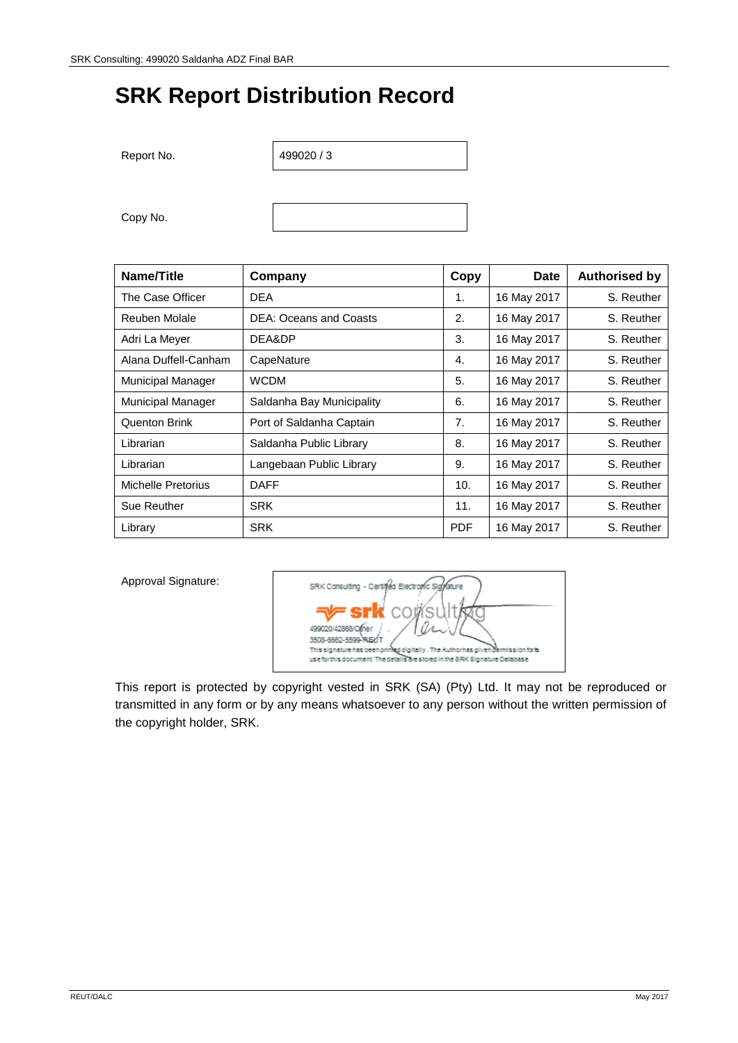# SRK Report Distribution Record

| | |
|---|---|
| Report No. | 499020 / 3 |
| Copy No. | |

| Name/Title | Company | Copy | Date | Authorised by |
|---|---|---|---|---|
| The Case Officer | DEA | 1. | 16 May 2017 | S. Reuther |
| Reuben Molale | DEA: Oceans and Coasts | 2. | 16 May 2017 | S. Reuther |
| Adri La Meyer | DEA&DP | 3. | 16 May 2017 | S. Reuther |
| Alana Duffell-Canham | CapeNature | 4. | 16 May 2017 | S. Reuther |
| Municipal Manager | WCDM | 5. | 16 May 2017 | S. Reuther |
| Municipal Manager | Saldanha Bay Municipality | 6. | 16 May 2017 | S. Reuther |
| Quenton Brink | Port of Saldanha Captain | 7. | 16 May 2017 | S. Reuther |
| Librarian | Saldanha Public Library | 8. | 16 May 2017 | S. Reuther |
| Librarian | Langebaan Public Library | 9. | 16 May 2017 | S. Reuther |
| Michelle Pretorius | DAFF | 10. | 16 May 2017 | S. Reuther |
| Sue Reuther | SRK | 11. | 16 May 2017 | S. Reuther |
| Library | SRK | PDF | 16 May 2017 | S. Reuther |

Approval Signature:

SRK Consulting - Certified Electronic Signature
srk consulting
499020/42868/Other
3508-6662-5599-REUT
This signature has been printed digitally. The Author has given permission for its use for this document. The details are stored in the SRK Signature Database

This report is protected by copyright vested in SRK (SA) (Pty) Ltd. It may not be reproduced or transmitted in any form or by any means whatsoever to any person without the written permission of the copyright holder, SRK.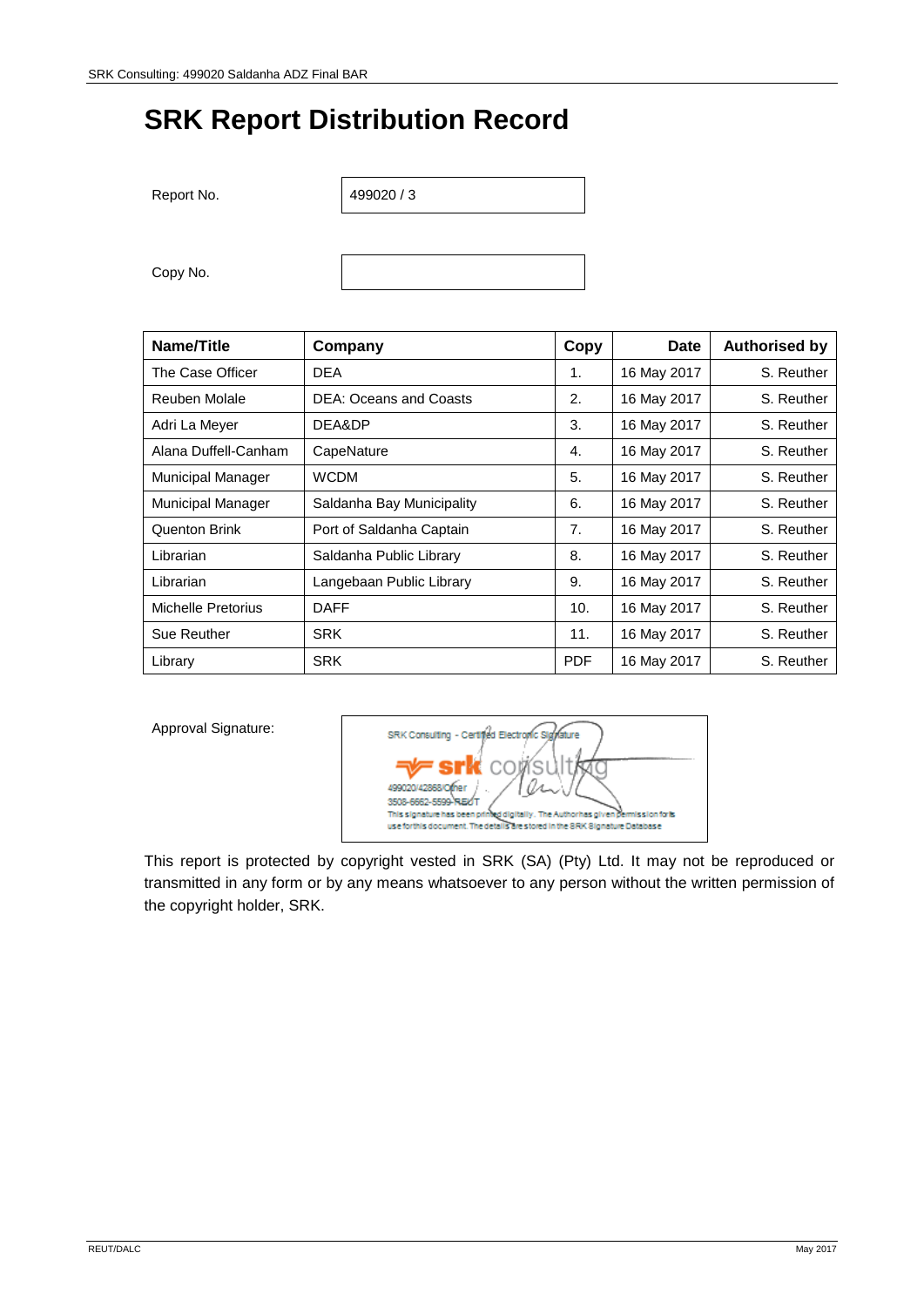# SRK Report Distribution Record

| | |
|---|---|
| Report No. | 499020 / 3 |
| Copy No. | |

| Name/Title | Company | Copy | Date | Authorised by |
|---|---|---|---|---|
| The Case Officer | DEA | 1. | 16 May 2017 | S. Reuther |
| Reuben Molale | DEA: Oceans and Coasts | 2. | 16 May 2017 | S. Reuther |
| Adri La Meyer | DEA&DP | 3. | 16 May 2017 | S. Reuther |
| Alana Duffell-Canham | CapeNature | 4. | 16 May 2017 | S. Reuther |
| Municipal Manager | WCDM | 5. | 16 May 2017 | S. Reuther |
| Municipal Manager | Saldanha Bay Municipality | 6. | 16 May 2017 | S. Reuther |
| Quenton Brink | Port of Saldanha Captain | 7. | 16 May 2017 | S. Reuther |
| Librarian | Saldanha Public Library | 8. | 16 May 2017 | S. Reuther |
| Librarian | Langebaan Public Library | 9. | 16 May 2017 | S. Reuther |
| Michelle Pretorius | DAFF | 10. | 16 May 2017 | S. Reuther |
| Sue Reuther | SRK | 11. | 16 May 2017 | S. Reuther |
| Library | SRK | PDF | 16 May 2017 | S. Reuther |

Approval Signature:

SRK Consulting - Certified Electronic Signature

srk consulting

499020/42868/Other

3508-6662-5599-REUT

This signature has been printed digitally. The Authorhas given permission for its use for this document. The details are stored in the SRK Signature Database

This report is protected by copyright vested in SRK (SA) (Pty) Ltd. It may not be reproduced or transmitted in any form or by any means whatsoever to any person without the written permission of the copyright holder, SRK.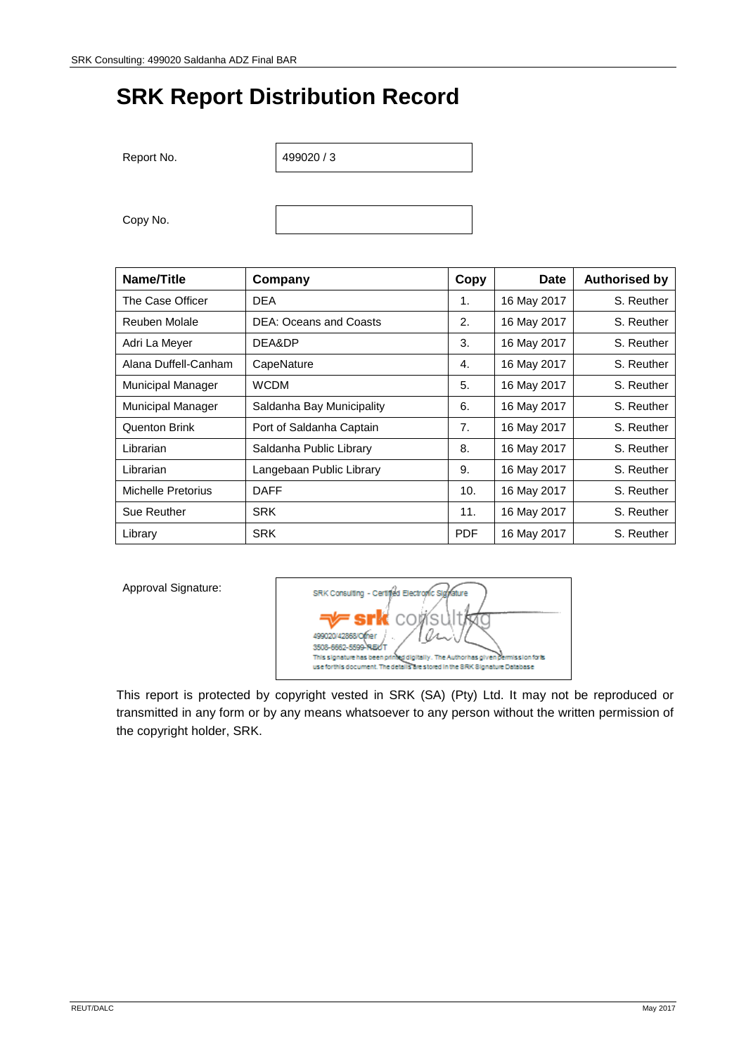# SRK Report Distribution Record

| | |
|---|---|
| Report No. | 499020 / 3 |
| Copy No. | |

| Name/Title | Company | Copy | Date | Authorised by |
|---|---|---|---|---|
| The Case Officer | DEA | 1. | 16 May 2017 | S. Reuther |
| Reuben Molale | DEA: Oceans and Coasts | 2. | 16 May 2017 | S. Reuther |
| Adri La Meyer | DEA&DP | 3. | 16 May 2017 | S. Reuther |
| Alana Duffell-Canham | CapeNature | 4. | 16 May 2017 | S. Reuther |
| Municipal Manager | WCDM | 5. | 16 May 2017 | S. Reuther |
| Municipal Manager | Saldanha Bay Municipality | 6. | 16 May 2017 | S. Reuther |
| Quenton Brink | Port of Saldanha Captain | 7. | 16 May 2017 | S. Reuther |
| Librarian | Saldanha Public Library | 8. | 16 May 2017 | S. Reuther |
| Librarian | Langebaan Public Library | 9. | 16 May 2017 | S. Reuther |
| Michelle Pretorius | DAFF | 10. | 16 May 2017 | S. Reuther |
| Sue Reuther | SRK | 11. | 16 May 2017 | S. Reuther |
| Library | SRK | PDF | 16 May 2017 | S. Reuther |

Approval Signature:

SRK Consulting - Certified Electronic Signature
srk consulting
499020/42868/Other
3508-6662-5599-REUT
This signature has been printed digitally. The Authorhas given permission forits use for this document. The details are stored in the SRK Signature Database

This report is protected by copyright vested in SRK (SA) (Pty) Ltd. It may not be reproduced or transmitted in any form or by any means whatsoever to any person without the written permission of the copyright holder, SRK.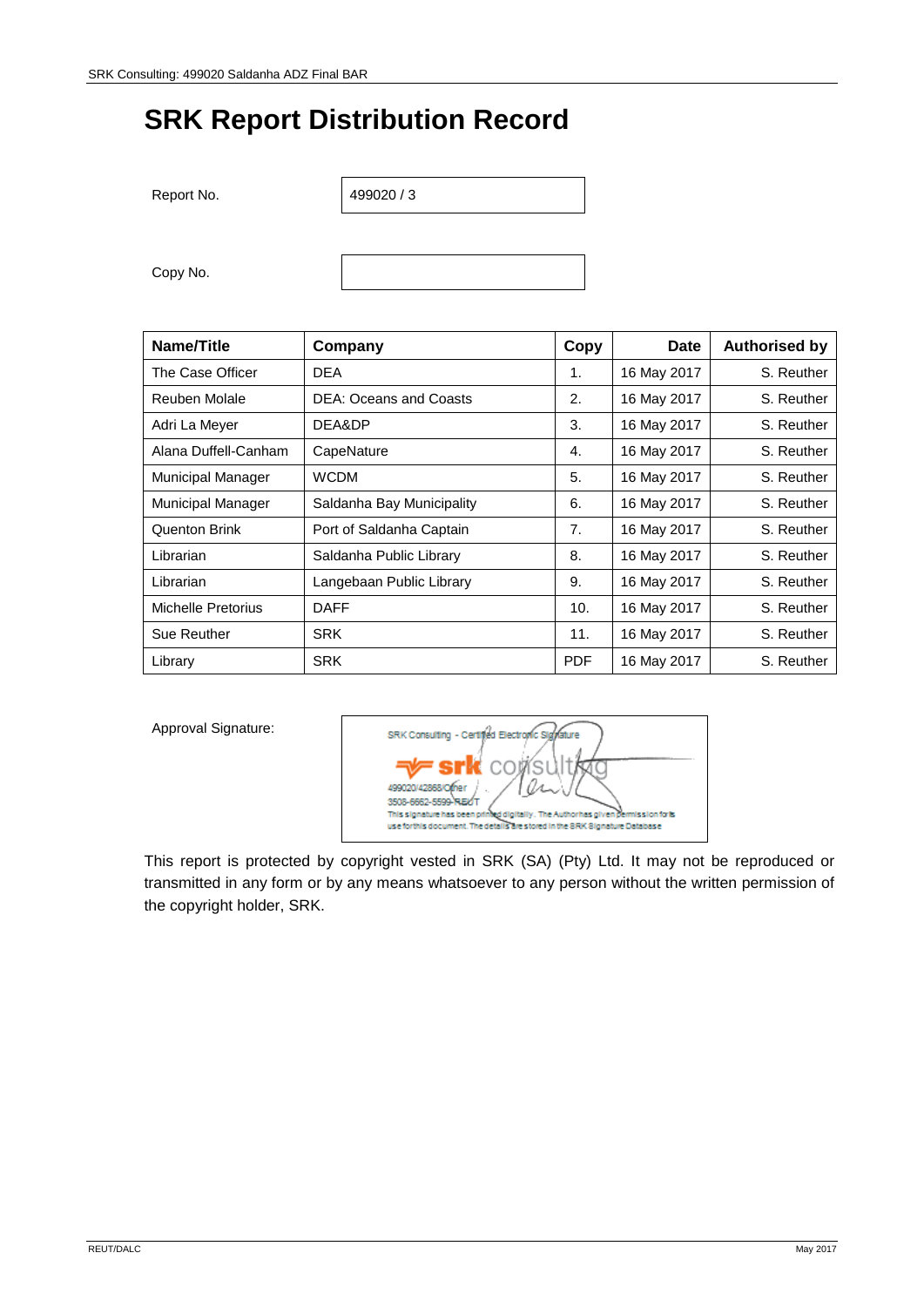# SRK Report Distribution Record

| | |
|---|---|
| Report No. | 499020 / 3 |
| Copy No. | |

| Name/Title | Company | Copy | Date | Authorised by |
|---|---|---|---|---|
| The Case Officer | DEA | 1. | 16 May 2017 | S. Reuther |
| Reuben Molale | DEA: Oceans and Coasts | 2. | 16 May 2017 | S. Reuther |
| Adri La Meyer | DEA&DP | 3. | 16 May 2017 | S. Reuther |
| Alana Duffell-Canham | CapeNature | 4. | 16 May 2017 | S. Reuther |
| Municipal Manager | WCDM | 5. | 16 May 2017 | S. Reuther |
| Municipal Manager | Saldanha Bay Municipality | 6. | 16 May 2017 | S. Reuther |
| Quenton Brink | Port of Saldanha Captain | 7. | 16 May 2017 | S. Reuther |
| Librarian | Saldanha Public Library | 8. | 16 May 2017 | S. Reuther |
| Librarian | Langebaan Public Library | 9. | 16 May 2017 | S. Reuther |
| Michelle Pretorius | DAFF | 10. | 16 May 2017 | S. Reuther |
| Sue Reuther | SRK | 11. | 16 May 2017 | S. Reuther |
| Library | SRK | PDF | 16 May 2017 | S. Reuther |

Approval Signature:

SRK Consulting - Certified Electronic Signature

srk consulting

499020/42868/Other

3508-6662-5599-REUT

This signature has been printed digitally. The Authorhas given permission forits use forthis document. The details are stored in the SRK Signature Database

This report is protected by copyright vested in SRK (SA) (Pty) Ltd. It may not be reproduced or transmitted in any form or by any means whatsoever to any person without the written permission of the copyright holder, SRK.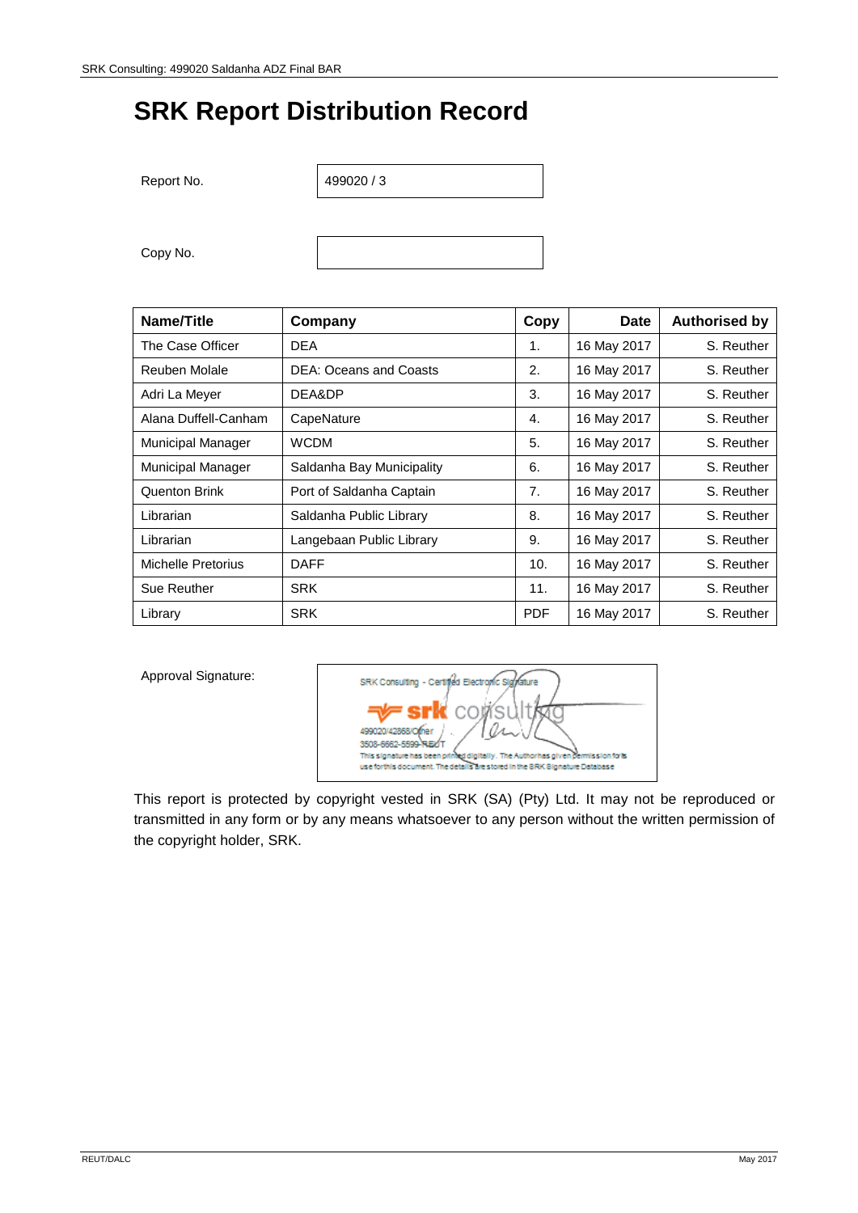# SRK Report Distribution Record

| | |
|---|---|
| Report No. | 499020 / 3 |
| Copy No. | |

| Name/Title | Company | Copy | Date | Authorised by |
|---|---|---|---|---|
| The Case Officer | DEA | 1. | 16 May 2017 | S. Reuther |
| Reuben Molale | DEA: Oceans and Coasts | 2. | 16 May 2017 | S. Reuther |
| Adri La Meyer | DEA&DP | 3. | 16 May 2017 | S. Reuther |
| Alana Duffell-Canham | CapeNature | 4. | 16 May 2017 | S. Reuther |
| Municipal Manager | WCDM | 5. | 16 May 2017 | S. Reuther |
| Municipal Manager | Saldanha Bay Municipality | 6. | 16 May 2017 | S. Reuther |
| Quenton Brink | Port of Saldanha Captain | 7. | 16 May 2017 | S. Reuther |
| Librarian | Saldanha Public Library | 8. | 16 May 2017 | S. Reuther |
| Librarian | Langebaan Public Library | 9. | 16 May 2017 | S. Reuther |
| Michelle Pretorius | DAFF | 10. | 16 May 2017 | S. Reuther |
| Sue Reuther | SRK | 11. | 16 May 2017 | S. Reuther |
| Library | SRK | PDF | 16 May 2017 | S. Reuther |

Approval Signature:

SRK Consulting - Certified Electronic Signature
srk consulting
499020/42868/Other
3508-6662-5599-REUT
This signature has been printed digitally. The Author has given permission for its use for this document. The details are stored in the SRK Signature Database

This report is protected by copyright vested in SRK (SA) (Pty) Ltd. It may not be reproduced or transmitted in any form or by any means whatsoever to any person without the written permission of the copyright holder, SRK.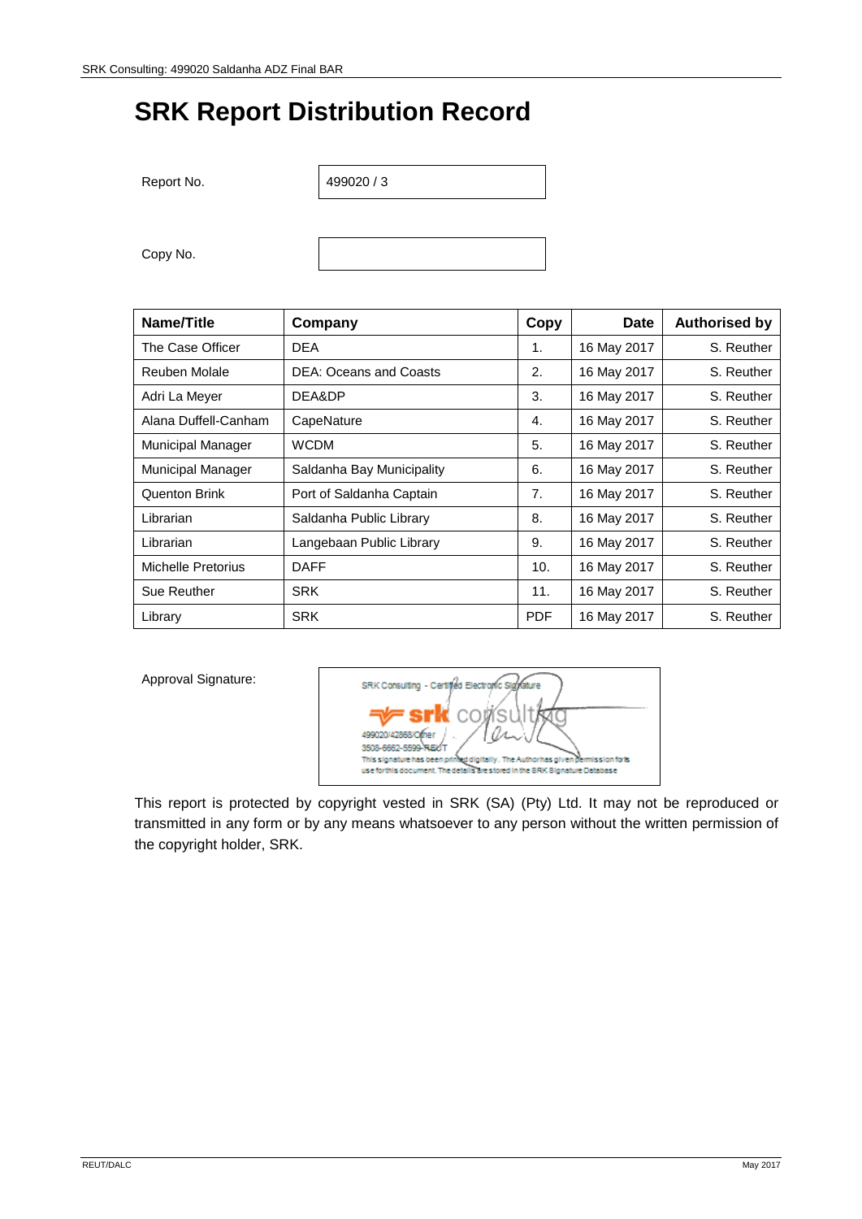# SRK Report Distribution Record

| | |
|---|---|
| Report No. | 499020 / 3 |
| Copy No. | |

| Name/Title | Company | Copy | Date | Authorised by |
|---|---|---|---|---|
| The Case Officer | DEA | 1. | 16 May 2017 | S. Reuther |
| Reuben Molale | DEA: Oceans and Coasts | 2. | 16 May 2017 | S. Reuther |
| Adri La Meyer | DEA&DP | 3. | 16 May 2017 | S. Reuther |
| Alana Duffell-Canham | CapeNature | 4. | 16 May 2017 | S. Reuther |
| Municipal Manager | WCDM | 5. | 16 May 2017 | S. Reuther |
| Municipal Manager | Saldanha Bay Municipality | 6. | 16 May 2017 | S. Reuther |
| Quenton Brink | Port of Saldanha Captain | 7. | 16 May 2017 | S. Reuther |
| Librarian | Saldanha Public Library | 8. | 16 May 2017 | S. Reuther |
| Librarian | Langebaan Public Library | 9. | 16 May 2017 | S. Reuther |
| Michelle Pretorius | DAFF | 10. | 16 May 2017 | S. Reuther |
| Sue Reuther | SRK | 11. | 16 May 2017 | S. Reuther |
| Library | SRK | PDF | 16 May 2017 | S. Reuther |

Approval Signature:

SRK Consulting - Certified Electronic Signature

srk consulting

499020/42868/Other

3508-6662-5599-REUT

This signature has been printed digitally. The Author has given permission for its use for this document. The details are stored in the SRK Signature Database

This report is protected by copyright vested in SRK (SA) (Pty) Ltd. It may not be reproduced or transmitted in any form or by any means whatsoever to any person without the written permission of the copyright holder, SRK.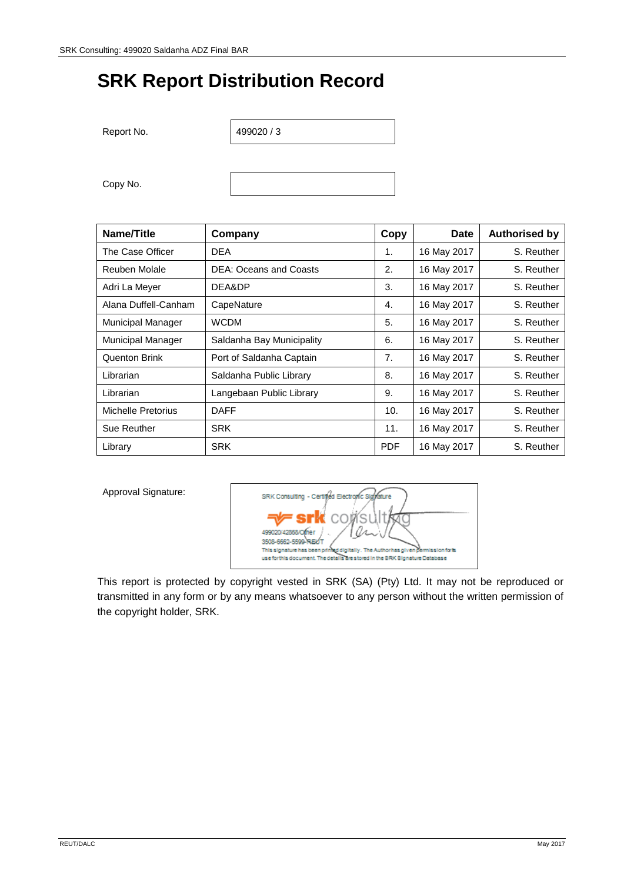# SRK Report Distribution Record

Report No. 499020 / 3

Copy No.

| Name/Title | Company | Copy | Date | Authorised by |
|---|---|---|---|---|
| The Case Officer | DEA | 1. | 16 May 2017 | S. Reuther |
| Reuben Molale | DEA: Oceans and Coasts | 2. | 16 May 2017 | S. Reuther |
| Adri La Meyer | DEA&DP | 3. | 16 May 2017 | S. Reuther |
| Alana Duffell-Canham | CapeNature | 4. | 16 May 2017 | S. Reuther |
| Municipal Manager | WCDM | 5. | 16 May 2017 | S. Reuther |
| Municipal Manager | Saldanha Bay Municipality | 6. | 16 May 2017 | S. Reuther |
| Quenton Brink | Port of Saldanha Captain | 7. | 16 May 2017 | S. Reuther |
| Librarian | Saldanha Public Library | 8. | 16 May 2017 | S. Reuther |
| Librarian | Langebaan Public Library | 9. | 16 May 2017 | S. Reuther |
| Michelle Pretorius | DAFF | 10. | 16 May 2017 | S. Reuther |
| Sue Reuther | SRK | 11. | 16 May 2017 | S. Reuther |
| Library | SRK | PDF | 16 May 2017 | S. Reuther |

Approval Signature:

SRK Consulting - Certified Electronic Signature
srk consulting
499020/42868/Other
3508-6662-5599-REUT
This signature has been printed digitally. The Author has given permission for its use for this document. The details are stored in the SRK Signature Database

This report is protected by copyright vested in SRK (SA) (Pty) Ltd. It may not be reproduced or transmitted in any form or by any means whatsoever to any person without the written permission of the copyright holder, SRK.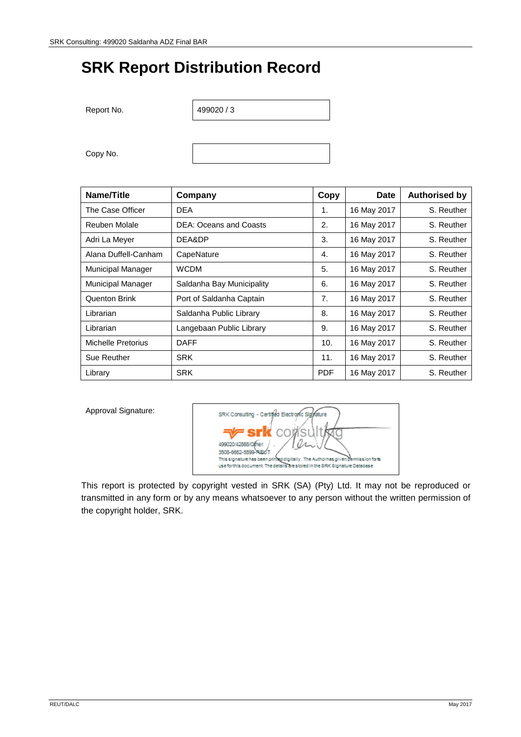# SRK Report Distribution Record

| | |
|---|---|
| Report No. | 499020 / 3 |
| Copy No. | |

| Name/Title | Company | Copy | Date | Authorised by |
|---|---|---|---|---|
| The Case Officer | DEA | 1. | 16 May 2017 | S. Reuther |
| Reuben Molale | DEA: Oceans and Coasts | 2. | 16 May 2017 | S. Reuther |
| Adri La Meyer | DEA&DP | 3. | 16 May 2017 | S. Reuther |
| Alana Duffell-Canham | CapeNature | 4. | 16 May 2017 | S. Reuther |
| Municipal Manager | WCDM | 5. | 16 May 2017 | S. Reuther |
| Municipal Manager | Saldanha Bay Municipality | 6. | 16 May 2017 | S. Reuther |
| Quenton Brink | Port of Saldanha Captain | 7. | 16 May 2017 | S. Reuther |
| Librarian | Saldanha Public Library | 8. | 16 May 2017 | S. Reuther |
| Librarian | Langebaan Public Library | 9. | 16 May 2017 | S. Reuther |
| Michelle Pretorius | DAFF | 10. | 16 May 2017 | S. Reuther |
| Sue Reuther | SRK | 11. | 16 May 2017 | S. Reuther |
| Library | SRK | PDF | 16 May 2017 | S. Reuther |

Approval Signature:

SRK Consulting - Certified Electronic Signature
srk consulting
499020/42868/Other
3508-6662-5599-REUT
This signature has been printed digitally. The Authorhas given permission forits use forthis document. The details are stored in the SRK Signature Database

This report is protected by copyright vested in SRK (SA) (Pty) Ltd. It may not be reproduced or transmitted in any form or by any means whatsoever to any person without the written permission of the copyright holder, SRK.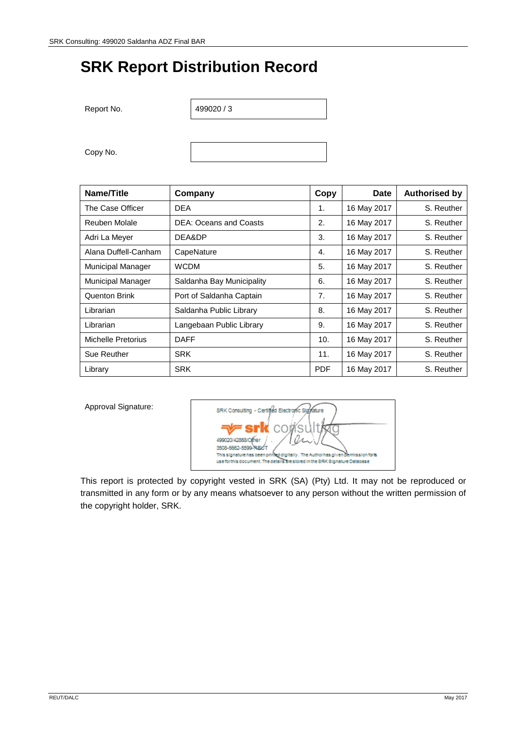# SRK Report Distribution Record

Report No. 499020 / 3

Copy No.

| Name/Title | Company | Copy | Date | Authorised by |
|---|---|---|---|---|
| The Case Officer | DEA | 1. | 16 May 2017 | S. Reuther |
| Reuben Molale | DEA: Oceans and Coasts | 2. | 16 May 2017 | S. Reuther |
| Adri La Meyer | DEA&DP | 3. | 16 May 2017 | S. Reuther |
| Alana Duffell-Canham | CapeNature | 4. | 16 May 2017 | S. Reuther |
| Municipal Manager | WCDM | 5. | 16 May 2017 | S. Reuther |
| Municipal Manager | Saldanha Bay Municipality | 6. | 16 May 2017 | S. Reuther |
| Quenton Brink | Port of Saldanha Captain | 7. | 16 May 2017 | S. Reuther |
| Librarian | Saldanha Public Library | 8. | 16 May 2017 | S. Reuther |
| Librarian | Langebaan Public Library | 9. | 16 May 2017 | S. Reuther |
| Michelle Pretorius | DAFF | 10. | 16 May 2017 | S. Reuther |
| Sue Reuther | SRK | 11. | 16 May 2017 | S. Reuther |
| Library | SRK | PDF | 16 May 2017 | S. Reuther |

Approval Signature:

SRK Consulting - Certified Electronic Signature
srk consulting
499020/42868/Other
3508-6662-5599-REUT
This signature has been printed digitally. The Authorhas given permission forits use forthis document. The details are stored in the SRK Signature Database

This report is protected by copyright vested in SRK (SA) (Pty) Ltd. It may not be reproduced or transmitted in any form or by any means whatsoever to any person without the written permission of the copyright holder, SRK.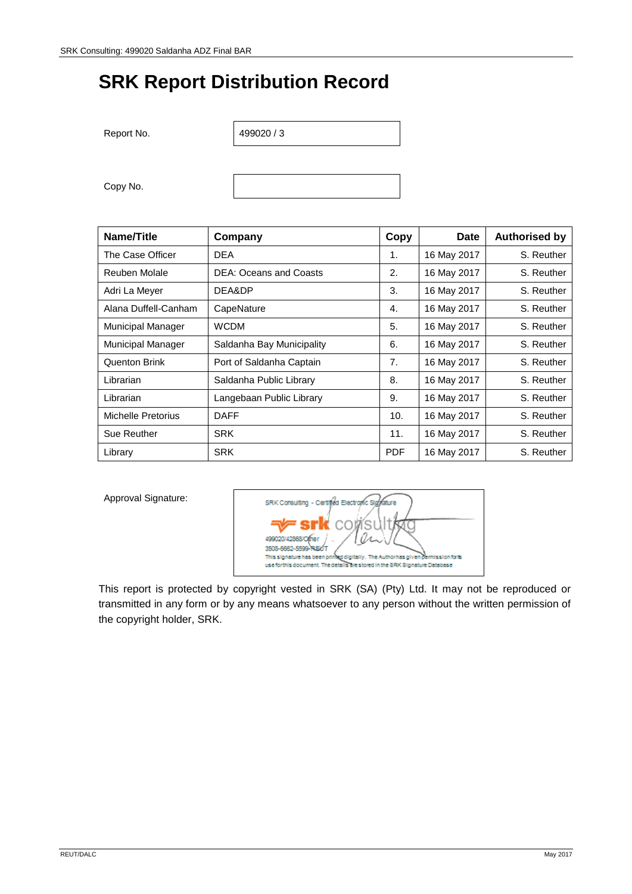# SRK Report Distribution Record

| | |
|---|---|
| Report No. | 499020 / 3 |
| Copy No. | |

| Name/Title | Company | Copy | Date | Authorised by |
|---|---|---|---|---|
| The Case Officer | DEA | 1. | 16 May 2017 | S. Reuther |
| Reuben Molale | DEA: Oceans and Coasts | 2. | 16 May 2017 | S. Reuther |
| Adri La Meyer | DEA&DP | 3. | 16 May 2017 | S. Reuther |
| Alana Duffell-Canham | CapeNature | 4. | 16 May 2017 | S. Reuther |
| Municipal Manager | WCDM | 5. | 16 May 2017 | S. Reuther |
| Municipal Manager | Saldanha Bay Municipality | 6. | 16 May 2017 | S. Reuther |
| Quenton Brink | Port of Saldanha Captain | 7. | 16 May 2017 | S. Reuther |
| Librarian | Saldanha Public Library | 8. | 16 May 2017 | S. Reuther |
| Librarian | Langebaan Public Library | 9. | 16 May 2017 | S. Reuther |
| Michelle Pretorius | DAFF | 10. | 16 May 2017 | S. Reuther |
| Sue Reuther | SRK | 11. | 16 May 2017 | S. Reuther |
| Library | SRK | PDF | 16 May 2017 | S. Reuther |

Approval Signature:

SRK Consulting - Certified Electronic Signature
srk consulting
499020/42868/Other
3508-6662-5599-REUT
This signature has been printed digitally. The Author has given permission for its use for this document. The details are stored in the SRK Signature Database

This report is protected by copyright vested in SRK (SA) (Pty) Ltd. It may not be reproduced or transmitted in any form or by any means whatsoever to any person without the written permission of the copyright holder, SRK.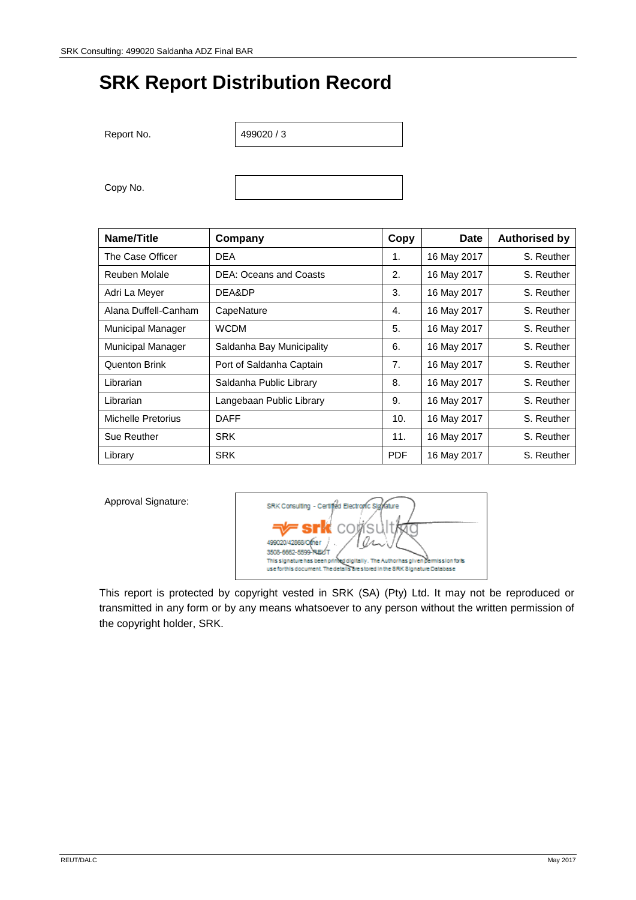# SRK Report Distribution Record

| | |
|---|---|
| Report No. | 499020 / 3 |
| Copy No. | |

| Name/Title | Company | Copy | Date | Authorised by |
|---|---|---|---|---|
| The Case Officer | DEA | 1. | 16 May 2017 | S. Reuther |
| Reuben Molale | DEA: Oceans and Coasts | 2. | 16 May 2017 | S. Reuther |
| Adri La Meyer | DEA&DP | 3. | 16 May 2017 | S. Reuther |
| Alana Duffell-Canham | CapeNature | 4. | 16 May 2017 | S. Reuther |
| Municipal Manager | WCDM | 5. | 16 May 2017 | S. Reuther |
| Municipal Manager | Saldanha Bay Municipality | 6. | 16 May 2017 | S. Reuther |
| Quenton Brink | Port of Saldanha Captain | 7. | 16 May 2017 | S. Reuther |
| Librarian | Saldanha Public Library | 8. | 16 May 2017 | S. Reuther |
| Librarian | Langebaan Public Library | 9. | 16 May 2017 | S. Reuther |
| Michelle Pretorius | DAFF | 10. | 16 May 2017 | S. Reuther |
| Sue Reuther | SRK | 11. | 16 May 2017 | S. Reuther |
| Library | SRK | PDF | 16 May 2017 | S. Reuther |

Approval Signature:

SRK Consulting - Certified Electronic Signature

srk consulting

499020/42868/Other

3508-6662-5599-REUT

This signature has been printed digitally. The Authorhas given permission for its use for this document. The details are stored in the SRK Signature Database

This report is protected by copyright vested in SRK (SA) (Pty) Ltd. It may not be reproduced or transmitted in any form or by any means whatsoever to any person without the written permission of the copyright holder, SRK.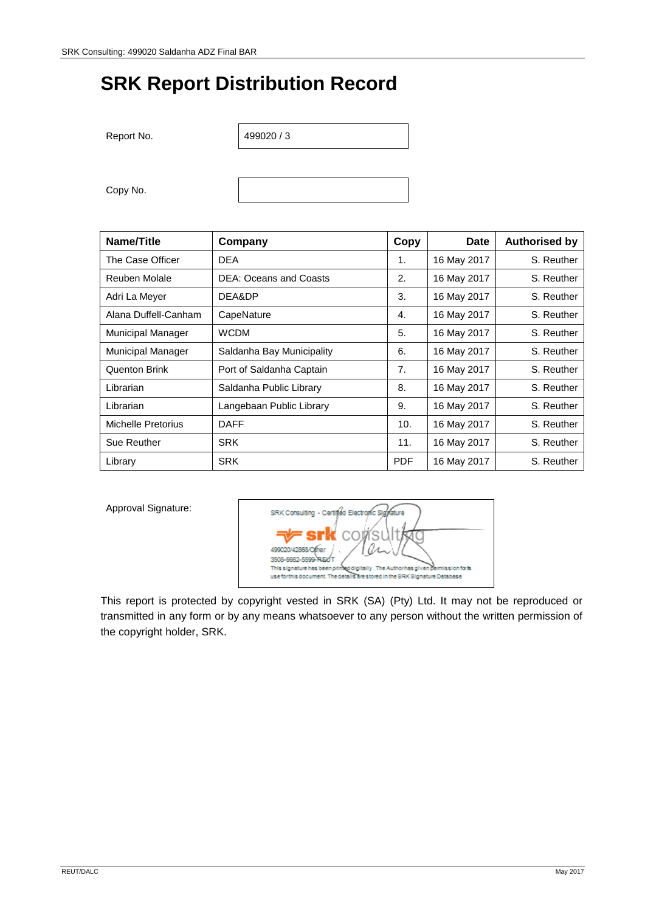# SRK Report Distribution Record

| | |
|---|---|
| Report No. | 499020 / 3 |
| Copy No. | |

| Name/Title | Company | Copy | Date | Authorised by |
|---|---|---|---|---|
| The Case Officer | DEA | 1. | 16 May 2017 | S. Reuther |
| Reuben Molale | DEA: Oceans and Coasts | 2. | 16 May 2017 | S. Reuther |
| Adri La Meyer | DEA&DP | 3. | 16 May 2017 | S. Reuther |
| Alana Duffell-Canham | CapeNature | 4. | 16 May 2017 | S. Reuther |
| Municipal Manager | WCDM | 5. | 16 May 2017 | S. Reuther |
| Municipal Manager | Saldanha Bay Municipality | 6. | 16 May 2017 | S. Reuther |
| Quenton Brink | Port of Saldanha Captain | 7. | 16 May 2017 | S. Reuther |
| Librarian | Saldanha Public Library | 8. | 16 May 2017 | S. Reuther |
| Librarian | Langebaan Public Library | 9. | 16 May 2017 | S. Reuther |
| Michelle Pretorius | DAFF | 10. | 16 May 2017 | S. Reuther |
| Sue Reuther | SRK | 11. | 16 May 2017 | S. Reuther |
| Library | SRK | PDF | 16 May 2017 | S. Reuther |

Approval Signature:

SRK Consulting - Certified Electronic Signature
srk consulting
499020/42868/Other
3508-6662-5599-REUT
This signature has been printed digitally. The Author has given permission for its use for this document. The details are stored in the SRK Signature Database

This report is protected by copyright vested in SRK (SA) (Pty) Ltd. It may not be reproduced or transmitted in any form or by any means whatsoever to any person without the written permission of the copyright holder, SRK.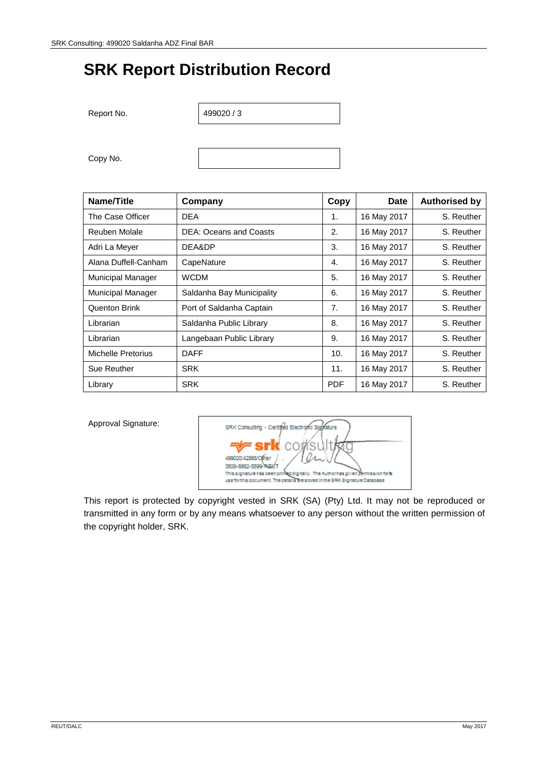# SRK Report Distribution Record

| | |
|---|---|
| Report No. | 499020 / 3 |
| Copy No. | |

| Name/Title | Company | Copy | Date | Authorised by |
|---|---|---|---|---|
| The Case Officer | DEA | 1. | 16 May 2017 | S. Reuther |
| Reuben Molale | DEA: Oceans and Coasts | 2. | 16 May 2017 | S. Reuther |
| Adri La Meyer | DEA&DP | 3. | 16 May 2017 | S. Reuther |
| Alana Duffell-Canham | CapeNature | 4. | 16 May 2017 | S. Reuther |
| Municipal Manager | WCDM | 5. | 16 May 2017 | S. Reuther |
| Municipal Manager | Saldanha Bay Municipality | 6. | 16 May 2017 | S. Reuther |
| Quenton Brink | Port of Saldanha Captain | 7. | 16 May 2017 | S. Reuther |
| Librarian | Saldanha Public Library | 8. | 16 May 2017 | S. Reuther |
| Librarian | Langebaan Public Library | 9. | 16 May 2017 | S. Reuther |
| Michelle Pretorius | DAFF | 10. | 16 May 2017 | S. Reuther |
| Sue Reuther | SRK | 11. | 16 May 2017 | S. Reuther |
| Library | SRK | PDF | 16 May 2017 | S. Reuther |

Approval Signature:

SRK Consulting - Certified Electronic Signature

srk consulting

499020/42868/Other

3508-6662-5599-REUT

This signature has been printed digitally. The Authorhas given permission forits use for this document. The details are stored in the SRK Signature Database

This report is protected by copyright vested in SRK (SA) (Pty) Ltd. It may not be reproduced or transmitted in any form or by any means whatsoever to any person without the written permission of the copyright holder, SRK.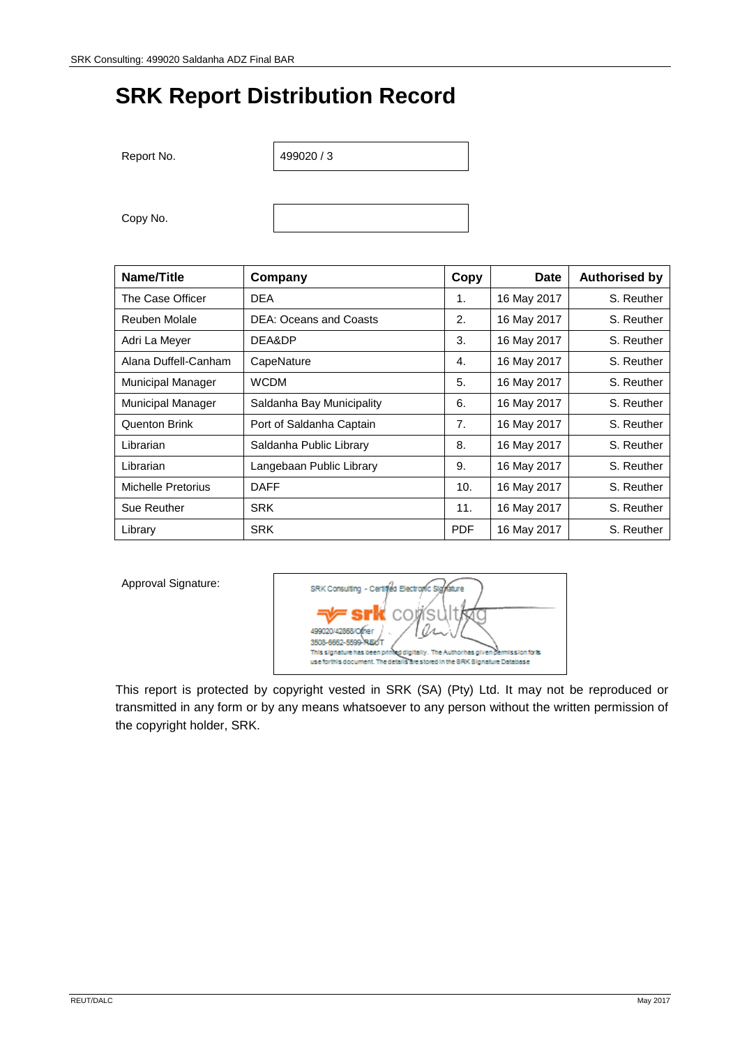# SRK Report Distribution Record

| | |
|---|---|
| Report No. | 499020 / 3 |
| Copy No. | |

| Name/Title | Company | Copy | Date | Authorised by |
|---|---|---|---|---|
| The Case Officer | DEA | 1. | 16 May 2017 | S. Reuther |
| Reuben Molale | DEA: Oceans and Coasts | 2. | 16 May 2017 | S. Reuther |
| Adri La Meyer | DEA&DP | 3. | 16 May 2017 | S. Reuther |
| Alana Duffell-Canham | CapeNature | 4. | 16 May 2017 | S. Reuther |
| Municipal Manager | WCDM | 5. | 16 May 2017 | S. Reuther |
| Municipal Manager | Saldanha Bay Municipality | 6. | 16 May 2017 | S. Reuther |
| Quenton Brink | Port of Saldanha Captain | 7. | 16 May 2017 | S. Reuther |
| Librarian | Saldanha Public Library | 8. | 16 May 2017 | S. Reuther |
| Librarian | Langebaan Public Library | 9. | 16 May 2017 | S. Reuther |
| Michelle Pretorius | DAFF | 10. | 16 May 2017 | S. Reuther |
| Sue Reuther | SRK | 11. | 16 May 2017 | S. Reuther |
| Library | SRK | PDF | 16 May 2017 | S. Reuther |

Approval Signature:

SRK Consulting - Certified Electronic Signature

srk consulting

499020/42868/Other

3508-6662-5599-REUT

This signature has been printed digitally. The Authorhas given permission forits use for this document. The details are stored in the SRK Signature Database

This report is protected by copyright vested in SRK (SA) (Pty) Ltd. It may not be reproduced or transmitted in any form or by any means whatsoever to any person without the written permission of the copyright holder, SRK.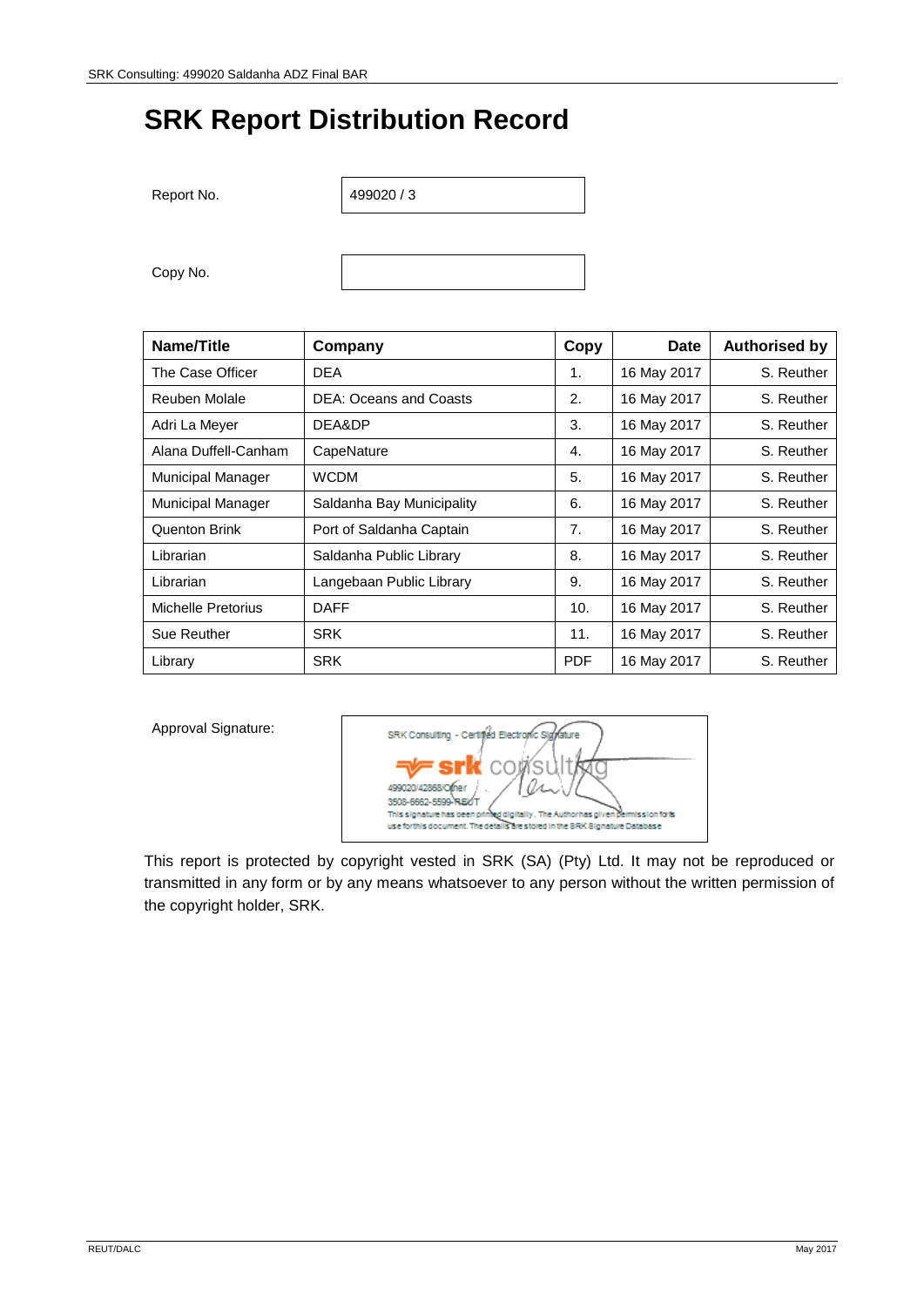# SRK Report Distribution Record

| | |
|---|---|
| Report No. | 499020 / 3 |
| Copy No. | |

| Name/Title | Company | Copy | Date | Authorised by |
|---|---|---|---|---|
| The Case Officer | DEA | 1. | 16 May 2017 | S. Reuther |
| Reuben Molale | DEA: Oceans and Coasts | 2. | 16 May 2017 | S. Reuther |
| Adri La Meyer | DEA&DP | 3. | 16 May 2017 | S. Reuther |
| Alana Duffell-Canham | CapeNature | 4. | 16 May 2017 | S. Reuther |
| Municipal Manager | WCDM | 5. | 16 May 2017 | S. Reuther |
| Municipal Manager | Saldanha Bay Municipality | 6. | 16 May 2017 | S. Reuther |
| Quenton Brink | Port of Saldanha Captain | 7. | 16 May 2017 | S. Reuther |
| Librarian | Saldanha Public Library | 8. | 16 May 2017 | S. Reuther |
| Librarian | Langebaan Public Library | 9. | 16 May 2017 | S. Reuther |
| Michelle Pretorius | DAFF | 10. | 16 May 2017 | S. Reuther |
| Sue Reuther | SRK | 11. | 16 May 2017 | S. Reuther |
| Library | SRK | PDF | 16 May 2017 | S. Reuther |

Approval Signature:

SRK Consulting - Certified Electronic Signature

srk consulting

499020/42868/Other

3508-6662-5599-REUT

This signature has been printed digitally. The Authori has given permission for its use for this document. The details are stored in the SRK Signature Database

This report is protected by copyright vested in SRK (SA) (Pty) Ltd. It may not be reproduced or transmitted in any form or by any means whatsoever to any person without the written permission of the copyright holder, SRK.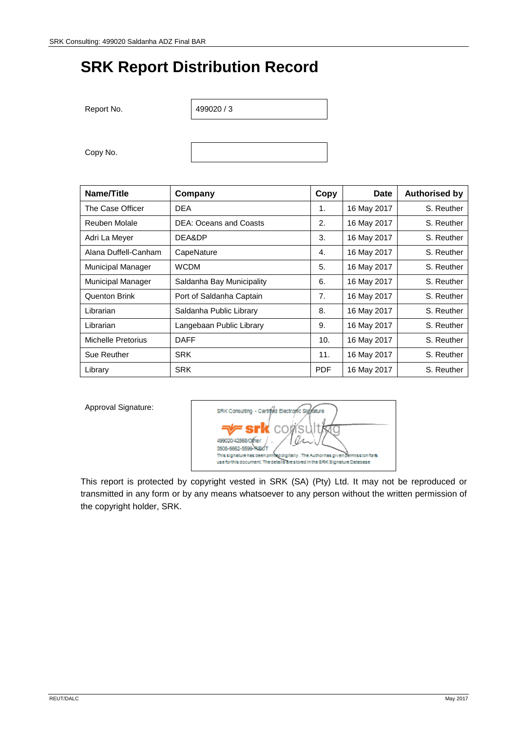# SRK Report Distribution Record

| | |
|---|---|
| Report No. | 499020 / 3 |
| Copy No. | |

| Name/Title | Company | Copy | Date | Authorised by |
|---|---|---|---|---|
| The Case Officer | DEA | 1. | 16 May 2017 | S. Reuther |
| Reuben Molale | DEA: Oceans and Coasts | 2. | 16 May 2017 | S. Reuther |
| Adri La Meyer | DEA&DP | 3. | 16 May 2017 | S. Reuther |
| Alana Duffell-Canham | CapeNature | 4. | 16 May 2017 | S. Reuther |
| Municipal Manager | WCDM | 5. | 16 May 2017 | S. Reuther |
| Municipal Manager | Saldanha Bay Municipality | 6. | 16 May 2017 | S. Reuther |
| Quenton Brink | Port of Saldanha Captain | 7. | 16 May 2017 | S. Reuther |
| Librarian | Saldanha Public Library | 8. | 16 May 2017 | S. Reuther |
| Librarian | Langebaan Public Library | 9. | 16 May 2017 | S. Reuther |
| Michelle Pretorius | DAFF | 10. | 16 May 2017 | S. Reuther |
| Sue Reuther | SRK | 11. | 16 May 2017 | S. Reuther |
| Library | SRK | PDF | 16 May 2017 | S. Reuther |

Approval Signature:

SRK Consulting - Certified Electronic Signature
srk consulting
499020/42868/Other
3508-6662-5599-REUT
This signature has been printed digitally. The Authorhas given permission forits use for this document. The details are stored in the SRK Signature Database

This report is protected by copyright vested in SRK (SA) (Pty) Ltd. It may not be reproduced or transmitted in any form or by any means whatsoever to any person without the written permission of the copyright holder, SRK.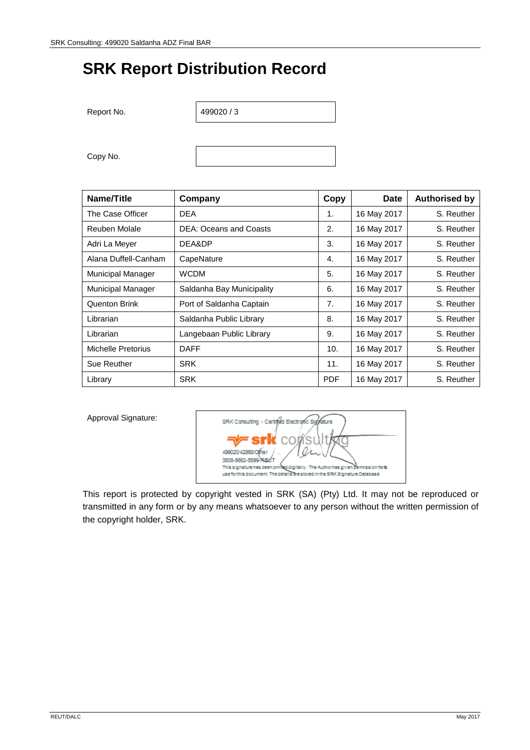# SRK Report Distribution Record

| | |
|---|---|
| Report No. | 499020 / 3 |
| Copy No. | |

| Name/Title | Company | Copy | Date | Authorised by |
|---|---|---|---|---|
| The Case Officer | DEA | 1. | 16 May 2017 | S. Reuther |
| Reuben Molale | DEA: Oceans and Coasts | 2. | 16 May 2017 | S. Reuther |
| Adri La Meyer | DEA&DP | 3. | 16 May 2017 | S. Reuther |
| Alana Duffell-Canham | CapeNature | 4. | 16 May 2017 | S. Reuther |
| Municipal Manager | WCDM | 5. | 16 May 2017 | S. Reuther |
| Municipal Manager | Saldanha Bay Municipality | 6. | 16 May 2017 | S. Reuther |
| Quenton Brink | Port of Saldanha Captain | 7. | 16 May 2017 | S. Reuther |
| Librarian | Saldanha Public Library | 8. | 16 May 2017 | S. Reuther |
| Librarian | Langebaan Public Library | 9. | 16 May 2017 | S. Reuther |
| Michelle Pretorius | DAFF | 10. | 16 May 2017 | S. Reuther |
| Sue Reuther | SRK | 11. | 16 May 2017 | S. Reuther |
| Library | SRK | PDF | 16 May 2017 | S. Reuther |

Approval Signature:

SRK Consulting - Certified Electronic Signature

srk consulting

499020/42868/Other

3508-6662-5599-REUT

This signature has been printed digitally. The Authorhas given permission forits use forthis document. The details are stored in the SRK Signature Database

This report is protected by copyright vested in SRK (SA) (Pty) Ltd. It may not be reproduced or transmitted in any form or by any means whatsoever to any person without the written permission of the copyright holder, SRK.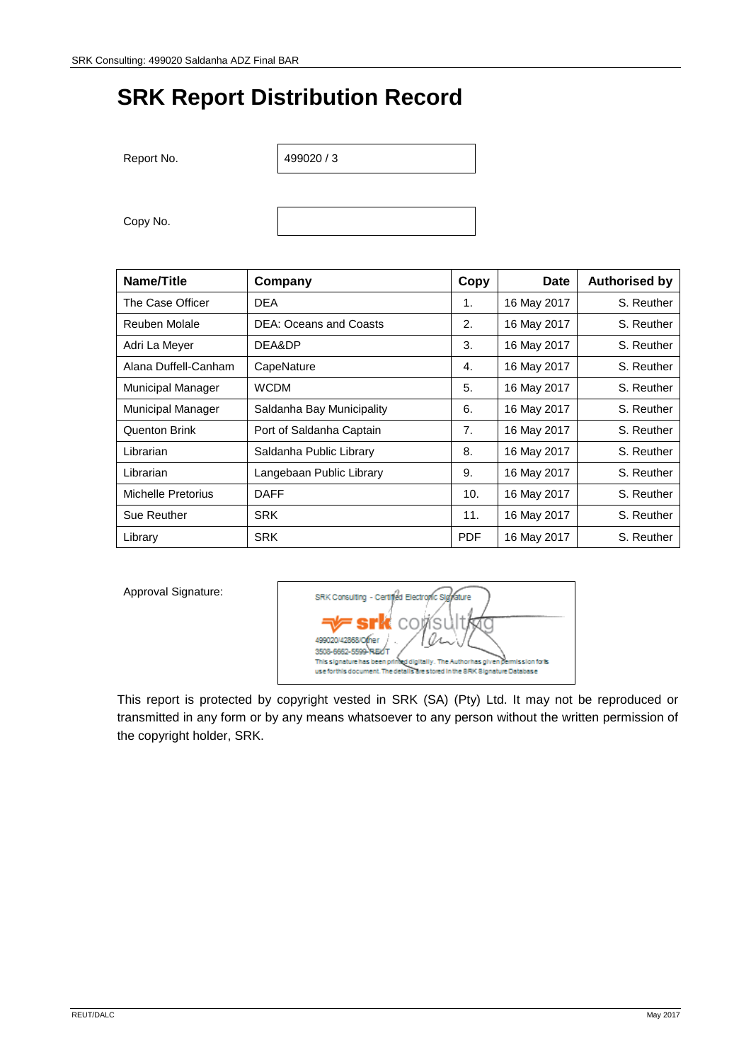# SRK Report Distribution Record

| | |
|---|---|
| Report No. | 499020 / 3 |
| Copy No. | |

| Name/Title | Company | Copy | Date | Authorised by |
|---|---|---|---|---|
| The Case Officer | DEA | 1. | 16 May 2017 | S. Reuther |
| Reuben Molale | DEA: Oceans and Coasts | 2. | 16 May 2017 | S. Reuther |
| Adri La Meyer | DEA&DP | 3. | 16 May 2017 | S. Reuther |
| Alana Duffell-Canham | CapeNature | 4. | 16 May 2017 | S. Reuther |
| Municipal Manager | WCDM | 5. | 16 May 2017 | S. Reuther |
| Municipal Manager | Saldanha Bay Municipality | 6. | 16 May 2017 | S. Reuther |
| Quenton Brink | Port of Saldanha Captain | 7. | 16 May 2017 | S. Reuther |
| Librarian | Saldanha Public Library | 8. | 16 May 2017 | S. Reuther |
| Librarian | Langebaan Public Library | 9. | 16 May 2017 | S. Reuther |
| Michelle Pretorius | DAFF | 10. | 16 May 2017 | S. Reuther |
| Sue Reuther | SRK | 11. | 16 May 2017 | S. Reuther |
| Library | SRK | PDF | 16 May 2017 | S. Reuther |

Approval Signature:

SRK Consulting - Certified Electronic Signature
srk consulting
499020/42868/Other
3508-6662-5599-REUT
This signature has been printed digitally. The Authorhas given permission forits use forthis document. The details are stored in the SRK Signature Database

This report is protected by copyright vested in SRK (SA) (Pty) Ltd. It may not be reproduced or transmitted in any form or by any means whatsoever to any person without the written permission of the copyright holder, SRK.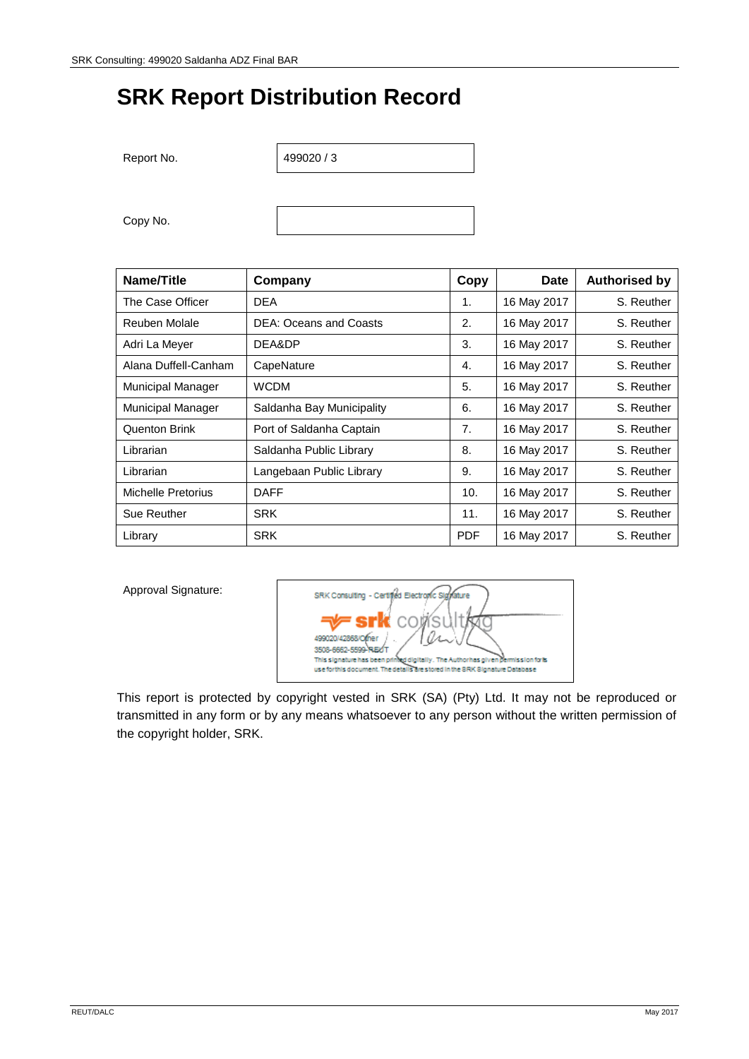# SRK Report Distribution Record

| | |
|---|---|
| Report No. | 499020 / 3 |
| Copy No. | |

| Name/Title | Company | Copy | Date | Authorised by |
|---|---|---|---|---|
| The Case Officer | DEA | 1. | 16 May 2017 | S. Reuther |
| Reuben Molale | DEA: Oceans and Coasts | 2. | 16 May 2017 | S. Reuther |
| Adri La Meyer | DEA&DP | 3. | 16 May 2017 | S. Reuther |
| Alana Duffell-Canham | CapeNature | 4. | 16 May 2017 | S. Reuther |
| Municipal Manager | WCDM | 5. | 16 May 2017 | S. Reuther |
| Municipal Manager | Saldanha Bay Municipality | 6. | 16 May 2017 | S. Reuther |
| Quenton Brink | Port of Saldanha Captain | 7. | 16 May 2017 | S. Reuther |
| Librarian | Saldanha Public Library | 8. | 16 May 2017 | S. Reuther |
| Librarian | Langebaan Public Library | 9. | 16 May 2017 | S. Reuther |
| Michelle Pretorius | DAFF | 10. | 16 May 2017 | S. Reuther |
| Sue Reuther | SRK | 11. | 16 May 2017 | S. Reuther |
| Library | SRK | PDF | 16 May 2017 | S. Reuther |

Approval Signature:

SRK Consulting - Certified Electronic Signature

srk consulting

499020/42868/Other

3508-6662-5599-REUT

This signature has been printed digitally. The Authorhas given permission forits use forthis document. The details are stored in the SRK Signature Database

This report is protected by copyright vested in SRK (SA) (Pty) Ltd. It may not be reproduced or transmitted in any form or by any means whatsoever to any person without the written permission of the copyright holder, SRK.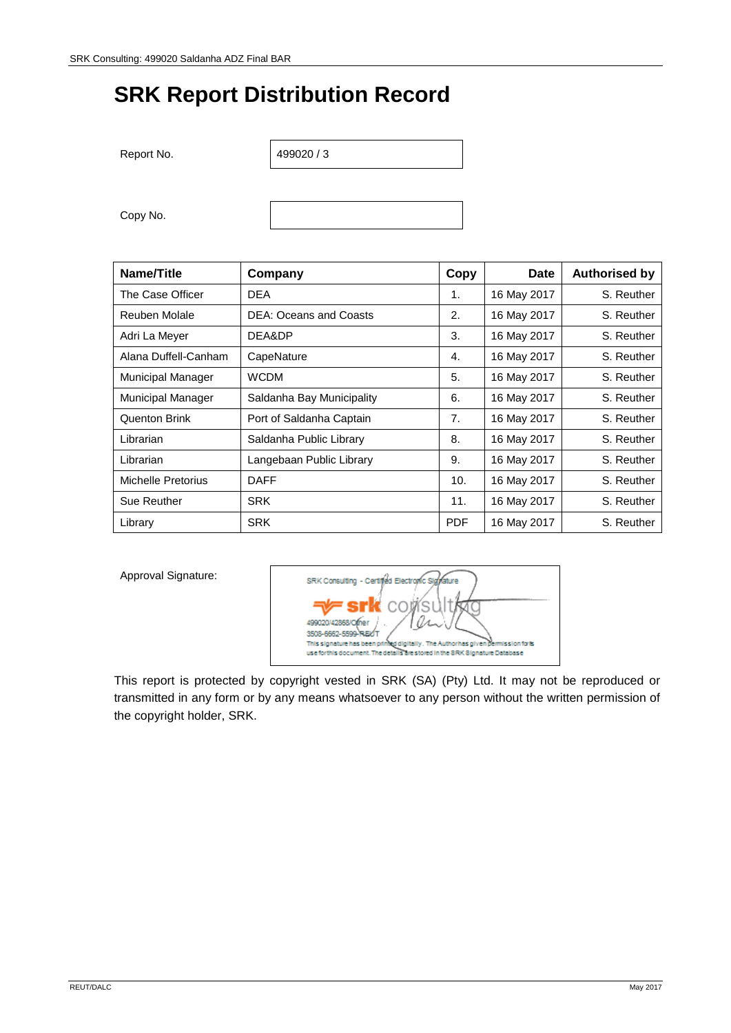# SRK Report Distribution Record

| | |
|---|---|
| Report No. | 499020 / 3 |
| Copy No. | |

| Name/Title | Company | Copy | Date | Authorised by |
|---|---|---|---|---|
| The Case Officer | DEA | 1. | 16 May 2017 | S. Reuther |
| Reuben Molale | DEA: Oceans and Coasts | 2. | 16 May 2017 | S. Reuther |
| Adri La Meyer | DEA&DP | 3. | 16 May 2017 | S. Reuther |
| Alana Duffell-Canham | CapeNature | 4. | 16 May 2017 | S. Reuther |
| Municipal Manager | WCDM | 5. | 16 May 2017 | S. Reuther |
| Municipal Manager | Saldanha Bay Municipality | 6. | 16 May 2017 | S. Reuther |
| Quenton Brink | Port of Saldanha Captain | 7. | 16 May 2017 | S. Reuther |
| Librarian | Saldanha Public Library | 8. | 16 May 2017 | S. Reuther |
| Librarian | Langebaan Public Library | 9. | 16 May 2017 | S. Reuther |
| Michelle Pretorius | DAFF | 10. | 16 May 2017 | S. Reuther |
| Sue Reuther | SRK | 11. | 16 May 2017 | S. Reuther |
| Library | SRK | PDF | 16 May 2017 | S. Reuther |

Approval Signature:

SRK Consulting - Certified Electronic Signature
srk consulting
499020/42868/Other
3508-6662-5599-REUT
This signature has been printed digitally. The Author has given permission for its use for this document. The details are stored in the SRK Signature Database

This report is protected by copyright vested in SRK (SA) (Pty) Ltd. It may not be reproduced or transmitted in any form or by any means whatsoever to any person without the written permission of the copyright holder, SRK.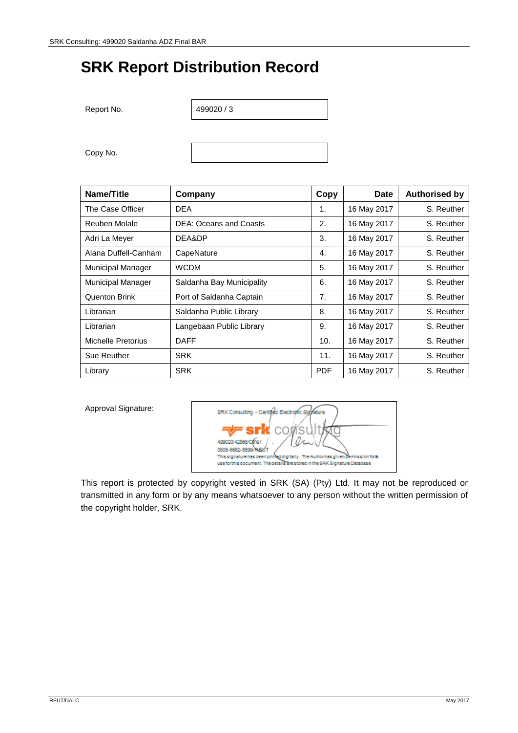# SRK Report Distribution Record

| | |
|---|---|
| Report No. | 499020 / 3 |
| Copy No. | |

| Name/Title | Company | Copy | Date | Authorised by |
|---|---|---|---|---|
| The Case Officer | DEA | 1. | 16 May 2017 | S. Reuther |
| Reuben Molale | DEA: Oceans and Coasts | 2. | 16 May 2017 | S. Reuther |
| Adri La Meyer | DEA&DP | 3. | 16 May 2017 | S. Reuther |
| Alana Duffell-Canham | CapeNature | 4. | 16 May 2017 | S. Reuther |
| Municipal Manager | WCDM | 5. | 16 May 2017 | S. Reuther |
| Municipal Manager | Saldanha Bay Municipality | 6. | 16 May 2017 | S. Reuther |
| Quenton Brink | Port of Saldanha Captain | 7. | 16 May 2017 | S. Reuther |
| Librarian | Saldanha Public Library | 8. | 16 May 2017 | S. Reuther |
| Librarian | Langebaan Public Library | 9. | 16 May 2017 | S. Reuther |
| Michelle Pretorius | DAFF | 10. | 16 May 2017 | S. Reuther |
| Sue Reuther | SRK | 11. | 16 May 2017 | S. Reuther |
| Library | SRK | PDF | 16 May 2017 | S. Reuther |

Approval Signature:

SRK Consulting - Certified Electronic Signature
srk consulting
499020/42868/Other
3508-6662-5599-REUT
This signature has been printed digitally. The Authorhas given permission forits use for this document. The details are stored in the SRK Signature Database

This report is protected by copyright vested in SRK (SA) (Pty) Ltd. It may not be reproduced or transmitted in any form or by any means whatsoever to any person without the written permission of the copyright holder, SRK.